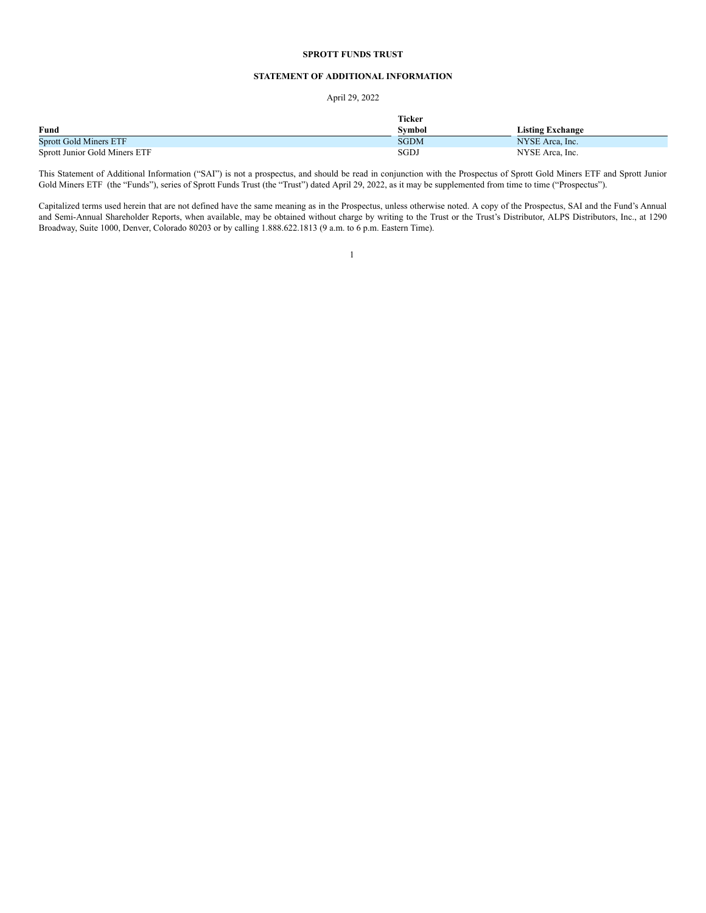**SPROTT FUNDS TRUST**

**STATEMENT OF ADDITIONAL INFORMATION**

April 29, 2022

| Fund | Ticker Symbol | Listing Exchange |
|---|---|---|
| Sprott Gold Miners ETF | SGDM | NYSE Arca, Inc. |
| Sprott Junior Gold Miners ETF | SGDJ | NYSE Arca, Inc. |

This Statement of Additional Information ("SAI") is not a prospectus, and should be read in conjunction with the Prospectus of Sprott Gold Miners ETF and Sprott Junior Gold Miners ETF (the "Funds"), series of Sprott Funds Trust (the "Trust") dated April 29, 2022, as it may be supplemented from time to time ("Prospectus").

Capitalized terms used herein that are not defined have the same meaning as in the Prospectus, unless otherwise noted. A copy of the Prospectus, SAI and the Fund's Annual and Semi-Annual Shareholder Reports, when available, may be obtained without charge by writing to the Trust or the Trust's Distributor, ALPS Distributors, Inc., at 1290 Broadway, Suite 1000, Denver, Colorado 80203 or by calling 1.888.622.1813 (9 a.m. to 6 p.m. Eastern Time).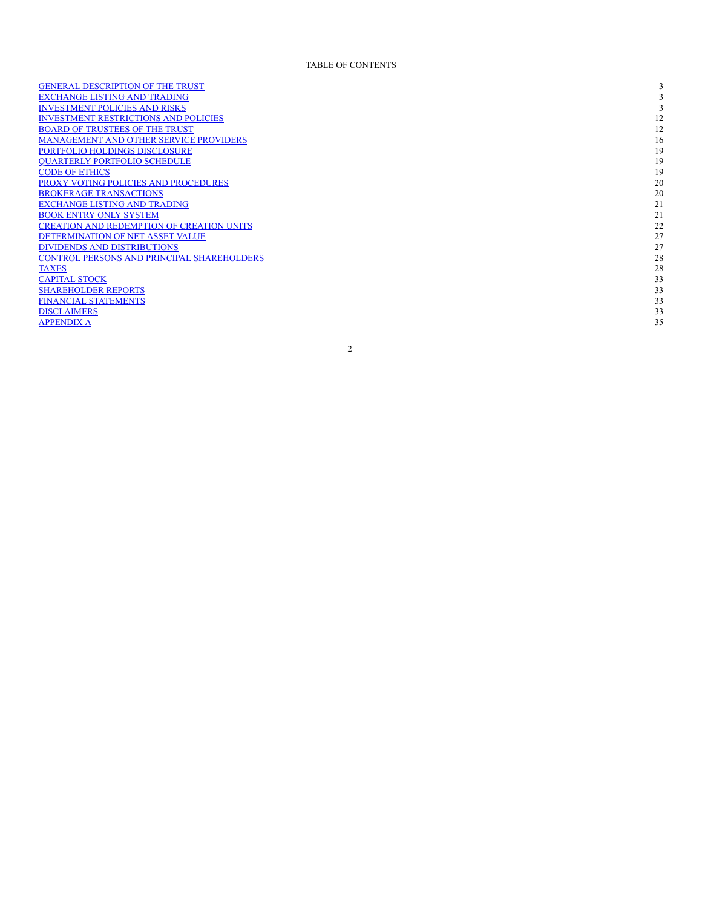TABLE OF CONTENTS

| | |
|---|---|
| GENERAL DESCRIPTION OF THE TRUST | 3 |
| EXCHANGE LISTING AND TRADING | 3 |
| INVESTMENT POLICIES AND RISKS | 3 |
| INVESTMENT RESTRICTIONS AND POLICIES | 12 |
| BOARD OF TRUSTEES OF THE TRUST | 12 |
| MANAGEMENT AND OTHER SERVICE PROVIDERS | 16 |
| PORTFOLIO HOLDINGS DISCLOSURE | 19 |
| QUARTERLY PORTFOLIO SCHEDULE | 19 |
| CODE OF ETHICS | 19 |
| PROXY VOTING POLICIES AND PROCEDURES | 20 |
| BROKERAGE TRANSACTIONS | 20 |
| EXCHANGE LISTING AND TRADING | 21 |
| BOOK ENTRY ONLY SYSTEM | 21 |
| CREATION AND REDEMPTION OF CREATION UNITS | 22 |
| DETERMINATION OF NET ASSET VALUE | 27 |
| DIVIDENDS AND DISTRIBUTIONS | 27 |
| CONTROL PERSONS AND PRINCIPAL SHAREHOLDERS | 28 |
| TAXES | 28 |
| CAPITAL STOCK | 33 |
| SHAREHOLDER REPORTS | 33 |
| FINANCIAL STATEMENTS | 33 |
| DISCLAIMERS | 33 |
| APPENDIX A | 35 |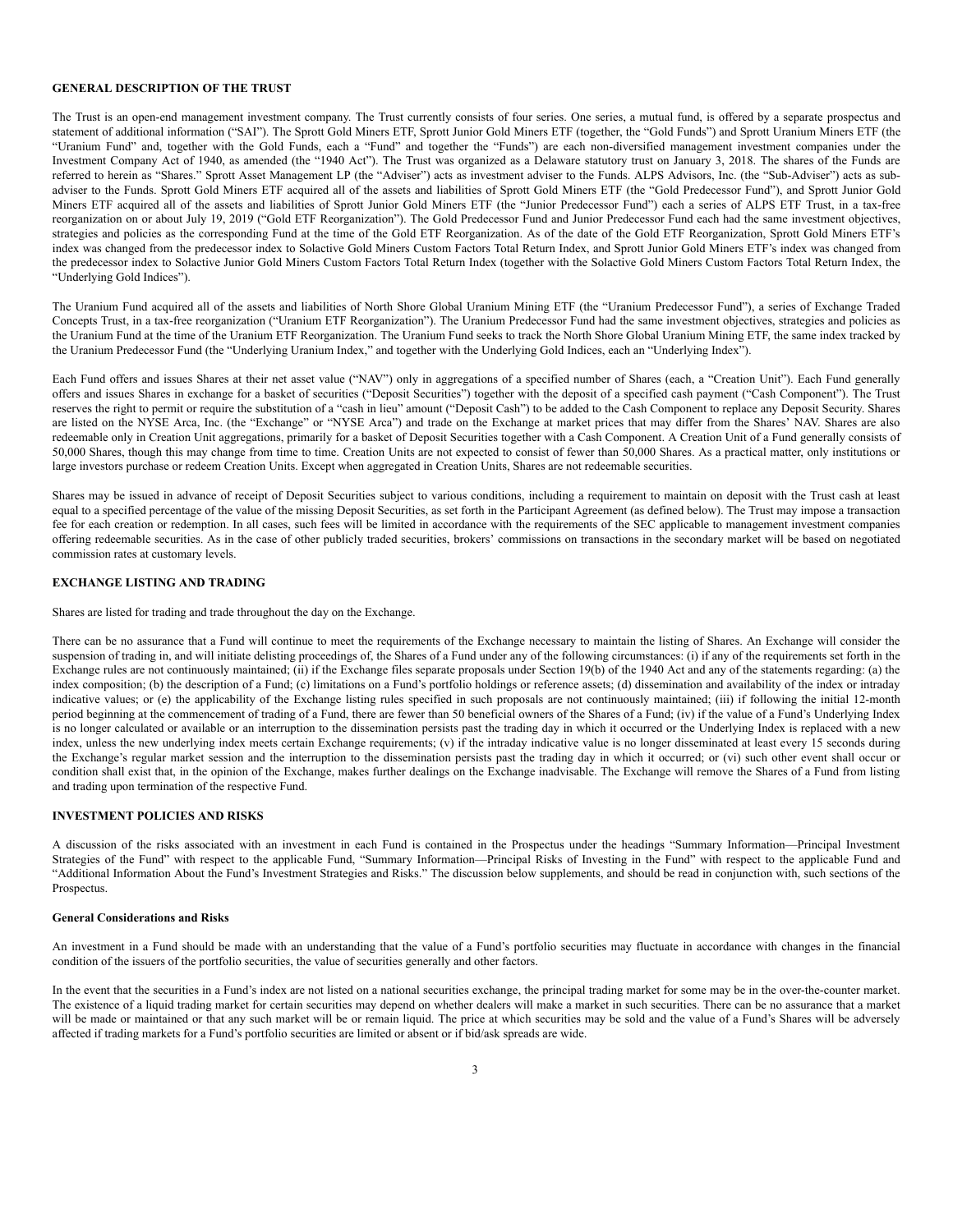## GENERAL DESCRIPTION OF THE TRUST

The Trust is an open-end management investment company. The Trust currently consists of four series. One series, a mutual fund, is offered by a separate prospectus and statement of additional information ("SAI"). The Sprott Gold Miners ETF, Sprott Junior Gold Miners ETF (together, the "Gold Funds") and Sprott Uranium Miners ETF (the "Uranium Fund" and, together with the Gold Funds, each a "Fund" and together the "Funds") are each non-diversified management investment companies under the Investment Company Act of 1940, as amended (the "1940 Act"). The Trust was organized as a Delaware statutory trust on January 3, 2018. The shares of the Funds are referred to herein as "Shares." Sprott Asset Management LP (the "Adviser") acts as investment adviser to the Funds. ALPS Advisors, Inc. (the "Sub-Adviser") acts as sub-adviser to the Funds. Sprott Gold Miners ETF acquired all of the assets and liabilities of Sprott Gold Miners ETF (the "Gold Predecessor Fund"), and Sprott Junior Gold Miners ETF acquired all of the assets and liabilities of Sprott Junior Gold Miners ETF (the "Junior Predecessor Fund") each a series of ALPS ETF Trust, in a tax-free reorganization on or about July 19, 2019 ("Gold ETF Reorganization"). The Gold Predecessor Fund and Junior Predecessor Fund each had the same investment objectives, strategies and policies as the corresponding Fund at the time of the Gold ETF Reorganization. As of the date of the Gold ETF Reorganization, Sprott Gold Miners ETF's index was changed from the predecessor index to Solactive Gold Miners Custom Factors Total Return Index, and Sprott Junior Gold Miners ETF's index was changed from the predecessor index to Solactive Junior Gold Miners Custom Factors Total Return Index (together with the Solactive Gold Miners Custom Factors Total Return Index, the "Underlying Gold Indices").

The Uranium Fund acquired all of the assets and liabilities of North Shore Global Uranium Mining ETF (the "Uranium Predecessor Fund"), a series of Exchange Traded Concepts Trust, in a tax-free reorganization ("Uranium ETF Reorganization"). The Uranium Predecessor Fund had the same investment objectives, strategies and policies as the Uranium Fund at the time of the Uranium ETF Reorganization. The Uranium Fund seeks to track the North Shore Global Uranium Mining ETF, the same index tracked by the Uranium Predecessor Fund (the "Underlying Uranium Index," and together with the Underlying Gold Indices, each an "Underlying Index").

Each Fund offers and issues Shares at their net asset value ("NAV") only in aggregations of a specified number of Shares (each, a "Creation Unit"). Each Fund generally offers and issues Shares in exchange for a basket of securities ("Deposit Securities") together with the deposit of a specified cash payment ("Cash Component"). The Trust reserves the right to permit or require the substitution of a "cash in lieu" amount ("Deposit Cash") to be added to the Cash Component to replace any Deposit Security. Shares are listed on the NYSE Arca, Inc. (the "Exchange" or "NYSE Arca") and trade on the Exchange at market prices that may differ from the Shares' NAV. Shares are also redeemable only in Creation Unit aggregations, primarily for a basket of Deposit Securities together with a Cash Component. A Creation Unit of a Fund generally consists of 50,000 Shares, though this may change from time to time. Creation Units are not expected to consist of fewer than 50,000 Shares. As a practical matter, only institutions or large investors purchase or redeem Creation Units. Except when aggregated in Creation Units, Shares are not redeemable securities.

Shares may be issued in advance of receipt of Deposit Securities subject to various conditions, including a requirement to maintain on deposit with the Trust cash at least equal to a specified percentage of the value of the missing Deposit Securities, as set forth in the Participant Agreement (as defined below). The Trust may impose a transaction fee for each creation or redemption. In all cases, such fees will be limited in accordance with the requirements of the SEC applicable to management investment companies offering redeemable securities. As in the case of other publicly traded securities, brokers' commissions on transactions in the secondary market will be based on negotiated commission rates at customary levels.

## EXCHANGE LISTING AND TRADING

Shares are listed for trading and trade throughout the day on the Exchange.

There can be no assurance that a Fund will continue to meet the requirements of the Exchange necessary to maintain the listing of Shares. An Exchange will consider the suspension of trading in, and will initiate delisting proceedings of, the Shares of a Fund under any of the following circumstances: (i) if any of the requirements set forth in the Exchange rules are not continuously maintained; (ii) if the Exchange files separate proposals under Section 19(b) of the 1940 Act and any of the statements regarding: (a) the index composition; (b) the description of a Fund; (c) limitations on a Fund's portfolio holdings or reference assets; (d) dissemination and availability of the index or intraday indicative values; or (e) the applicability of the Exchange listing rules specified in such proposals are not continuously maintained; (iii) if following the initial 12-month period beginning at the commencement of trading of a Fund, there are fewer than 50 beneficial owners of the Shares of a Fund; (iv) if the value of a Fund's Underlying Index is no longer calculated or available or an interruption to the dissemination persists past the trading day in which it occurred or the Underlying Index is replaced with a new index, unless the new underlying index meets certain Exchange requirements; (v) if the intraday indicative value is no longer disseminated at least every 15 seconds during the Exchange's regular market session and the interruption to the dissemination persists past the trading day in which it occurred; or (vi) such other event shall occur or condition shall exist that, in the opinion of the Exchange, makes further dealings on the Exchange inadvisable. The Exchange will remove the Shares of a Fund from listing and trading upon termination of the respective Fund.

## INVESTMENT POLICIES AND RISKS

A discussion of the risks associated with an investment in each Fund is contained in the Prospectus under the headings "Summary Information—Principal Investment Strategies of the Fund" with respect to the applicable Fund, "Summary Information—Principal Risks of Investing in the Fund" with respect to the applicable Fund and "Additional Information About the Fund's Investment Strategies and Risks." The discussion below supplements, and should be read in conjunction with, such sections of the Prospectus.

### General Considerations and Risks

An investment in a Fund should be made with an understanding that the value of a Fund's portfolio securities may fluctuate in accordance with changes in the financial condition of the issuers of the portfolio securities, the value of securities generally and other factors.

In the event that the securities in a Fund's index are not listed on a national securities exchange, the principal trading market for some may be in the over-the-counter market. The existence of a liquid trading market for certain securities may depend on whether dealers will make a market in such securities. There can be no assurance that a market will be made or maintained or that any such market will be or remain liquid. The price at which securities may be sold and the value of a Fund's Shares will be adversely affected if trading markets for a Fund's portfolio securities are limited or absent or if bid/ask spreads are wide.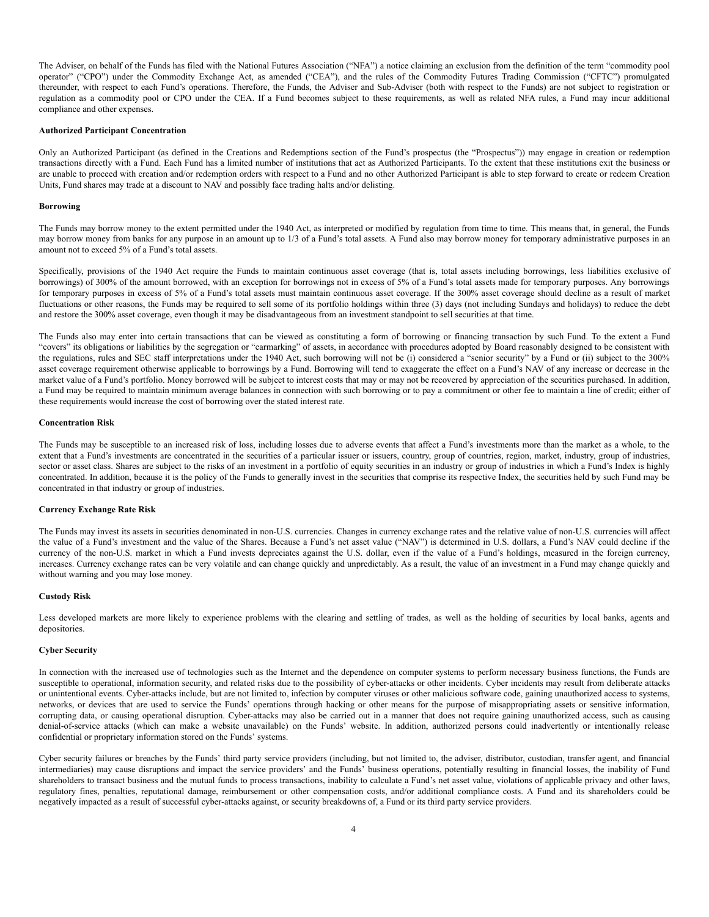The Adviser, on behalf of the Funds has filed with the National Futures Association ("NFA") a notice claiming an exclusion from the definition of the term "commodity pool operator" ("CPO") under the Commodity Exchange Act, as amended ("CEA"), and the rules of the Commodity Futures Trading Commission ("CFTC") promulgated thereunder, with respect to each Fund's operations. Therefore, the Funds, the Adviser and Sub-Adviser (both with respect to the Funds) are not subject to registration or regulation as a commodity pool or CPO under the CEA. If a Fund becomes subject to these requirements, as well as related NFA rules, a Fund may incur additional compliance and other expenses.

**Authorized Participant Concentration**

Only an Authorized Participant (as defined in the Creations and Redemptions section of the Fund's prospectus (the "Prospectus")) may engage in creation or redemption transactions directly with a Fund. Each Fund has a limited number of institutions that act as Authorized Participants. To the extent that these institutions exit the business or are unable to proceed with creation and/or redemption orders with respect to a Fund and no other Authorized Participant is able to step forward to create or redeem Creation Units, Fund shares may trade at a discount to NAV and possibly face trading halts and/or delisting.

**Borrowing**

The Funds may borrow money to the extent permitted under the 1940 Act, as interpreted or modified by regulation from time to time. This means that, in general, the Funds may borrow money from banks for any purpose in an amount up to 1/3 of a Fund's total assets. A Fund also may borrow money for temporary administrative purposes in an amount not to exceed 5% of a Fund's total assets.

Specifically, provisions of the 1940 Act require the Funds to maintain continuous asset coverage (that is, total assets including borrowings, less liabilities exclusive of borrowings) of 300% of the amount borrowed, with an exception for borrowings not in excess of 5% of a Fund's total assets made for temporary purposes. Any borrowings for temporary purposes in excess of 5% of a Fund's total assets must maintain continuous asset coverage. If the 300% asset coverage should decline as a result of market fluctuations or other reasons, the Funds may be required to sell some of its portfolio holdings within three (3) days (not including Sundays and holidays) to reduce the debt and restore the 300% asset coverage, even though it may be disadvantageous from an investment standpoint to sell securities at that time.

The Funds also may enter into certain transactions that can be viewed as constituting a form of borrowing or financing transaction by such Fund. To the extent a Fund "covers" its obligations or liabilities by the segregation or "earmarking" of assets, in accordance with procedures adopted by Board reasonably designed to be consistent with the regulations, rules and SEC staff interpretations under the 1940 Act, such borrowing will not be (i) considered a "senior security" by a Fund or (ii) subject to the 300% asset coverage requirement otherwise applicable to borrowings by a Fund. Borrowing will tend to exaggerate the effect on a Fund's NAV of any increase or decrease in the market value of a Fund's portfolio. Money borrowed will be subject to interest costs that may or may not be recovered by appreciation of the securities purchased. In addition, a Fund may be required to maintain minimum average balances in connection with such borrowing or to pay a commitment or other fee to maintain a line of credit; either of these requirements would increase the cost of borrowing over the stated interest rate.

**Concentration Risk**

The Funds may be susceptible to an increased risk of loss, including losses due to adverse events that affect a Fund's investments more than the market as a whole, to the extent that a Fund's investments are concentrated in the securities of a particular issuer or issuers, country, group of countries, region, market, industry, group of industries, sector or asset class. Shares are subject to the risks of an investment in a portfolio of equity securities in an industry or group of industries in which a Fund's Index is highly concentrated. In addition, because it is the policy of the Funds to generally invest in the securities that comprise its respective Index, the securities held by such Fund may be concentrated in that industry or group of industries.

**Currency Exchange Rate Risk**

The Funds may invest its assets in securities denominated in non-U.S. currencies. Changes in currency exchange rates and the relative value of non-U.S. currencies will affect the value of a Fund's investment and the value of the Shares. Because a Fund's net asset value ("NAV") is determined in U.S. dollars, a Fund's NAV could decline if the currency of the non-U.S. market in which a Fund invests depreciates against the U.S. dollar, even if the value of a Fund's holdings, measured in the foreign currency, increases. Currency exchange rates can be very volatile and can change quickly and unpredictably. As a result, the value of an investment in a Fund may change quickly and without warning and you may lose money.

**Custody Risk**

Less developed markets are more likely to experience problems with the clearing and settling of trades, as well as the holding of securities by local banks, agents and depositories.

**Cyber Security**

In connection with the increased use of technologies such as the Internet and the dependence on computer systems to perform necessary business functions, the Funds are susceptible to operational, information security, and related risks due to the possibility of cyber-attacks or other incidents. Cyber incidents may result from deliberate attacks or unintentional events. Cyber-attacks include, but are not limited to, infection by computer viruses or other malicious software code, gaining unauthorized access to systems, networks, or devices that are used to service the Funds' operations through hacking or other means for the purpose of misappropriating assets or sensitive information, corrupting data, or causing operational disruption. Cyber-attacks may also be carried out in a manner that does not require gaining unauthorized access, such as causing denial-of-service attacks (which can make a website unavailable) on the Funds' website. In addition, authorized persons could inadvertently or intentionally release confidential or proprietary information stored on the Funds' systems.

Cyber security failures or breaches by the Funds' third party service providers (including, but not limited to, the adviser, distributor, custodian, transfer agent, and financial intermediaries) may cause disruptions and impact the service providers' and the Funds' business operations, potentially resulting in financial losses, the inability of Fund shareholders to transact business and the mutual funds to process transactions, inability to calculate a Fund's net asset value, violations of applicable privacy and other laws, regulatory fines, penalties, reputational damage, reimbursement or other compensation costs, and/or additional compliance costs. A Fund and its shareholders could be negatively impacted as a result of successful cyber-attacks against, or security breakdowns of, a Fund or its third party service providers.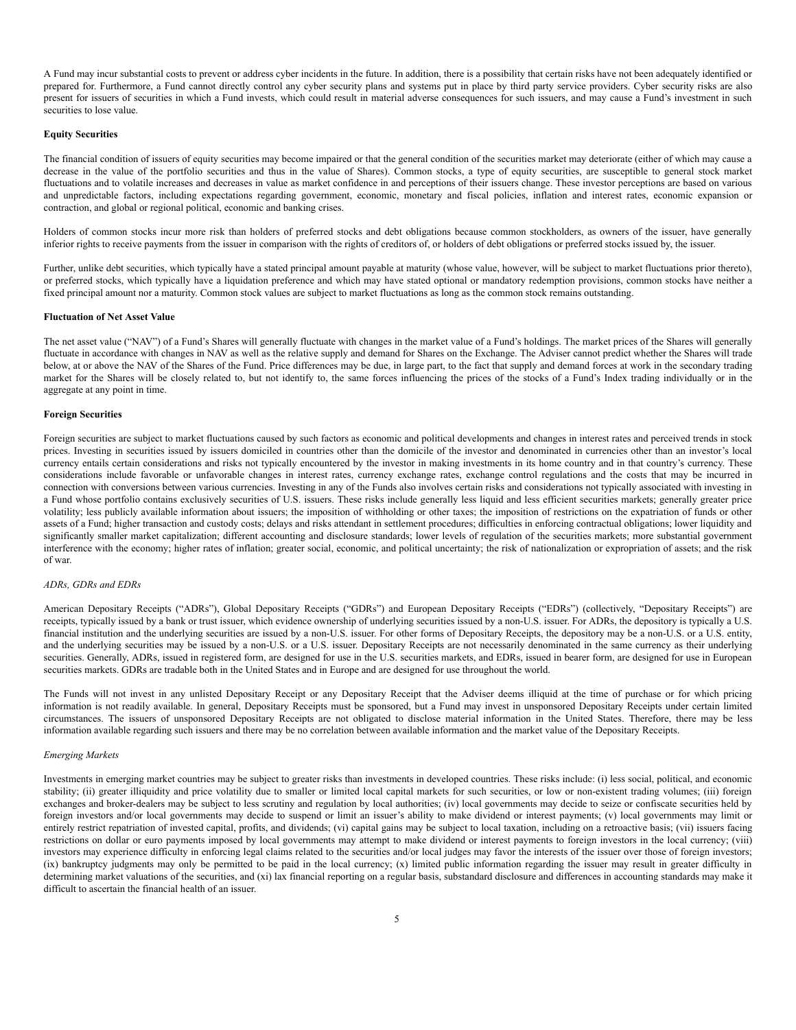A Fund may incur substantial costs to prevent or address cyber incidents in the future. In addition, there is a possibility that certain risks have not been adequately identified or prepared for. Furthermore, a Fund cannot directly control any cyber security plans and systems put in place by third party service providers. Cyber security risks are also present for issuers of securities in which a Fund invests, which could result in material adverse consequences for such issuers, and may cause a Fund's investment in such securities to lose value.

**Equity Securities**

The financial condition of issuers of equity securities may become impaired or that the general condition of the securities market may deteriorate (either of which may cause a decrease in the value of the portfolio securities and thus in the value of Shares). Common stocks, a type of equity securities, are susceptible to general stock market fluctuations and to volatile increases and decreases in value as market confidence in and perceptions of their issuers change. These investor perceptions are based on various and unpredictable factors, including expectations regarding government, economic, monetary and fiscal policies, inflation and interest rates, economic expansion or contraction, and global or regional political, economic and banking crises.

Holders of common stocks incur more risk than holders of preferred stocks and debt obligations because common stockholders, as owners of the issuer, have generally inferior rights to receive payments from the issuer in comparison with the rights of creditors of, or holders of debt obligations or preferred stocks issued by, the issuer.

Further, unlike debt securities, which typically have a stated principal amount payable at maturity (whose value, however, will be subject to market fluctuations prior thereto), or preferred stocks, which typically have a liquidation preference and which may have stated optional or mandatory redemption provisions, common stocks have neither a fixed principal amount nor a maturity. Common stock values are subject to market fluctuations as long as the common stock remains outstanding.

**Fluctuation of Net Asset Value**

The net asset value ("NAV") of a Fund's Shares will generally fluctuate with changes in the market value of a Fund's holdings. The market prices of the Shares will generally fluctuate in accordance with changes in NAV as well as the relative supply and demand for Shares on the Exchange. The Adviser cannot predict whether the Shares will trade below, at or above the NAV of the Shares of the Fund. Price differences may be due, in large part, to the fact that supply and demand forces at work in the secondary trading market for the Shares will be closely related to, but not identify to, the same forces influencing the prices of the stocks of a Fund's Index trading individually or in the aggregate at any point in time.

**Foreign Securities**

Foreign securities are subject to market fluctuations caused by such factors as economic and political developments and changes in interest rates and perceived trends in stock prices. Investing in securities issued by issuers domiciled in countries other than the domicile of the investor and denominated in currencies other than an investor's local currency entails certain considerations and risks not typically encountered by the investor in making investments in its home country and in that country's currency. These considerations include favorable or unfavorable changes in interest rates, currency exchange rates, exchange control regulations and the costs that may be incurred in connection with conversions between various currencies. Investing in any of the Funds also involves certain risks and considerations not typically associated with investing in a Fund whose portfolio contains exclusively securities of U.S. issuers. These risks include generally less liquid and less efficient securities markets; generally greater price volatility; less publicly available information about issuers; the imposition of withholding or other taxes; the imposition of restrictions on the expatriation of funds or other assets of a Fund; higher transaction and custody costs; delays and risks attendant in settlement procedures; difficulties in enforcing contractual obligations; lower liquidity and significantly smaller market capitalization; different accounting and disclosure standards; lower levels of regulation of the securities markets; more substantial government interference with the economy; higher rates of inflation; greater social, economic, and political uncertainty; the risk of nationalization or expropriation of assets; and the risk of war.

*ADRs, GDRs and EDRs*

American Depositary Receipts ("ADRs"), Global Depositary Receipts ("GDRs") and European Depositary Receipts ("EDRs") (collectively, "Depositary Receipts") are receipts, typically issued by a bank or trust issuer, which evidence ownership of underlying securities issued by a non-U.S. issuer. For ADRs, the depository is typically a U.S. financial institution and the underlying securities are issued by a non-U.S. issuer. For other forms of Depositary Receipts, the depository may be a non-U.S. or a U.S. entity, and the underlying securities may be issued by a non-U.S. or a U.S. issuer. Depositary Receipts are not necessarily denominated in the same currency as their underlying securities. Generally, ADRs, issued in registered form, are designed for use in the U.S. securities markets, and EDRs, issued in bearer form, are designed for use in European securities markets. GDRs are tradable both in the United States and in Europe and are designed for use throughout the world.

The Funds will not invest in any unlisted Depositary Receipt or any Depositary Receipt that the Adviser deems illiquid at the time of purchase or for which pricing information is not readily available. In general, Depositary Receipts must be sponsored, but a Fund may invest in unsponsored Depositary Receipts under certain limited circumstances. The issuers of unsponsored Depositary Receipts are not obligated to disclose material information in the United States. Therefore, there may be less information available regarding such issuers and there may be no correlation between available information and the market value of the Depositary Receipts.

*Emerging Markets*

Investments in emerging market countries may be subject to greater risks than investments in developed countries. These risks include: (i) less social, political, and economic stability; (ii) greater illiquidity and price volatility due to smaller or limited local capital markets for such securities, or low or non-existent trading volumes; (iii) foreign exchanges and broker-dealers may be subject to less scrutiny and regulation by local authorities; (iv) local governments may decide to seize or confiscate securities held by foreign investors and/or local governments may decide to suspend or limit an issuer's ability to make dividend or interest payments; (v) local governments may limit or entirely restrict repatriation of invested capital, profits, and dividends; (vi) capital gains may be subject to local taxation, including on a retroactive basis; (vii) issuers facing restrictions on dollar or euro payments imposed by local governments may attempt to make dividend or interest payments to foreign investors in the local currency; (viii) investors may experience difficulty in enforcing legal claims related to the securities and/or local judges may favor the interests of the issuer over those of foreign investors; (ix) bankruptcy judgments may only be permitted to be paid in the local currency; (x) limited public information regarding the issuer may result in greater difficulty in determining market valuations of the securities, and (xi) lax financial reporting on a regular basis, substandard disclosure and differences in accounting standards may make it difficult to ascertain the financial health of an issuer.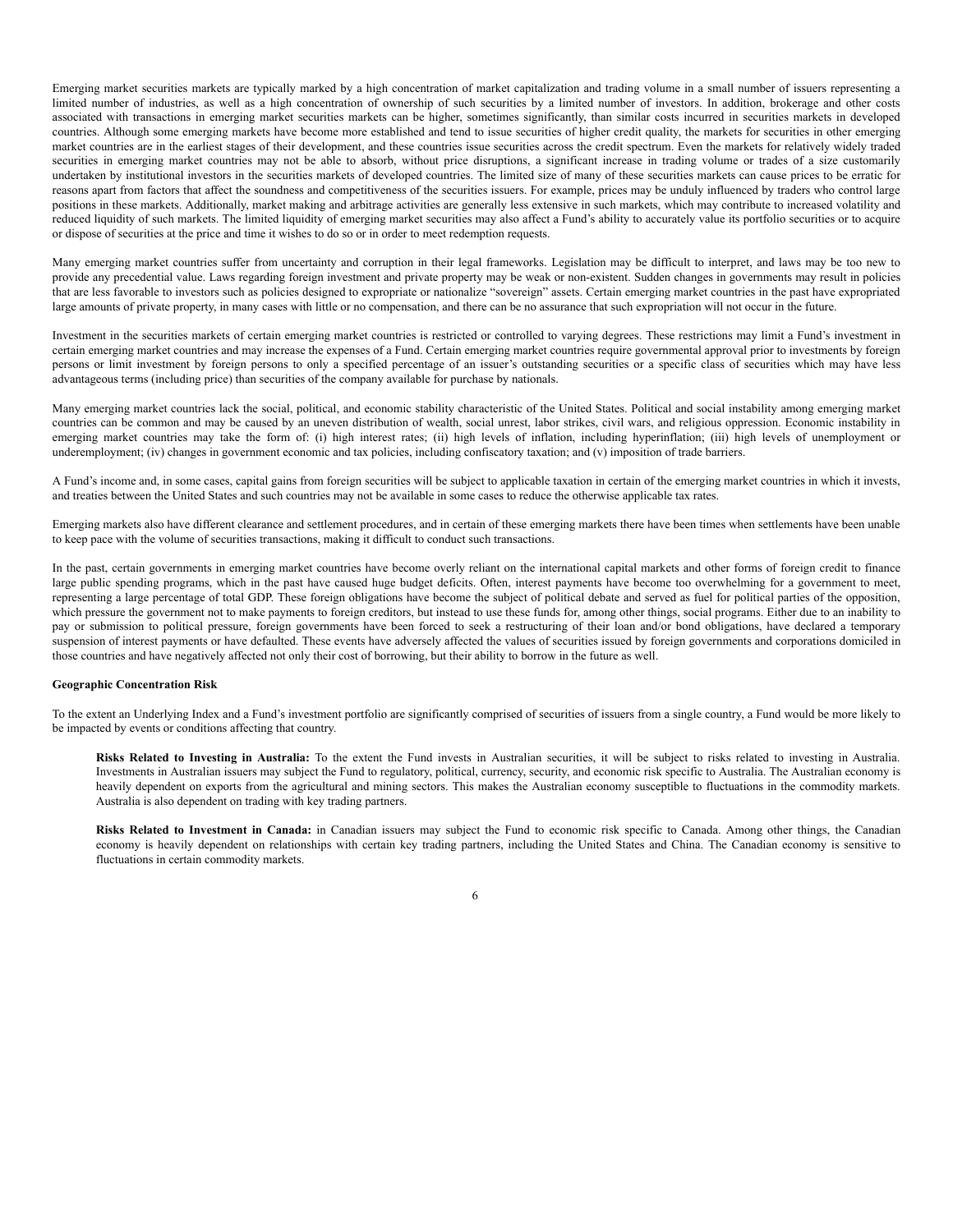Emerging market securities markets are typically marked by a high concentration of market capitalization and trading volume in a small number of issuers representing a limited number of industries, as well as a high concentration of ownership of such securities by a limited number of investors. In addition, brokerage and other costs associated with transactions in emerging market securities markets can be higher, sometimes significantly, than similar costs incurred in securities markets in developed countries. Although some emerging markets have become more established and tend to issue securities of higher credit quality, the markets for securities in other emerging market countries are in the earliest stages of their development, and these countries issue securities across the credit spectrum. Even the markets for relatively widely traded securities in emerging market countries may not be able to absorb, without price disruptions, a significant increase in trading volume or trades of a size customarily undertaken by institutional investors in the securities markets of developed countries. The limited size of many of these securities markets can cause prices to be erratic for reasons apart from factors that affect the soundness and competitiveness of the securities issuers. For example, prices may be unduly influenced by traders who control large positions in these markets. Additionally, market making and arbitrage activities are generally less extensive in such markets, which may contribute to increased volatility and reduced liquidity of such markets. The limited liquidity of emerging market securities may also affect a Fund's ability to accurately value its portfolio securities or to acquire or dispose of securities at the price and time it wishes to do so or in order to meet redemption requests.

Many emerging market countries suffer from uncertainty and corruption in their legal frameworks. Legislation may be difficult to interpret, and laws may be too new to provide any precedential value. Laws regarding foreign investment and private property may be weak or non-existent. Sudden changes in governments may result in policies that are less favorable to investors such as policies designed to expropriate or nationalize "sovereign" assets. Certain emerging market countries in the past have expropriated large amounts of private property, in many cases with little or no compensation, and there can be no assurance that such expropriation will not occur in the future.

Investment in the securities markets of certain emerging market countries is restricted or controlled to varying degrees. These restrictions may limit a Fund's investment in certain emerging market countries and may increase the expenses of a Fund. Certain emerging market countries require governmental approval prior to investments by foreign persons or limit investment by foreign persons to only a specified percentage of an issuer's outstanding securities or a specific class of securities which may have less advantageous terms (including price) than securities of the company available for purchase by nationals.

Many emerging market countries lack the social, political, and economic stability characteristic of the United States. Political and social instability among emerging market countries can be common and may be caused by an uneven distribution of wealth, social unrest, labor strikes, civil wars, and religious oppression. Economic instability in emerging market countries may take the form of: (i) high interest rates; (ii) high levels of inflation, including hyperinflation; (iii) high levels of unemployment or underemployment; (iv) changes in government economic and tax policies, including confiscatory taxation; and (v) imposition of trade barriers.

A Fund's income and, in some cases, capital gains from foreign securities will be subject to applicable taxation in certain of the emerging market countries in which it invests, and treaties between the United States and such countries may not be available in some cases to reduce the otherwise applicable tax rates.

Emerging markets also have different clearance and settlement procedures, and in certain of these emerging markets there have been times when settlements have been unable to keep pace with the volume of securities transactions, making it difficult to conduct such transactions.

In the past, certain governments in emerging market countries have become overly reliant on the international capital markets and other forms of foreign credit to finance large public spending programs, which in the past have caused huge budget deficits. Often, interest payments have become too overwhelming for a government to meet, representing a large percentage of total GDP. These foreign obligations have become the subject of political debate and served as fuel for political parties of the opposition, which pressure the government not to make payments to foreign creditors, but instead to use these funds for, among other things, social programs. Either due to an inability to pay or submission to political pressure, foreign governments have been forced to seek a restructuring of their loan and/or bond obligations, have declared a temporary suspension of interest payments or have defaulted. These events have adversely affected the values of securities issued by foreign governments and corporations domiciled in those countries and have negatively affected not only their cost of borrowing, but their ability to borrow in the future as well.

**Geographic Concentration Risk**

To the extent an Underlying Index and a Fund's investment portfolio are significantly comprised of securities of issuers from a single country, a Fund would be more likely to be impacted by events or conditions affecting that country.

**Risks Related to Investing in Australia:** To the extent the Fund invests in Australian securities, it will be subject to risks related to investing in Australia. Investments in Australian issuers may subject the Fund to regulatory, political, currency, security, and economic risk specific to Australia. The Australian economy is heavily dependent on exports from the agricultural and mining sectors. This makes the Australian economy susceptible to fluctuations in the commodity markets. Australia is also dependent on trading with key trading partners.

**Risks Related to Investment in Canada:** in Canadian issuers may subject the Fund to economic risk specific to Canada. Among other things, the Canadian economy is heavily dependent on relationships with certain key trading partners, including the United States and China. The Canadian economy is sensitive to fluctuations in certain commodity markets.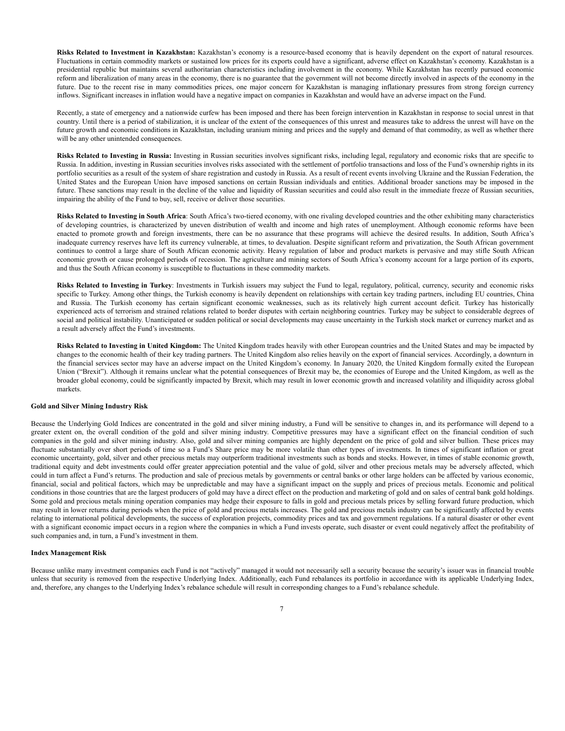**Risks Related to Investment in Kazakhstan:** Kazakhstan's economy is a resource-based economy that is heavily dependent on the export of natural resources. Fluctuations in certain commodity markets or sustained low prices for its exports could have a significant, adverse effect on Kazakhstan's economy. Kazakhstan is a presidential republic but maintains several authoritarian characteristics including involvement in the economy. While Kazakhstan has recently pursued economic reform and liberalization of many areas in the economy, there is no guarantee that the government will not become directly involved in aspects of the economy in the future. Due to the recent rise in many commodities prices, one major concern for Kazakhstan is managing inflationary pressures from strong foreign currency inflows. Significant increases in inflation would have a negative impact on companies in Kazakhstan and would have an adverse impact on the Fund.

Recently, a state of emergency and a nationwide curfew has been imposed and there has been foreign intervention in Kazakhstan in response to social unrest in that country. Until there is a period of stabilization, it is unclear of the extent of the consequences of this unrest and measures take to address the unrest will have on the future growth and economic conditions in Kazakhstan, including uranium mining and prices and the supply and demand of that commodity, as well as whether there will be any other unintended consequences.

**Risks Related to Investing in Russia:** Investing in Russian securities involves significant risks, including legal, regulatory and economic risks that are specific to Russia. In addition, investing in Russian securities involves risks associated with the settlement of portfolio transactions and loss of the Fund's ownership rights in its portfolio securities as a result of the system of share registration and custody in Russia. As a result of recent events involving Ukraine and the Russian Federation, the United States and the European Union have imposed sanctions on certain Russian individuals and entities. Additional broader sanctions may be imposed in the future. These sanctions may result in the decline of the value and liquidity of Russian securities and could also result in the immediate freeze of Russian securities, impairing the ability of the Fund to buy, sell, receive or deliver those securities.

**Risks Related to Investing in South Africa**: South Africa's two-tiered economy, with one rivaling developed countries and the other exhibiting many characteristics of developing countries, is characterized by uneven distribution of wealth and income and high rates of unemployment. Although economic reforms have been enacted to promote growth and foreign investments, there can be no assurance that these programs will achieve the desired results. In addition, South Africa's inadequate currency reserves have left its currency vulnerable, at times, to devaluation. Despite significant reform and privatization, the South African government continues to control a large share of South African economic activity. Heavy regulation of labor and product markets is pervasive and may stifle South African economic growth or cause prolonged periods of recession. The agriculture and mining sectors of South Africa's economy account for a large portion of its exports, and thus the South African economy is susceptible to fluctuations in these commodity markets.

**Risks Related to Investing in Turkey**: Investments in Turkish issuers may subject the Fund to legal, regulatory, political, currency, security and economic risks specific to Turkey. Among other things, the Turkish economy is heavily dependent on relationships with certain key trading partners, including EU countries, China and Russia. The Turkish economy has certain significant economic weaknesses, such as its relatively high current account deficit. Turkey has historically experienced acts of terrorism and strained relations related to border disputes with certain neighboring countries. Turkey may be subject to considerable degrees of social and political instability. Unanticipated or sudden political or social developments may cause uncertainty in the Turkish stock market or currency market and as a result adversely affect the Fund's investments.

**Risks Related to Investing in United Kingdom:** The United Kingdom trades heavily with other European countries and the United States and may be impacted by changes to the economic health of their key trading partners. The United Kingdom also relies heavily on the export of financial services. Accordingly, a downturn in the financial services sector may have an adverse impact on the United Kingdom's economy. In January 2020, the United Kingdom formally exited the European Union ("Brexit"). Although it remains unclear what the potential consequences of Brexit may be, the economies of Europe and the United Kingdom, as well as the broader global economy, could be significantly impacted by Brexit, which may result in lower economic growth and increased volatility and illiquidity across global markets.

#### Gold and Silver Mining Industry Risk

Because the Underlying Gold Indices are concentrated in the gold and silver mining industry, a Fund will be sensitive to changes in, and its performance will depend to a greater extent on, the overall condition of the gold and silver mining industry. Competitive pressures may have a significant effect on the financial condition of such companies in the gold and silver mining industry. Also, gold and silver mining companies are highly dependent on the price of gold and silver bullion. These prices may fluctuate substantially over short periods of time so a Fund's Share price may be more volatile than other types of investments. In times of significant inflation or great economic uncertainty, gold, silver and other precious metals may outperform traditional investments such as bonds and stocks. However, in times of stable economic growth, traditional equity and debt investments could offer greater appreciation potential and the value of gold, silver and other precious metals may be adversely affected, which could in turn affect a Fund's returns. The production and sale of precious metals by governments or central banks or other large holders can be affected by various economic, financial, social and political factors, which may be unpredictable and may have a significant impact on the supply and prices of precious metals. Economic and political conditions in those countries that are the largest producers of gold may have a direct effect on the production and marketing of gold and on sales of central bank gold holdings. Some gold and precious metals mining operation companies may hedge their exposure to falls in gold and precious metals prices by selling forward future production, which may result in lower returns during periods when the price of gold and precious metals increases. The gold and precious metals industry can be significantly affected by events relating to international political developments, the success of exploration projects, commodity prices and tax and government regulations. If a natural disaster or other event with a significant economic impact occurs in a region where the companies in which a Fund invests operate, such disaster or event could negatively affect the profitability of such companies and, in turn, a Fund's investment in them.

#### Index Management Risk

Because unlike many investment companies each Fund is not "actively" managed it would not necessarily sell a security because the security's issuer was in financial trouble unless that security is removed from the respective Underlying Index. Additionally, each Fund rebalances its portfolio in accordance with its applicable Underlying Index, and, therefore, any changes to the Underlying Index's rebalance schedule will result in corresponding changes to a Fund's rebalance schedule.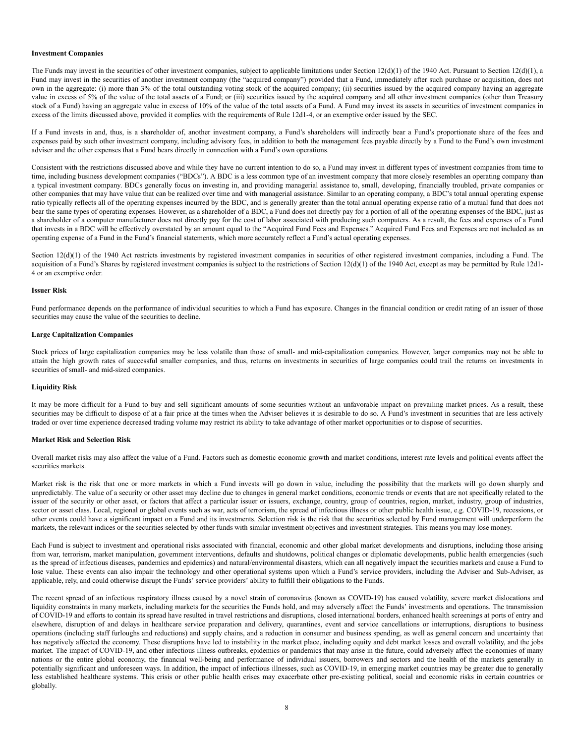**Investment Companies**

The Funds may invest in the securities of other investment companies, subject to applicable limitations under Section 12(d)(1) of the 1940 Act. Pursuant to Section 12(d)(1), a Fund may invest in the securities of another investment company (the "acquired company") provided that a Fund, immediately after such purchase or acquisition, does not own in the aggregate: (i) more than 3% of the total outstanding voting stock of the acquired company; (ii) securities issued by the acquired company having an aggregate value in excess of 5% of the value of the total assets of a Fund; or (iii) securities issued by the acquired company and all other investment companies (other than Treasury stock of a Fund) having an aggregate value in excess of 10% of the value of the total assets of a Fund. A Fund may invest its assets in securities of investment companies in excess of the limits discussed above, provided it complies with the requirements of Rule 12d1-4, or an exemptive order issued by the SEC.

If a Fund invests in and, thus, is a shareholder of, another investment company, a Fund's shareholders will indirectly bear a Fund's proportionate share of the fees and expenses paid by such other investment company, including advisory fees, in addition to both the management fees payable directly by a Fund to the Fund's own investment adviser and the other expenses that a Fund bears directly in connection with a Fund's own operations.

Consistent with the restrictions discussed above and while they have no current intention to do so, a Fund may invest in different types of investment companies from time to time, including business development companies ("BDCs"). A BDC is a less common type of an investment company that more closely resembles an operating company than a typical investment company. BDCs generally focus on investing in, and providing managerial assistance to, small, developing, financially troubled, private companies or other companies that may have value that can be realized over time and with managerial assistance. Similar to an operating company, a BDC's total annual operating expense ratio typically reflects all of the operating expenses incurred by the BDC, and is generally greater than the total annual operating expense ratio of a mutual fund that does not bear the same types of operating expenses. However, as a shareholder of a BDC, a Fund does not directly pay for a portion of all of the operating expenses of the BDC, just as a shareholder of a computer manufacturer does not directly pay for the cost of labor associated with producing such computers. As a result, the fees and expenses of a Fund that invests in a BDC will be effectively overstated by an amount equal to the "Acquired Fund Fees and Expenses." Acquired Fund Fees and Expenses are not included as an operating expense of a Fund in the Fund's financial statements, which more accurately reflect a Fund's actual operating expenses.

Section 12(d)(1) of the 1940 Act restricts investments by registered investment companies in securities of other registered investment companies, including a Fund. The acquisition of a Fund's Shares by registered investment companies is subject to the restrictions of Section 12(d)(1) of the 1940 Act, except as may be permitted by Rule 12d1-4 or an exemptive order.

**Issuer Risk**

Fund performance depends on the performance of individual securities to which a Fund has exposure. Changes in the financial condition or credit rating of an issuer of those securities may cause the value of the securities to decline.

**Large Capitalization Companies**

Stock prices of large capitalization companies may be less volatile than those of small- and mid-capitalization companies. However, larger companies may not be able to attain the high growth rates of successful smaller companies, and thus, returns on investments in securities of large companies could trail the returns on investments in securities of small- and mid-sized companies.

**Liquidity Risk**

It may be more difficult for a Fund to buy and sell significant amounts of some securities without an unfavorable impact on prevailing market prices. As a result, these securities may be difficult to dispose of at a fair price at the times when the Adviser believes it is desirable to do so. A Fund's investment in securities that are less actively traded or over time experience decreased trading volume may restrict its ability to take advantage of other market opportunities or to dispose of securities.

**Market Risk and Selection Risk**

Overall market risks may also affect the value of a Fund. Factors such as domestic economic growth and market conditions, interest rate levels and political events affect the securities markets.

Market risk is the risk that one or more markets in which a Fund invests will go down in value, including the possibility that the markets will go down sharply and unpredictably. The value of a security or other asset may decline due to changes in general market conditions, economic trends or events that are not specifically related to the issuer of the security or other asset, or factors that affect a particular issuer or issuers, exchange, country, group of countries, region, market, industry, group of industries, sector or asset class. Local, regional or global events such as war, acts of terrorism, the spread of infectious illness or other public health issue, e.g. COVID-19, recessions, or other events could have a significant impact on a Fund and its investments. Selection risk is the risk that the securities selected by Fund management will underperform the markets, the relevant indices or the securities selected by other funds with similar investment objectives and investment strategies. This means you may lose money.

Each Fund is subject to investment and operational risks associated with financial, economic and other global market developments and disruptions, including those arising from war, terrorism, market manipulation, government interventions, defaults and shutdowns, political changes or diplomatic developments, public health emergencies (such as the spread of infectious diseases, pandemics and epidemics) and natural/environmental disasters, which can all negatively impact the securities markets and cause a Fund to lose value. These events can also impair the technology and other operational systems upon which a Fund's service providers, including the Adviser and Sub-Adviser, as applicable, rely, and could otherwise disrupt the Funds' service providers' ability to fulfill their obligations to the Funds.

The recent spread of an infectious respiratory illness caused by a novel strain of coronavirus (known as COVID-19) has caused volatility, severe market dislocations and liquidity constraints in many markets, including markets for the securities the Funds hold, and may adversely affect the Funds' investments and operations. The transmission of COVID-19 and efforts to contain its spread have resulted in travel restrictions and disruptions, closed international borders, enhanced health screenings at ports of entry and elsewhere, disruption of and delays in healthcare service preparation and delivery, quarantines, event and service cancellations or interruptions, disruptions to business operations (including staff furloughs and reductions) and supply chains, and a reduction in consumer and business spending, as well as general concern and uncertainty that has negatively affected the economy. These disruptions have led to instability in the market place, including equity and debt market losses and overall volatility, and the jobs market. The impact of COVID-19, and other infectious illness outbreaks, epidemics or pandemics that may arise in the future, could adversely affect the economies of many nations or the entire global economy, the financial well-being and performance of individual issuers, borrowers and sectors and the health of the markets generally in potentially significant and unforeseen ways. In addition, the impact of infectious illnesses, such as COVID-19, in emerging market countries may be greater due to generally less established healthcare systems. This crisis or other public health crises may exacerbate other pre-existing political, social and economic risks in certain countries or globally.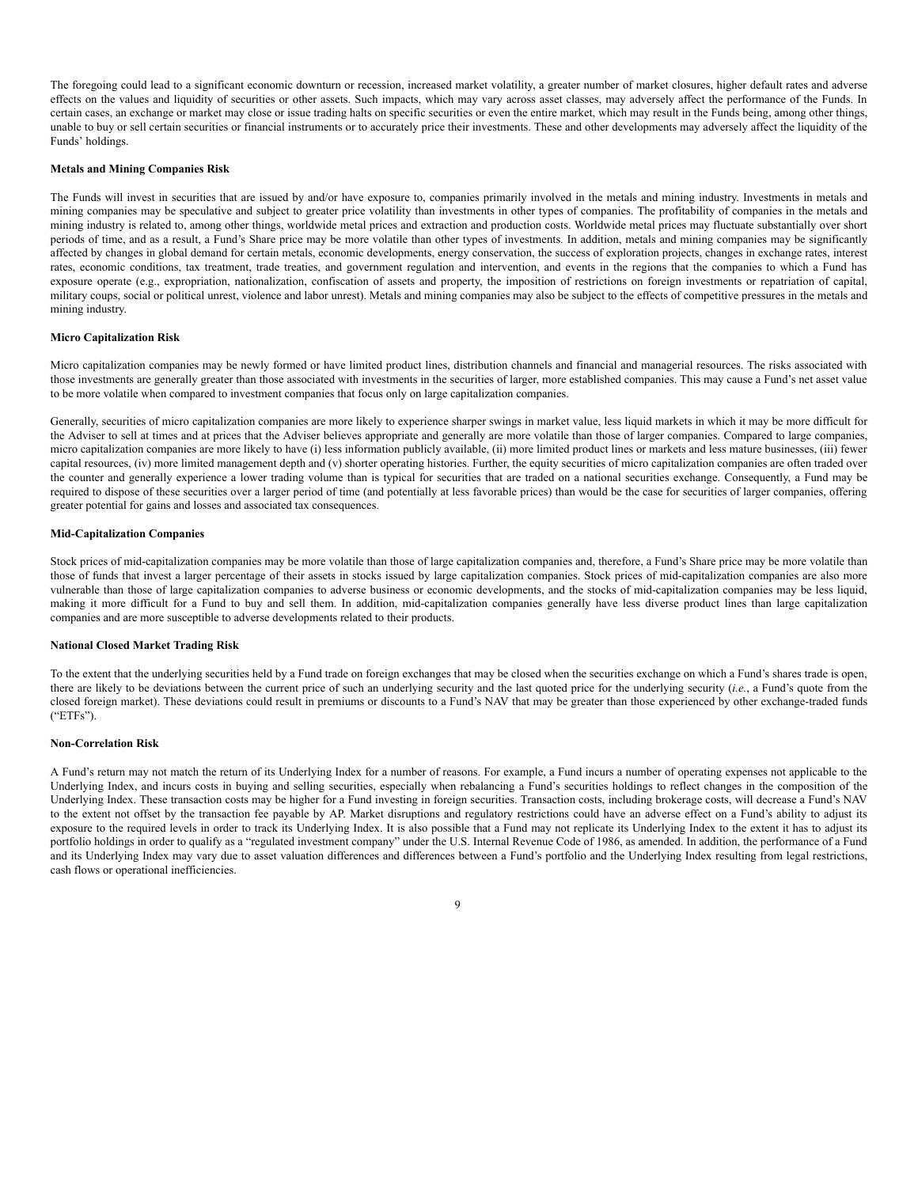The foregoing could lead to a significant economic downturn or recession, increased market volatility, a greater number of market closures, higher default rates and adverse effects on the values and liquidity of securities or other assets. Such impacts, which may vary across asset classes, may adversely affect the performance of the Funds. In certain cases, an exchange or market may close or issue trading halts on specific securities or even the entire market, which may result in the Funds being, among other things, unable to buy or sell certain securities or financial instruments or to accurately price their investments. These and other developments may adversely affect the liquidity of the Funds' holdings.

**Metals and Mining Companies Risk**

The Funds will invest in securities that are issued by and/or have exposure to, companies primarily involved in the metals and mining industry. Investments in metals and mining companies may be speculative and subject to greater price volatility than investments in other types of companies. The profitability of companies in the metals and mining industry is related to, among other things, worldwide metal prices and extraction and production costs. Worldwide metal prices may fluctuate substantially over short periods of time, and as a result, a Fund's Share price may be more volatile than other types of investments. In addition, metals and mining companies may be significantly affected by changes in global demand for certain metals, economic developments, energy conservation, the success of exploration projects, changes in exchange rates, interest rates, economic conditions, tax treatment, trade treaties, and government regulation and intervention, and events in the regions that the companies to which a Fund has exposure operate (e.g., expropriation, nationalization, confiscation of assets and property, the imposition of restrictions on foreign investments or repatriation of capital, military coups, social or political unrest, violence and labor unrest). Metals and mining companies may also be subject to the effects of competitive pressures in the metals and mining industry.

**Micro Capitalization Risk**

Micro capitalization companies may be newly formed or have limited product lines, distribution channels and financial and managerial resources. The risks associated with those investments are generally greater than those associated with investments in the securities of larger, more established companies. This may cause a Fund's net asset value to be more volatile when compared to investment companies that focus only on large capitalization companies.

Generally, securities of micro capitalization companies are more likely to experience sharper swings in market value, less liquid markets in which it may be more difficult for the Adviser to sell at times and at prices that the Adviser believes appropriate and generally are more volatile than those of larger companies. Compared to large companies, micro capitalization companies are more likely to have (i) less information publicly available, (ii) more limited product lines or markets and less mature businesses, (iii) fewer capital resources, (iv) more limited management depth and (v) shorter operating histories. Further, the equity securities of micro capitalization companies are often traded over the counter and generally experience a lower trading volume than is typical for securities that are traded on a national securities exchange. Consequently, a Fund may be required to dispose of these securities over a larger period of time (and potentially at less favorable prices) than would be the case for securities of larger companies, offering greater potential for gains and losses and associated tax consequences.

**Mid-Capitalization Companies**

Stock prices of mid-capitalization companies may be more volatile than those of large capitalization companies and, therefore, a Fund's Share price may be more volatile than those of funds that invest a larger percentage of their assets in stocks issued by large capitalization companies. Stock prices of mid-capitalization companies are also more vulnerable than those of large capitalization companies to adverse business or economic developments, and the stocks of mid-capitalization companies may be less liquid, making it more difficult for a Fund to buy and sell them. In addition, mid-capitalization companies generally have less diverse product lines than large capitalization companies and are more susceptible to adverse developments related to their products.

**National Closed Market Trading Risk**

To the extent that the underlying securities held by a Fund trade on foreign exchanges that may be closed when the securities exchange on which a Fund's shares trade is open, there are likely to be deviations between the current price of such an underlying security and the last quoted price for the underlying security (*i.e.*, a Fund's quote from the closed foreign market). These deviations could result in premiums or discounts to a Fund's NAV that may be greater than those experienced by other exchange-traded funds ("ETFs").

**Non-Correlation Risk**

A Fund's return may not match the return of its Underlying Index for a number of reasons. For example, a Fund incurs a number of operating expenses not applicable to the Underlying Index, and incurs costs in buying and selling securities, especially when rebalancing a Fund's securities holdings to reflect changes in the composition of the Underlying Index. These transaction costs may be higher for a Fund investing in foreign securities. Transaction costs, including brokerage costs, will decrease a Fund's NAV to the extent not offset by the transaction fee payable by AP. Market disruptions and regulatory restrictions could have an adverse effect on a Fund's ability to adjust its exposure to the required levels in order to track its Underlying Index. It is also possible that a Fund may not replicate its Underlying Index to the extent it has to adjust its portfolio holdings in order to qualify as a "regulated investment company" under the U.S. Internal Revenue Code of 1986, as amended. In addition, the performance of a Fund and its Underlying Index may vary due to asset valuation differences and differences between a Fund's portfolio and the Underlying Index resulting from legal restrictions, cash flows or operational inefficiencies.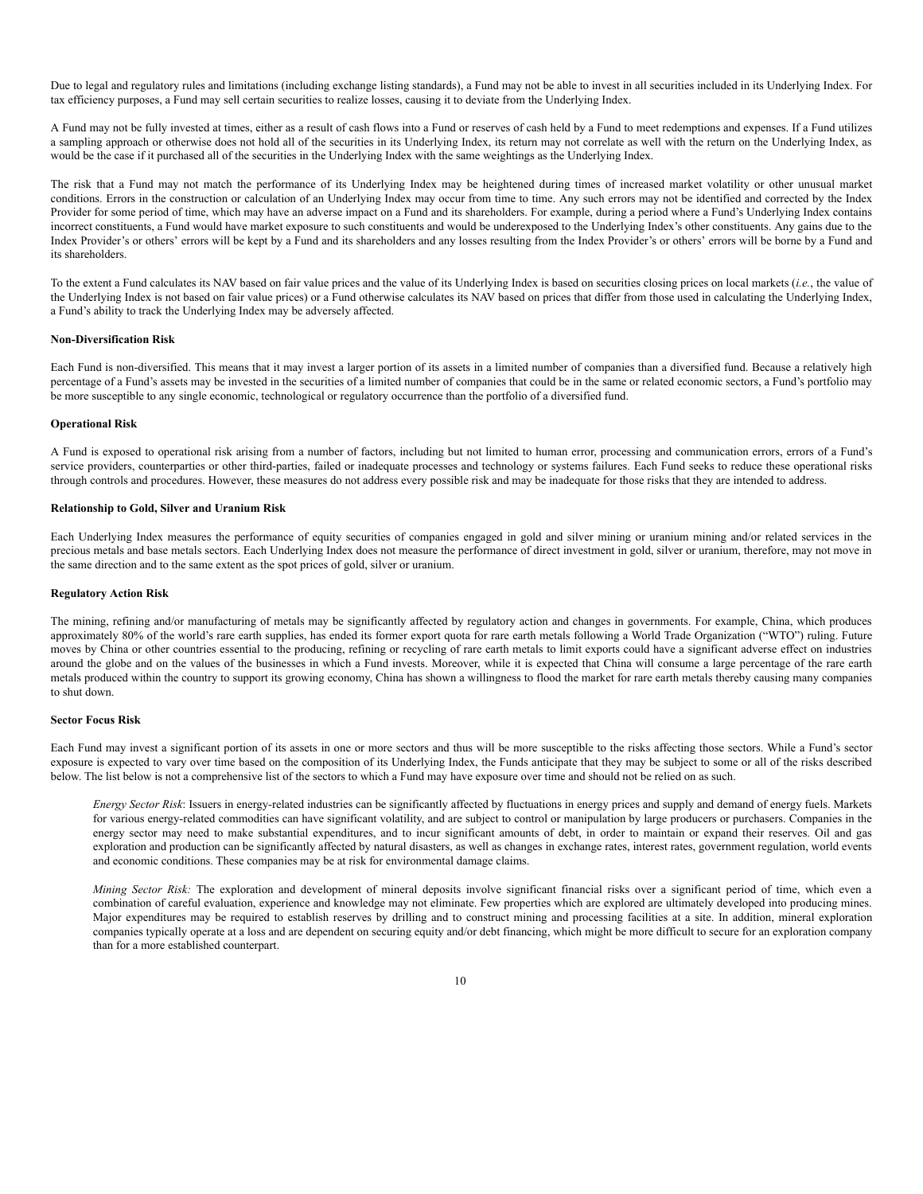Due to legal and regulatory rules and limitations (including exchange listing standards), a Fund may not be able to invest in all securities included in its Underlying Index. For tax efficiency purposes, a Fund may sell certain securities to realize losses, causing it to deviate from the Underlying Index.

A Fund may not be fully invested at times, either as a result of cash flows into a Fund or reserves of cash held by a Fund to meet redemptions and expenses. If a Fund utilizes a sampling approach or otherwise does not hold all of the securities in its Underlying Index, its return may not correlate as well with the return on the Underlying Index, as would be the case if it purchased all of the securities in the Underlying Index with the same weightings as the Underlying Index.

The risk that a Fund may not match the performance of its Underlying Index may be heightened during times of increased market volatility or other unusual market conditions. Errors in the construction or calculation of an Underlying Index may occur from time to time. Any such errors may not be identified and corrected by the Index Provider for some period of time, which may have an adverse impact on a Fund and its shareholders. For example, during a period where a Fund's Underlying Index contains incorrect constituents, a Fund would have market exposure to such constituents and would be underexposed to the Underlying Index's other constituents. Any gains due to the Index Provider's or others' errors will be kept by a Fund and its shareholders and any losses resulting from the Index Provider's or others' errors will be borne by a Fund and its shareholders.

To the extent a Fund calculates its NAV based on fair value prices and the value of its Underlying Index is based on securities closing prices on local markets (*i.e.*, the value of the Underlying Index is not based on fair value prices) or a Fund otherwise calculates its NAV based on prices that differ from those used in calculating the Underlying Index, a Fund's ability to track the Underlying Index may be adversely affected.

**Non-Diversification Risk**

Each Fund is non-diversified. This means that it may invest a larger portion of its assets in a limited number of companies than a diversified fund. Because a relatively high percentage of a Fund's assets may be invested in the securities of a limited number of companies that could be in the same or related economic sectors, a Fund's portfolio may be more susceptible to any single economic, technological or regulatory occurrence than the portfolio of a diversified fund.

**Operational Risk**

A Fund is exposed to operational risk arising from a number of factors, including but not limited to human error, processing and communication errors, errors of a Fund's service providers, counterparties or other third-parties, failed or inadequate processes and technology or systems failures. Each Fund seeks to reduce these operational risks through controls and procedures. However, these measures do not address every possible risk and may be inadequate for those risks that they are intended to address.

**Relationship to Gold, Silver and Uranium Risk**

Each Underlying Index measures the performance of equity securities of companies engaged in gold and silver mining or uranium mining and/or related services in the precious metals and base metals sectors. Each Underlying Index does not measure the performance of direct investment in gold, silver or uranium, therefore, may not move in the same direction and to the same extent as the spot prices of gold, silver or uranium.

**Regulatory Action Risk**

The mining, refining and/or manufacturing of metals may be significantly affected by regulatory action and changes in governments. For example, China, which produces approximately 80% of the world's rare earth supplies, has ended its former export quota for rare earth metals following a World Trade Organization ("WTO") ruling. Future moves by China or other countries essential to the producing, refining or recycling of rare earth metals to limit exports could have a significant adverse effect on industries around the globe and on the values of the businesses in which a Fund invests. Moreover, while it is expected that China will consume a large percentage of the rare earth metals produced within the country to support its growing economy, China has shown a willingness to flood the market for rare earth metals thereby causing many companies to shut down.

**Sector Focus Risk**

Each Fund may invest a significant portion of its assets in one or more sectors and thus will be more susceptible to the risks affecting those sectors. While a Fund's sector exposure is expected to vary over time based on the composition of its Underlying Index, the Funds anticipate that they may be subject to some or all of the risks described below. The list below is not a comprehensive list of the sectors to which a Fund may have exposure over time and should not be relied on as such.

*Energy Sector Risk*: Issuers in energy-related industries can be significantly affected by fluctuations in energy prices and supply and demand of energy fuels. Markets for various energy-related commodities can have significant volatility, and are subject to control or manipulation by large producers or purchasers. Companies in the energy sector may need to make substantial expenditures, and to incur significant amounts of debt, in order to maintain or expand their reserves. Oil and gas exploration and production can be significantly affected by natural disasters, as well as changes in exchange rates, interest rates, government regulation, world events and economic conditions. These companies may be at risk for environmental damage claims.

*Mining Sector Risk:* The exploration and development of mineral deposits involve significant financial risks over a significant period of time, which even a combination of careful evaluation, experience and knowledge may not eliminate. Few properties which are explored are ultimately developed into producing mines. Major expenditures may be required to establish reserves by drilling and to construct mining and processing facilities at a site. In addition, mineral exploration companies typically operate at a loss and are dependent on securing equity and/or debt financing, which might be more difficult to secure for an exploration company than for a more established counterpart.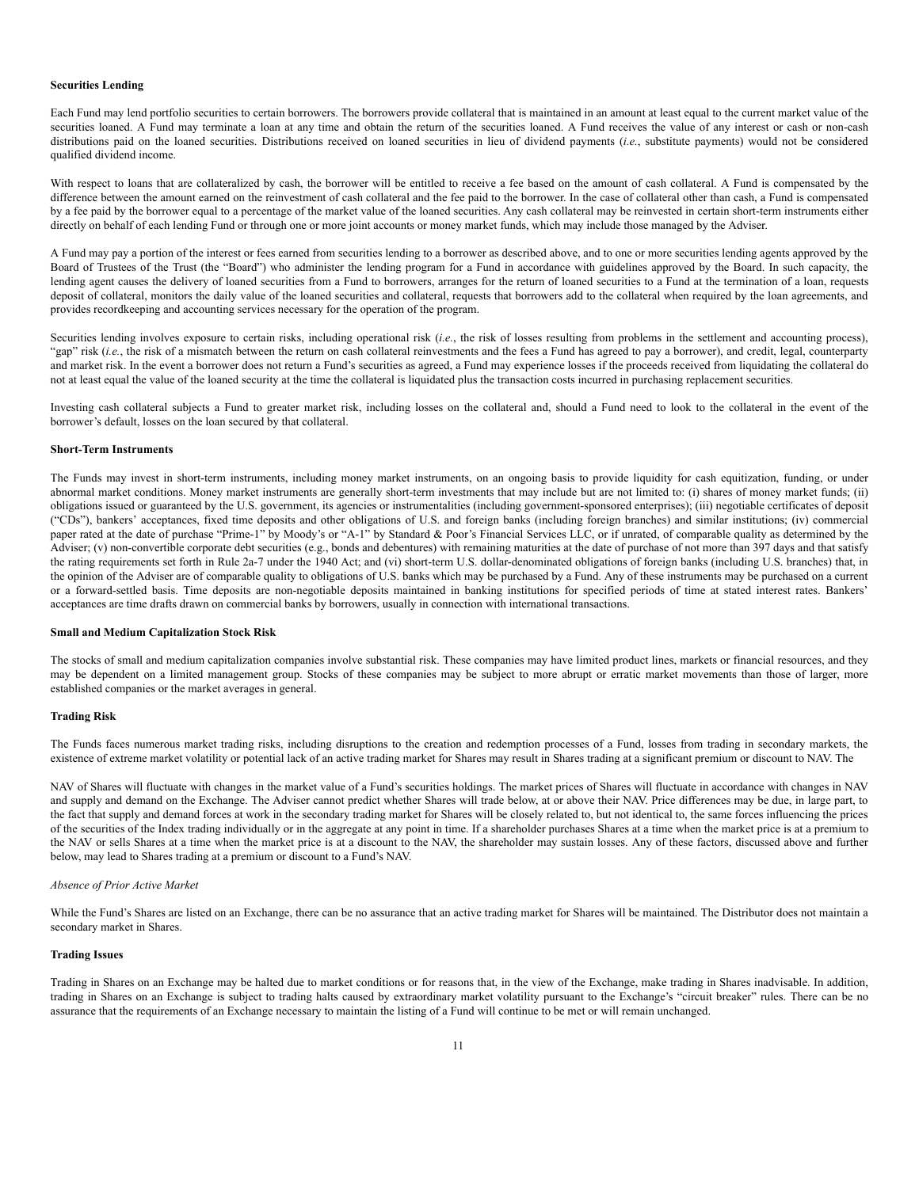**Securities Lending**

Each Fund may lend portfolio securities to certain borrowers. The borrowers provide collateral that is maintained in an amount at least equal to the current market value of the securities loaned. A Fund may terminate a loan at any time and obtain the return of the securities loaned. A Fund receives the value of any interest or cash or non-cash distributions paid on the loaned securities. Distributions received on loaned securities in lieu of dividend payments (*i.e.*, substitute payments) would not be considered qualified dividend income.

With respect to loans that are collateralized by cash, the borrower will be entitled to receive a fee based on the amount of cash collateral. A Fund is compensated by the difference between the amount earned on the reinvestment of cash collateral and the fee paid to the borrower. In the case of collateral other than cash, a Fund is compensated by a fee paid by the borrower equal to a percentage of the market value of the loaned securities. Any cash collateral may be reinvested in certain short-term instruments either directly on behalf of each lending Fund or through one or more joint accounts or money market funds, which may include those managed by the Adviser.

A Fund may pay a portion of the interest or fees earned from securities lending to a borrower as described above, and to one or more securities lending agents approved by the Board of Trustees of the Trust (the "Board") who administer the lending program for a Fund in accordance with guidelines approved by the Board. In such capacity, the lending agent causes the delivery of loaned securities from a Fund to borrowers, arranges for the return of loaned securities to a Fund at the termination of a loan, requests deposit of collateral, monitors the daily value of the loaned securities and collateral, requests that borrowers add to the collateral when required by the loan agreements, and provides recordkeeping and accounting services necessary for the operation of the program.

Securities lending involves exposure to certain risks, including operational risk (*i.e.*, the risk of losses resulting from problems in the settlement and accounting process), "gap" risk (*i.e.*, the risk of a mismatch between the return on cash collateral reinvestments and the fees a Fund has agreed to pay a borrower), and credit, legal, counterparty and market risk. In the event a borrower does not return a Fund's securities as agreed, a Fund may experience losses if the proceeds received from liquidating the collateral do not at least equal the value of the loaned security at the time the collateral is liquidated plus the transaction costs incurred in purchasing replacement securities.

Investing cash collateral subjects a Fund to greater market risk, including losses on the collateral and, should a Fund need to look to the collateral in the event of the borrower's default, losses on the loan secured by that collateral.

**Short-Term Instruments**

The Funds may invest in short-term instruments, including money market instruments, on an ongoing basis to provide liquidity for cash equitization, funding, or under abnormal market conditions. Money market instruments are generally short-term investments that may include but are not limited to: (i) shares of money market funds; (ii) obligations issued or guaranteed by the U.S. government, its agencies or instrumentalities (including government-sponsored enterprises); (iii) negotiable certificates of deposit ("CDs"), bankers' acceptances, fixed time deposits and other obligations of U.S. and foreign banks (including foreign branches) and similar institutions; (iv) commercial paper rated at the date of purchase "Prime-1" by Moody's or "A-1" by Standard & Poor's Financial Services LLC, or if unrated, of comparable quality as determined by the Adviser; (v) non-convertible corporate debt securities (e.g., bonds and debentures) with remaining maturities at the date of purchase of not more than 397 days and that satisfy the rating requirements set forth in Rule 2a-7 under the 1940 Act; and (vi) short-term U.S. dollar-denominated obligations of foreign banks (including U.S. branches) that, in the opinion of the Adviser are of comparable quality to obligations of U.S. banks which may be purchased by a Fund. Any of these instruments may be purchased on a current or a forward-settled basis. Time deposits are non-negotiable deposits maintained in banking institutions for specified periods of time at stated interest rates. Bankers' acceptances are time drafts drawn on commercial banks by borrowers, usually in connection with international transactions.

**Small and Medium Capitalization Stock Risk**

The stocks of small and medium capitalization companies involve substantial risk. These companies may have limited product lines, markets or financial resources, and they may be dependent on a limited management group. Stocks of these companies may be subject to more abrupt or erratic market movements than those of larger, more established companies or the market averages in general.

**Trading Risk**

The Funds faces numerous market trading risks, including disruptions to the creation and redemption processes of a Fund, losses from trading in secondary markets, the existence of extreme market volatility or potential lack of an active trading market for Shares may result in Shares trading at a significant premium or discount to NAV. The

NAV of Shares will fluctuate with changes in the market value of a Fund's securities holdings. The market prices of Shares will fluctuate in accordance with changes in NAV and supply and demand on the Exchange. The Adviser cannot predict whether Shares will trade below, at or above their NAV. Price differences may be due, in large part, to the fact that supply and demand forces at work in the secondary trading market for Shares will be closely related to, but not identical to, the same forces influencing the prices of the securities of the Index trading individually or in the aggregate at any point in time. If a shareholder purchases Shares at a time when the market price is at a premium to the NAV or sells Shares at a time when the market price is at a discount to the NAV, the shareholder may sustain losses. Any of these factors, discussed above and further below, may lead to Shares trading at a premium or discount to a Fund's NAV.

*Absence of Prior Active Market*

While the Fund's Shares are listed on an Exchange, there can be no assurance that an active trading market for Shares will be maintained. The Distributor does not maintain a secondary market in Shares.

**Trading Issues**

Trading in Shares on an Exchange may be halted due to market conditions or for reasons that, in the view of the Exchange, make trading in Shares inadvisable. In addition, trading in Shares on an Exchange is subject to trading halts caused by extraordinary market volatility pursuant to the Exchange's "circuit breaker" rules. There can be no assurance that the requirements of an Exchange necessary to maintain the listing of a Fund will continue to be met or will remain unchanged.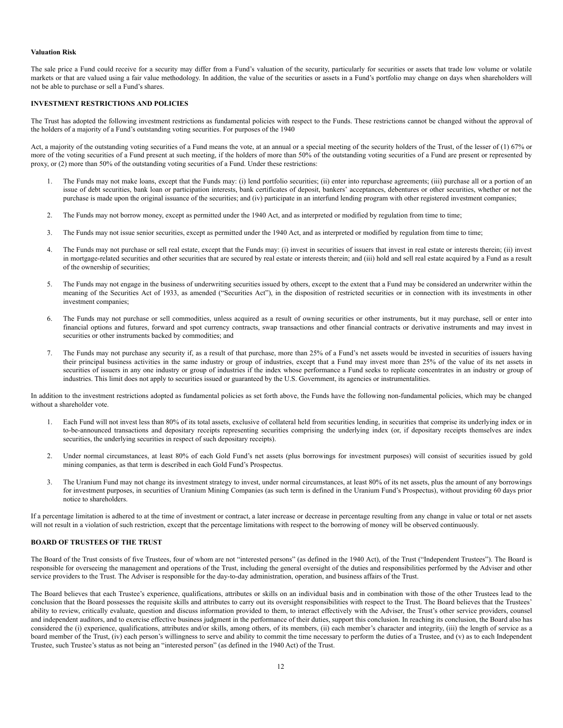**Valuation Risk**

The sale price a Fund could receive for a security may differ from a Fund's valuation of the security, particularly for securities or assets that trade low volume or volatile markets or that are valued using a fair value methodology. In addition, the value of the securities or assets in a Fund's portfolio may change on days when shareholders will not be able to purchase or sell a Fund's shares.

**INVESTMENT RESTRICTIONS AND POLICIES**

The Trust has adopted the following investment restrictions as fundamental policies with respect to the Funds. These restrictions cannot be changed without the approval of the holders of a majority of a Fund's outstanding voting securities. For purposes of the 1940

Act, a majority of the outstanding voting securities of a Fund means the vote, at an annual or a special meeting of the security holders of the Trust, of the lesser of (1) 67% or more of the voting securities of a Fund present at such meeting, if the holders of more than 50% of the outstanding voting securities of a Fund are present or represented by proxy, or (2) more than 50% of the outstanding voting securities of a Fund. Under these restrictions:

1. The Funds may not make loans, except that the Funds may: (i) lend portfolio securities; (ii) enter into repurchase agreements; (iii) purchase all or a portion of an issue of debt securities, bank loan or participation interests, bank certificates of deposit, bankers' acceptances, debentures or other securities, whether or not the purchase is made upon the original issuance of the securities; and (iv) participate in an interfund lending program with other registered investment companies;

2. The Funds may not borrow money, except as permitted under the 1940 Act, and as interpreted or modified by regulation from time to time;

3. The Funds may not issue senior securities, except as permitted under the 1940 Act, and as interpreted or modified by regulation from time to time;

4. The Funds may not purchase or sell real estate, except that the Funds may: (i) invest in securities of issuers that invest in real estate or interests therein; (ii) invest in mortgage-related securities and other securities that are secured by real estate or interests therein; and (iii) hold and sell real estate acquired by a Fund as a result of the ownership of securities;

5. The Funds may not engage in the business of underwriting securities issued by others, except to the extent that a Fund may be considered an underwriter within the meaning of the Securities Act of 1933, as amended ("Securities Act"), in the disposition of restricted securities or in connection with its investments in other investment companies;

6. The Funds may not purchase or sell commodities, unless acquired as a result of owning securities or other instruments, but it may purchase, sell or enter into financial options and futures, forward and spot currency contracts, swap transactions and other financial contracts or derivative instruments and may invest in securities or other instruments backed by commodities; and

7. The Funds may not purchase any security if, as a result of that purchase, more than 25% of a Fund's net assets would be invested in securities of issuers having their principal business activities in the same industry or group of industries, except that a Fund may invest more than 25% of the value of its net assets in securities of issuers in any one industry or group of industries if the index whose performance a Fund seeks to replicate concentrates in an industry or group of industries. This limit does not apply to securities issued or guaranteed by the U.S. Government, its agencies or instrumentalities.

In addition to the investment restrictions adopted as fundamental policies as set forth above, the Funds have the following non-fundamental policies, which may be changed without a shareholder vote.

1. Each Fund will not invest less than 80% of its total assets, exclusive of collateral held from securities lending, in securities that comprise its underlying index or in to-be-announced transactions and depositary receipts representing securities comprising the underlying index (or, if depositary receipts themselves are index securities, the underlying securities in respect of such depositary receipts).

2. Under normal circumstances, at least 80% of each Gold Fund's net assets (plus borrowings for investment purposes) will consist of securities issued by gold mining companies, as that term is described in each Gold Fund's Prospectus.

3. The Uranium Fund may not change its investment strategy to invest, under normal circumstances, at least 80% of its net assets, plus the amount of any borrowings for investment purposes, in securities of Uranium Mining Companies (as such term is defined in the Uranium Fund's Prospectus), without providing 60 days prior notice to shareholders.

If a percentage limitation is adhered to at the time of investment or contract, a later increase or decrease in percentage resulting from any change in value or total or net assets will not result in a violation of such restriction, except that the percentage limitations with respect to the borrowing of money will be observed continuously.

**BOARD OF TRUSTEES OF THE TRUST**

The Board of the Trust consists of five Trustees, four of whom are not "interested persons" (as defined in the 1940 Act), of the Trust ("Independent Trustees"). The Board is responsible for overseeing the management and operations of the Trust, including the general oversight of the duties and responsibilities performed by the Adviser and other service providers to the Trust. The Adviser is responsible for the day-to-day administration, operation, and business affairs of the Trust.

The Board believes that each Trustee's experience, qualifications, attributes or skills on an individual basis and in combination with those of the other Trustees lead to the conclusion that the Board possesses the requisite skills and attributes to carry out its oversight responsibilities with respect to the Trust. The Board believes that the Trustees' ability to review, critically evaluate, question and discuss information provided to them, to interact effectively with the Adviser, the Trust's other service providers, counsel and independent auditors, and to exercise effective business judgment in the performance of their duties, support this conclusion. In reaching its conclusion, the Board also has considered the (i) experience, qualifications, attributes and/or skills, among others, of its members, (ii) each member's character and integrity, (iii) the length of service as a board member of the Trust, (iv) each person's willingness to serve and ability to commit the time necessary to perform the duties of a Trustee, and (v) as to each Independent Trustee, such Trustee's status as not being an "interested person" (as defined in the 1940 Act) of the Trust.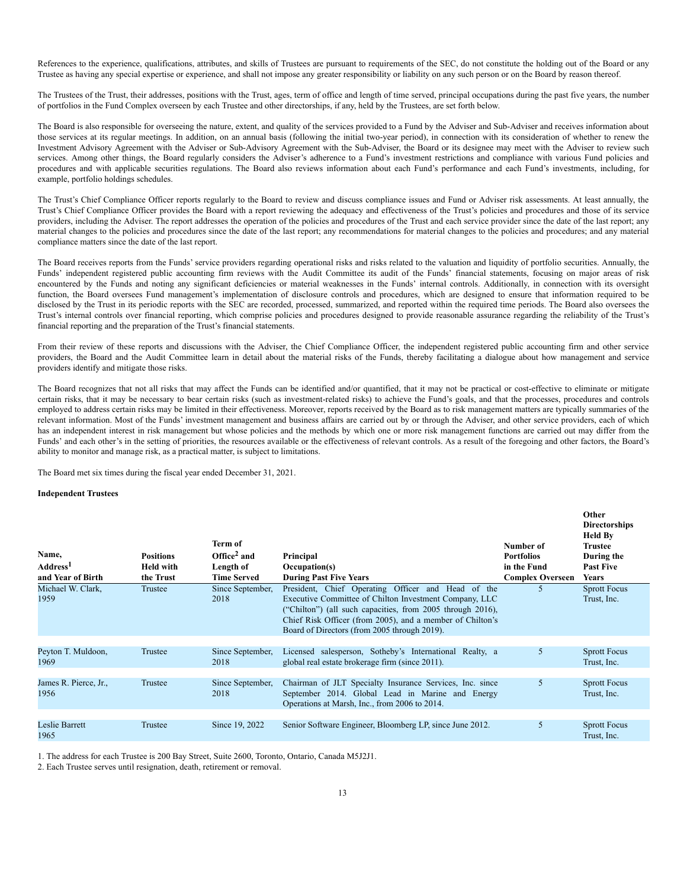References to the experience, qualifications, attributes, and skills of Trustees are pursuant to requirements of the SEC, do not constitute the holding out of the Board or any Trustee as having any special expertise or experience, and shall not impose any greater responsibility or liability on any such person or on the Board by reason thereof.

The Trustees of the Trust, their addresses, positions with the Trust, ages, term of office and length of time served, principal occupations during the past five years, the number of portfolios in the Fund Complex overseen by each Trustee and other directorships, if any, held by the Trustees, are set forth below.

The Board is also responsible for overseeing the nature, extent, and quality of the services provided to a Fund by the Adviser and Sub-Adviser and receives information about those services at its regular meetings. In addition, on an annual basis (following the initial two-year period), in connection with its consideration of whether to renew the Investment Advisory Agreement with the Adviser or Sub-Advisory Agreement with the Sub-Adviser, the Board or its designee may meet with the Adviser to review such services. Among other things, the Board regularly considers the Adviser's adherence to a Fund's investment restrictions and compliance with various Fund policies and procedures and with applicable securities regulations. The Board also reviews information about each Fund's performance and each Fund's investments, including, for example, portfolio holdings schedules.

The Trust's Chief Compliance Officer reports regularly to the Board to review and discuss compliance issues and Fund or Adviser risk assessments. At least annually, the Trust's Chief Compliance Officer provides the Board with a report reviewing the adequacy and effectiveness of the Trust's policies and procedures and those of its service providers, including the Adviser. The report addresses the operation of the policies and procedures of the Trust and each service provider since the date of the last report; any material changes to the policies and procedures since the date of the last report; any recommendations for material changes to the policies and procedures; and any material compliance matters since the date of the last report.

The Board receives reports from the Funds' service providers regarding operational risks and risks related to the valuation and liquidity of portfolio securities. Annually, the Funds' independent registered public accounting firm reviews with the Audit Committee its audit of the Funds' financial statements, focusing on major areas of risk encountered by the Funds and noting any significant deficiencies or material weaknesses in the Funds' internal controls. Additionally, in connection with its oversight function, the Board oversees Fund management's implementation of disclosure controls and procedures, which are designed to ensure that information required to be disclosed by the Trust in its periodic reports with the SEC are recorded, processed, summarized, and reported within the required time periods. The Board also oversees the Trust's internal controls over financial reporting, which comprise policies and procedures designed to provide reasonable assurance regarding the reliability of the Trust's financial reporting and the preparation of the Trust's financial statements.

From their review of these reports and discussions with the Adviser, the Chief Compliance Officer, the independent registered public accounting firm and other service providers, the Board and the Audit Committee learn in detail about the material risks of the Funds, thereby facilitating a dialogue about how management and service providers identify and mitigate those risks.

The Board recognizes that not all risks that may affect the Funds can be identified and/or quantified, that it may not be practical or cost-effective to eliminate or mitigate certain risks, that it may be necessary to bear certain risks (such as investment-related risks) to achieve the Fund's goals, and that the processes, procedures and controls employed to address certain risks may be limited in their effectiveness. Moreover, reports received by the Board as to risk management matters are typically summaries of the relevant information. Most of the Funds' investment management and business affairs are carried out by or through the Adviser, and other service providers, each of which has an independent interest in risk management but whose policies and the methods by which one or more risk management functions are carried out may differ from the Funds' and each other's in the setting of priorities, the resources available or the effectiveness of relevant controls. As a result of the foregoing and other factors, the Board's ability to monitor and manage risk, as a practical matter, is subject to limitations.

The Board met six times during the fiscal year ended December 31, 2021.

**Independent Trustees**

| Name, Address[1] and Year of Birth | Positions Held with the Trust | Term of Office[2] and Length of Time Served | Principal Occupation(s) During Past Five Years | Number of Portfolios in the Fund Complex Overseen | Other Directorships Held By Trustee During the Past Five Years |
|---|---|---|---|---|---|
| Michael W. Clark, 1959 | Trustee | Since September, 2018 | President, Chief Operating Officer and Head of the Executive Committee of Chilton Investment Company, LLC ("Chilton") (all such capacities, from 2005 through 2016), Chief Risk Officer (from 2005), and a member of Chilton's Board of Directors (from 2005 through 2019). | 5 | Sprott Focus Trust, Inc. |
| Peyton T. Muldoon, 1969 | Trustee | Since September, 2018 | Licensed salesperson, Sotheby's International Realty, a global real estate brokerage firm (since 2011). | 5 | Sprott Focus Trust, Inc. |
| James R. Pierce, Jr., 1956 | Trustee | Since September, 2018 | Chairman of JLT Specialty Insurance Services, Inc. since September 2014. Global Lead in Marine and Energy Operations at Marsh, Inc., from 2006 to 2014. | 5 | Sprott Focus Trust, Inc. |
| Leslie Barrett 1965 | Trustee | Since 19, 2022 | Senior Software Engineer, Bloomberg LP, since June 2012. | 5 | Sprott Focus Trust, Inc. |

1. The address for each Trustee is 200 Bay Street, Suite 2600, Toronto, Ontario, Canada M5J2J1.

2. Each Trustee serves until resignation, death, retirement or removal.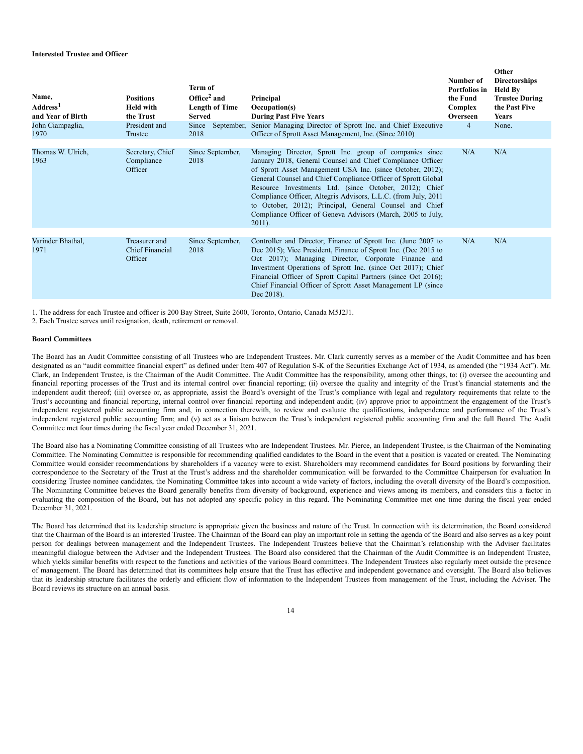**Interested Trustee and Officer**

| Name, Address[1] and Year of Birth | Positions Held with the Trust | Term of Office[2] and Length of Time Served | Principal Occupation(s) During Past Five Years | Number of Portfolios in the Fund Complex Overseen | Other Directorships Held By Trustee During the Past Five Years |
|---|---|---|---|---|---|
| John Ciampaglia, 1970 | President and Trustee | Since September, 2018 | Senior Managing Director of Sprott Inc. and Chief Executive Officer of Sprott Asset Management, Inc. (Since 2010) | 4 | None. |
| Thomas W. Ulrich, 1963 | Secretary, Chief Compliance Officer | Since September, 2018 | Managing Director, Sprott Inc. group of companies since January 2018, General Counsel and Chief Compliance Officer of Sprott Asset Management USA Inc. (since October, 2012); General Counsel and Chief Compliance Officer of Sprott Global Resource Investments Ltd. (since October, 2012); Chief Compliance Officer, Altegris Advisors, L.L.C. (from July, 2011 to October, 2012); Principal, General Counsel and Chief Compliance Officer of Geneva Advisors (March, 2005 to July, 2011). | N/A | N/A |
| Varinder Bhathal, 1971 | Treasurer and Chief Financial Officer | Since September, 2018 | Controller and Director, Finance of Sprott Inc. (June 2007 to Dec 2015); Vice President, Finance of Sprott Inc. (Dec 2015 to Oct 2017); Managing Director, Corporate Finance and Investment Operations of Sprott Inc. (since Oct 2017); Chief Financial Officer of Sprott Capital Partners (since Oct 2016); Chief Financial Officer of Sprott Asset Management LP (since Dec 2018). | N/A | N/A |

1. The address for each Trustee and officer is 200 Bay Street, Suite 2600, Toronto, Ontario, Canada M5J2J1.
2. Each Trustee serves until resignation, death, retirement or removal.

**Board Committees**

The Board has an Audit Committee consisting of all Trustees who are Independent Trustees. Mr. Clark currently serves as a member of the Audit Committee and has been designated as an "audit committee financial expert" as defined under Item 407 of Regulation S-K of the Securities Exchange Act of 1934, as amended (the "1934 Act"). Mr. Clark, an Independent Trustee, is the Chairman of the Audit Committee. The Audit Committee has the responsibility, among other things, to: (i) oversee the accounting and financial reporting processes of the Trust and its internal control over financial reporting; (ii) oversee the quality and integrity of the Trust's financial statements and the independent audit thereof; (iii) oversee or, as appropriate, assist the Board's oversight of the Trust's compliance with legal and regulatory requirements that relate to the Trust's accounting and financial reporting, internal control over financial reporting and independent audit; (iv) approve prior to appointment the engagement of the Trust's independent registered public accounting firm and, in connection therewith, to review and evaluate the qualifications, independence and performance of the Trust's independent registered public accounting firm; and (v) act as a liaison between the Trust's independent registered public accounting firm and the full Board. The Audit Committee met four times during the fiscal year ended December 31, 2021.

The Board also has a Nominating Committee consisting of all Trustees who are Independent Trustees. Mr. Pierce, an Independent Trustee, is the Chairman of the Nominating Committee. The Nominating Committee is responsible for recommending qualified candidates to the Board in the event that a position is vacated or created. The Nominating Committee would consider recommendations by shareholders if a vacancy were to exist. Shareholders may recommend candidates for Board positions by forwarding their correspondence to the Secretary of the Trust at the Trust's address and the shareholder communication will be forwarded to the Committee Chairperson for evaluation In considering Trustee nominee candidates, the Nominating Committee takes into account a wide variety of factors, including the overall diversity of the Board's composition. The Nominating Committee believes the Board generally benefits from diversity of background, experience and views among its members, and considers this a factor in evaluating the composition of the Board, but has not adopted any specific policy in this regard. The Nominating Committee met one time during the fiscal year ended December 31, 2021.

The Board has determined that its leadership structure is appropriate given the business and nature of the Trust. In connection with its determination, the Board considered that the Chairman of the Board is an interested Trustee. The Chairman of the Board can play an important role in setting the agenda of the Board and also serves as a key point person for dealings between management and the Independent Trustees. The Independent Trustees believe that the Chairman's relationship with the Adviser facilitates meaningful dialogue between the Adviser and the Independent Trustees. The Board also considered that the Chairman of the Audit Committee is an Independent Trustee, which yields similar benefits with respect to the functions and activities of the various Board committees. The Independent Trustees also regularly meet outside the presence of management. The Board has determined that its committees help ensure that the Trust has effective and independent governance and oversight. The Board also believes that its leadership structure facilitates the orderly and efficient flow of information to the Independent Trustees from management of the Trust, including the Adviser. The Board reviews its structure on an annual basis.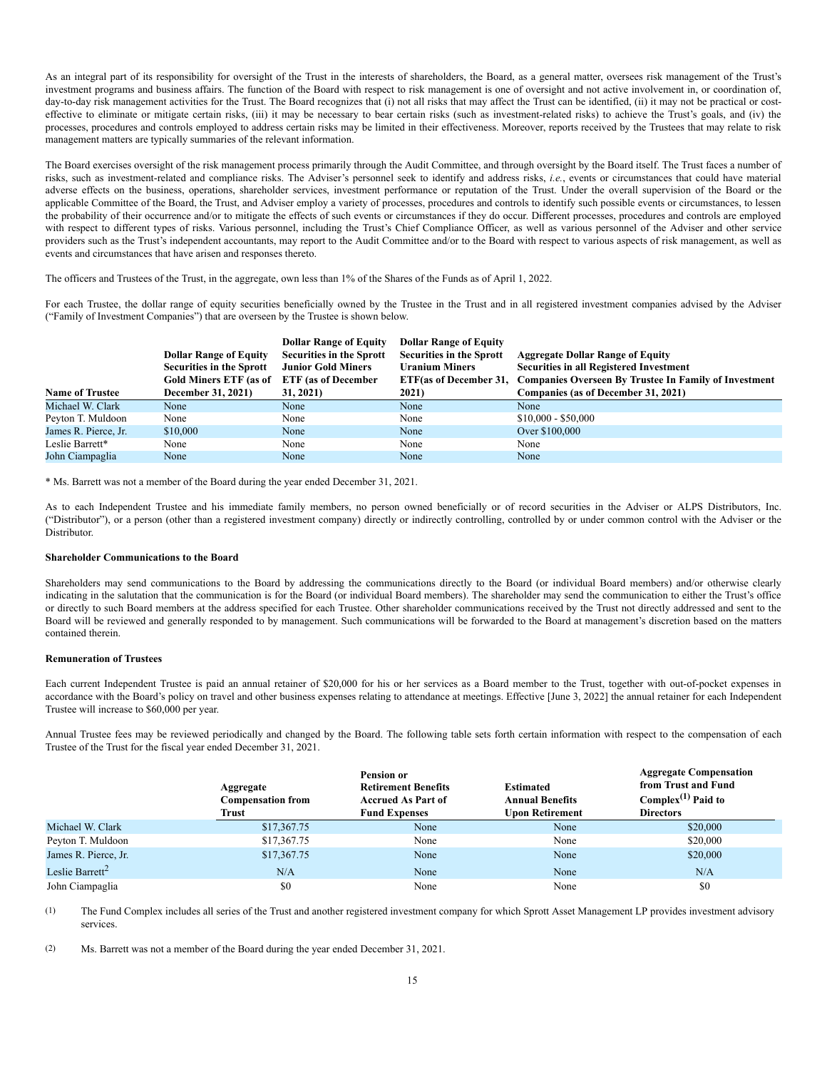As an integral part of its responsibility for oversight of the Trust in the interests of shareholders, the Board, as a general matter, oversees risk management of the Trust's investment programs and business affairs. The function of the Board with respect to risk management is one of oversight and not active involvement in, or coordination of, day-to-day risk management activities for the Trust. The Board recognizes that (i) not all risks that may affect the Trust can be identified, (ii) it may not be practical or cost-effective to eliminate or mitigate certain risks, (iii) it may be necessary to bear certain risks (such as investment-related risks) to achieve the Trust's goals, and (iv) the processes, procedures and controls employed to address certain risks may be limited in their effectiveness. Moreover, reports received by the Trustees that may relate to risk management matters are typically summaries of the relevant information.

The Board exercises oversight of the risk management process primarily through the Audit Committee, and through oversight by the Board itself. The Trust faces a number of risks, such as investment-related and compliance risks. The Adviser's personnel seek to identify and address risks, *i.e.*, events or circumstances that could have material adverse effects on the business, operations, shareholder services, investment performance or reputation of the Trust. Under the overall supervision of the Board or the applicable Committee of the Board, the Trust, and Adviser employ a variety of processes, procedures and controls to identify such possible events or circumstances, to lessen the probability of their occurrence and/or to mitigate the effects of such events or circumstances if they do occur. Different processes, procedures and controls are employed with respect to different types of risks. Various personnel, including the Trust's Chief Compliance Officer, as well as various personnel of the Adviser and other service providers such as the Trust's independent accountants, may report to the Audit Committee and/or to the Board with respect to various aspects of risk management, as well as events and circumstances that have arisen and responses thereto.

The officers and Trustees of the Trust, in the aggregate, own less than 1% of the Shares of the Funds as of April 1, 2022.

For each Trustee, the dollar range of equity securities beneficially owned by the Trustee in the Trust and in all registered investment companies advised by the Adviser ("Family of Investment Companies") that are overseen by the Trustee is shown below.

| Name of Trustee | Dollar Range of Equity Securities in the Sprott Gold Miners ETF (as of December 31, 2021) | Dollar Range of Equity Securities in the Sprott Junior Gold Miners ETF (as of December 31, 2021) | Dollar Range of Equity Securities in the Sprott Uranium Miners ETF(as of December 31, 2021) | Aggregate Dollar Range of Equity Securities in all Registered Investment Companies Overseen By Trustee In Family of Investment Companies (as of December 31, 2021) |
|---|---|---|---|---|
| Michael W. Clark | None | None | None | None |
| Peyton T. Muldoon | None | None | None | $10,000 - $50,000 |
| James R. Pierce, Jr. | $10,000 | None | None | Over $100,000 |
| Leslie Barrett* | None | None | None | None |
| John Ciampaglia | None | None | None | None |

* Ms. Barrett was not a member of the Board during the year ended December 31, 2021.

As to each Independent Trustee and his immediate family members, no person owned beneficially or of record securities in the Adviser or ALPS Distributors, Inc. ("Distributor"), or a person (other than a registered investment company) directly or indirectly controlling, controlled by or under common control with the Adviser or the Distributor.

**Shareholder Communications to the Board**

Shareholders may send communications to the Board by addressing the communications directly to the Board (or individual Board members) and/or otherwise clearly indicating in the salutation that the communication is for the Board (or individual Board members). The shareholder may send the communication to either the Trust's office or directly to such Board members at the address specified for each Trustee. Other shareholder communications received by the Trust not directly addressed and sent to the Board will be reviewed and generally responded to by management. Such communications will be forwarded to the Board at management's discretion based on the matters contained therein.

**Remuneration of Trustees**

Each current Independent Trustee is paid an annual retainer of $20,000 for his or her services as a Board member to the Trust, together with out-of-pocket expenses in accordance with the Board's policy on travel and other business expenses relating to attendance at meetings. Effective [June 3, 2022] the annual retainer for each Independent Trustee will increase to $60,000 per year.

Annual Trustee fees may be reviewed periodically and changed by the Board. The following table sets forth certain information with respect to the compensation of each Trustee of the Trust for the fiscal year ended December 31, 2021.

| | Aggregate Compensation from Trust | Pension or Retirement Benefits Accrued As Part of Fund Expenses | Estimated Annual Benefits Upon Retirement | Aggregate Compensation from Trust and Fund Complex[(1)] Paid to Directors |
|---|---|---|---|---|
| Michael W. Clark | $17,367.75 | None | None | $20,000 |
| Peyton T. Muldoon | $17,367.75 | None | None | $20,000 |
| James R. Pierce, Jr. | $17,367.75 | None | None | $20,000 |
| Leslie Barrett[2] | N/A | None | None | N/A |
| John Ciampaglia | $0 | None | None | $0 |

(1) The Fund Complex includes all series of the Trust and another registered investment company for which Sprott Asset Management LP provides investment advisory services.

(2) Ms. Barrett was not a member of the Board during the year ended December 31, 2021.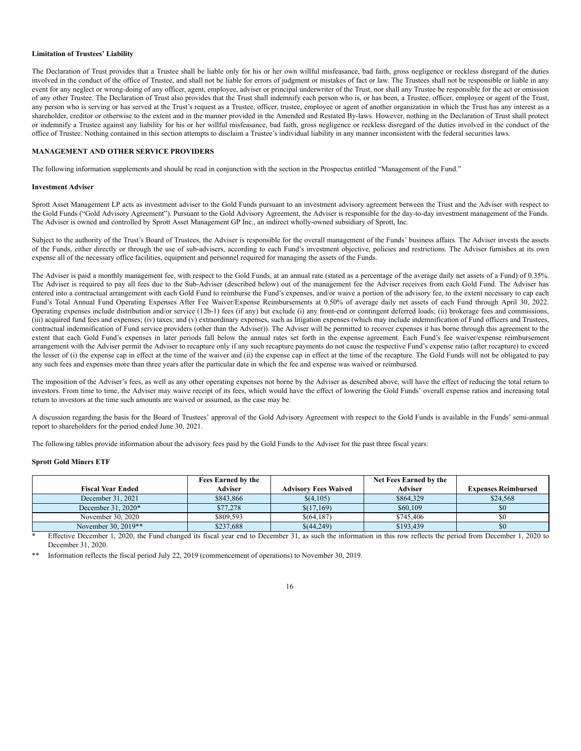**Limitation of Trustees' Liability**

The Declaration of Trust provides that a Trustee shall be liable only for his or her own willful misfeasance, bad faith, gross negligence or reckless disregard of the duties involved in the conduct of the office of Trustee, and shall not be liable for errors of judgment or mistakes of fact or law. The Trustees shall not be responsible or liable in any event for any neglect or wrong-doing of any officer, agent, employee, adviser or principal underwriter of the Trust, nor shall any Trustee be responsible for the act or omission of any other Trustee. The Declaration of Trust also provides that the Trust shall indemnify each person who is, or has been, a Trustee, officer, employee or agent of the Trust, any person who is serving or has served at the Trust's request as a Trustee, officer, trustee, employee or agent of another organization in which the Trust has any interest as a shareholder, creditor or otherwise to the extent and in the manner provided in the Amended and Restated By-laws. However, nothing in the Declaration of Trust shall protect or indemnify a Trustee against any liability for his or her willful misfeasance, bad faith, gross negligence or reckless disregard of the duties involved in the conduct of the office of Trustee. Nothing contained in this section attempts to disclaim a Trustee's individual liability in any manner inconsistent with the federal securities laws.

## MANAGEMENT AND OTHER SERVICE PROVIDERS

The following information supplements and should be read in conjunction with the section in the Prospectus entitled "Management of the Fund."

**Investment Adviser**

Sprott Asset Management LP acts as investment adviser to the Gold Funds pursuant to an investment advisory agreement between the Trust and the Adviser with respect to the Gold Funds ("Gold Advisory Agreement"). Pursuant to the Gold Advisory Agreement, the Adviser is responsible for the day-to-day investment management of the Funds. The Adviser is owned and controlled by Sprott Asset Management GP Inc., an indirect wholly-owned subsidiary of Sprott, Inc.

Subject to the authority of the Trust's Board of Trustees, the Adviser is responsible for the overall management of the Funds' business affairs. The Adviser invests the assets of the Funds, either directly or through the use of sub-advisers, according to each Fund's investment objective, policies and restrictions. The Adviser furnishes at its own expense all of the necessary office facilities, equipment and personnel required for managing the assets of the Funds.

The Adviser is paid a monthly management fee, with respect to the Gold Funds, at an annual rate (stated as a percentage of the average daily net assets of a Fund) of 0.35%. The Adviser is required to pay all fees due to the Sub-Adviser (described below) out of the management fee the Adviser receives from each Gold Fund. The Adviser has entered into a contractual arrangement with each Gold Fund to reimburse the Fund's expenses, and/or waive a portion of the advisory fee, to the extent necessary to cap each Fund's Total Annual Fund Operating Expenses After Fee Waiver/Expense Reimbursements at 0.50% of average daily net assets of each Fund through April 30, 2022. Operating expenses include distribution and/or service (12b-1) fees (if any) but exclude (i) any front-end or contingent deferred loads; (ii) brokerage fees and commissions, (iii) acquired fund fees and expenses; (iv) taxes; and (v) extraordinary expenses, such as litigation expenses (which may include indemnification of Fund officers and Trustees, contractual indemnification of Fund service providers (other than the Adviser)). The Adviser will be permitted to recover expenses it has borne through this agreement to the extent that each Gold Fund's expenses in later periods fall below the annual rates set forth in the expense agreement. Each Fund's fee waiver/expense reimbursement arrangement with the Adviser permit the Adviser to recapture only if any such recapture payments do not cause the respective Fund's expense ratio (after recapture) to exceed the lesser of (i) the expense cap in effect at the time of the waiver and (ii) the expense cap in effect at the time of the recapture. The Gold Funds will not be obligated to pay any such fees and expenses more than three years after the particular date in which the fee and expense was waived or reimbursed.

The imposition of the Adviser's fees, as well as any other operating expenses not borne by the Adviser as described above, will have the effect of reducing the total return to investors. From time to time, the Adviser may waive receipt of its fees, which would have the effect of lowering the Gold Funds' overall expense ratios and increasing total return to investors at the time such amounts are waived or assumed, as the case may be.

A discussion regarding the basis for the Board of Trustees' approval of the Gold Advisory Agreement with respect to the Gold Funds is available in the Funds' semi-annual report to shareholders for the period ended June 30, 2021.

The following tables provide information about the advisory fees paid by the Gold Funds to the Adviser for the past three fiscal years:

**Sprott Gold Miners ETF**

| Fiscal Year Ended | Fees Earned by the Adviser | Advisory Fees Waived | Net Fees Earned by the Adviser | Expenses Reimbursed |
|---|---|---|---|---|
| December 31, 2021 | $843,866 | $(4,105) | $864,329 | $24,568 |
| December 31, 2020* | $77,278 | $(17,169) | $60,109 | $0 |
| November 30, 2020 | $809,593 | $(64,187) | $745,406 | $0 |
| November 30, 2019** | $237,688 | $(44,249) | $193,439 | $0 |

\* Effective December 1, 2020, the Fund changed its fiscal year end to December 31, as such the information in this row reflects the period from December 1, 2020 to December 31, 2020.

\*\* Information reflects the fiscal period July 22, 2019 (commencement of operations) to November 30, 2019.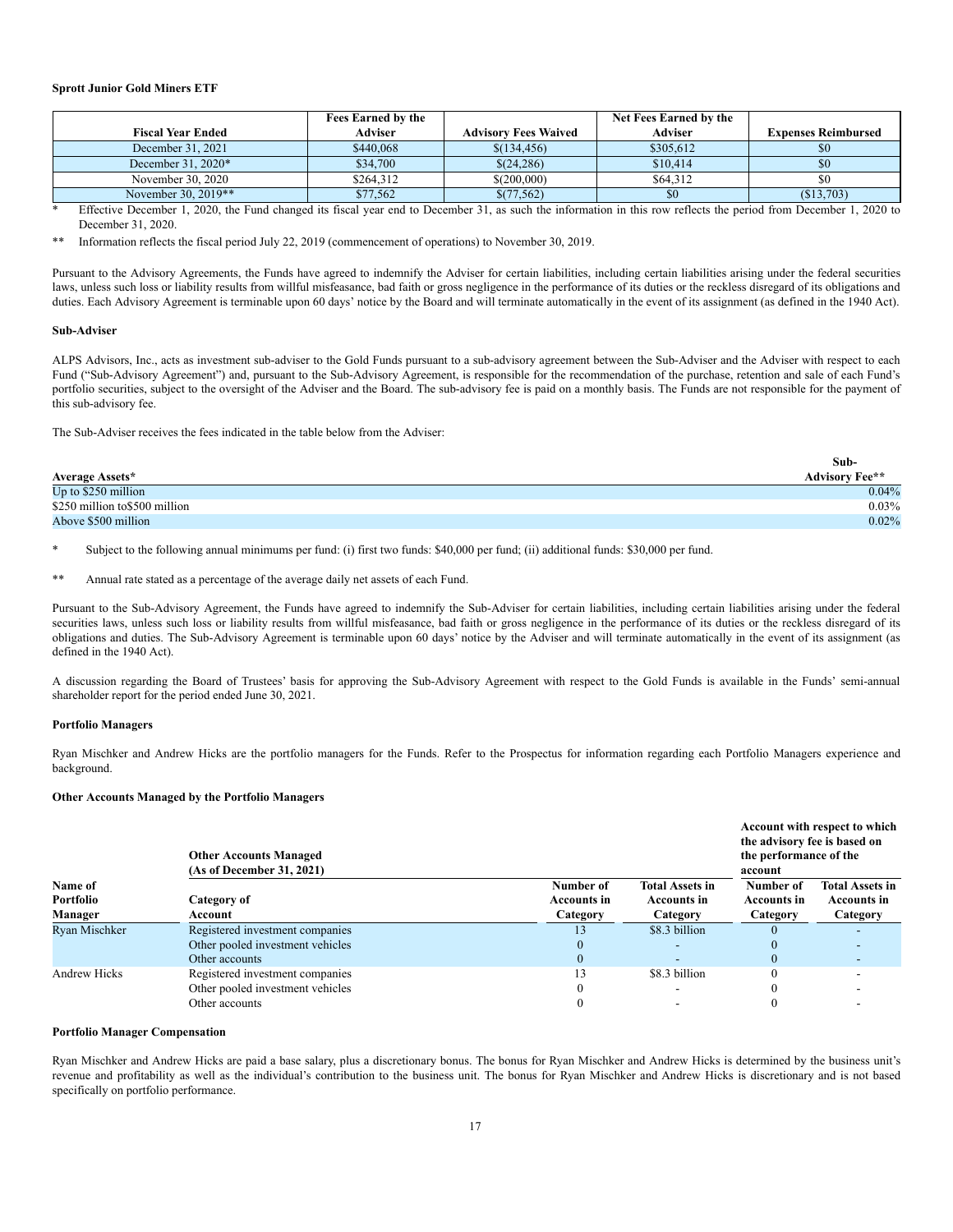**Sprott Junior Gold Miners ETF**

| Fiscal Year Ended | Fees Earned by the Adviser | Advisory Fees Waived | Net Fees Earned by the Adviser | Expenses Reimbursed |
|---|---|---|---|---|
| December 31, 2021 | $440,068 | $(134,456) | $305,612 | $0 |
| December 31, 2020* | $34,700 | $(24,286) | $10,414 | $0 |
| November 30, 2020 | $264,312 | $(200,000) | $64,312 | $0 |
| November 30, 2019** | $77,562 | $(77,562) | $0 | ($13,703) |

\* Effective December 1, 2020, the Fund changed its fiscal year end to December 31, as such the information in this row reflects the period from December 1, 2020 to December 31, 2020.

\*\* Information reflects the fiscal period July 22, 2019 (commencement of operations) to November 30, 2019.

Pursuant to the Advisory Agreements, the Funds have agreed to indemnify the Adviser for certain liabilities, including certain liabilities arising under the federal securities laws, unless such loss or liability results from willful misfeasance, bad faith or gross negligence in the performance of its duties or the reckless disregard of its obligations and duties. Each Advisory Agreement is terminable upon 60 days' notice by the Board and will terminate automatically in the event of its assignment (as defined in the 1940 Act).

**Sub-Adviser**

ALPS Advisors, Inc., acts as investment sub-adviser to the Gold Funds pursuant to a sub-advisory agreement between the Sub-Adviser and the Adviser with respect to each Fund ("Sub-Advisory Agreement") and, pursuant to the Sub-Advisory Agreement, is responsible for the recommendation of the purchase, retention and sale of each Fund's portfolio securities, subject to the oversight of the Adviser and the Board. The sub-advisory fee is paid on a monthly basis. The Funds are not responsible for the payment of this sub-advisory fee.

The Sub-Adviser receives the fees indicated in the table below from the Adviser:

| Average Assets* | Sub-Advisory Fee** |
|---|---|
| Up to $250 million | 0.04% |
| $250 million to$500 million | 0.03% |
| Above $500 million | 0.02% |

\* Subject to the following annual minimums per fund: (i) first two funds: $40,000 per fund; (ii) additional funds: $30,000 per fund.

\*\* Annual rate stated as a percentage of the average daily net assets of each Fund.

Pursuant to the Sub-Advisory Agreement, the Funds have agreed to indemnify the Sub-Adviser for certain liabilities, including certain liabilities arising under the federal securities laws, unless such loss or liability results from willful misfeasance, bad faith or gross negligence in the performance of its duties or the reckless disregard of its obligations and duties. The Sub-Advisory Agreement is terminable upon 60 days' notice by the Adviser and will terminate automatically in the event of its assignment (as defined in the 1940 Act).

A discussion regarding the Board of Trustees' basis for approving the Sub-Advisory Agreement with respect to the Gold Funds is available in the Funds' semi-annual shareholder report for the period ended June 30, 2021.

**Portfolio Managers**

Ryan Mischker and Andrew Hicks are the portfolio managers for the Funds. Refer to the Prospectus for information regarding each Portfolio Managers experience and background.

**Other Accounts Managed by the Portfolio Managers**

| | Other Accounts Managed (As of December 31, 2021) | | | Account with respect to which the advisory fee is based on the performance of the account | |
|---|---|---|---|---|---|
| Name of Portfolio Manager | Category of Account | Number of Accounts in Category | Total Assets in Accounts in Category | Number of Accounts in Category | Total Assets in Accounts in Category |
| Ryan Mischker | Registered investment companies | 13 | $8.3 billion | 0 | - |
| | Other pooled investment vehicles | 0 | - | 0 | - |
| | Other accounts | 0 | - | 0 | - |
| Andrew Hicks | Registered investment companies | 13 | $8.3 billion | 0 | - |
| | Other pooled investment vehicles | 0 | - | 0 | - |
| | Other accounts | 0 | - | 0 | - |

**Portfolio Manager Compensation**

Ryan Mischker and Andrew Hicks are paid a base salary, plus a discretionary bonus. The bonus for Ryan Mischker and Andrew Hicks is determined by the business unit's revenue and profitability as well as the individual's contribution to the business unit. The bonus for Ryan Mischker and Andrew Hicks is discretionary and is not based specifically on portfolio performance.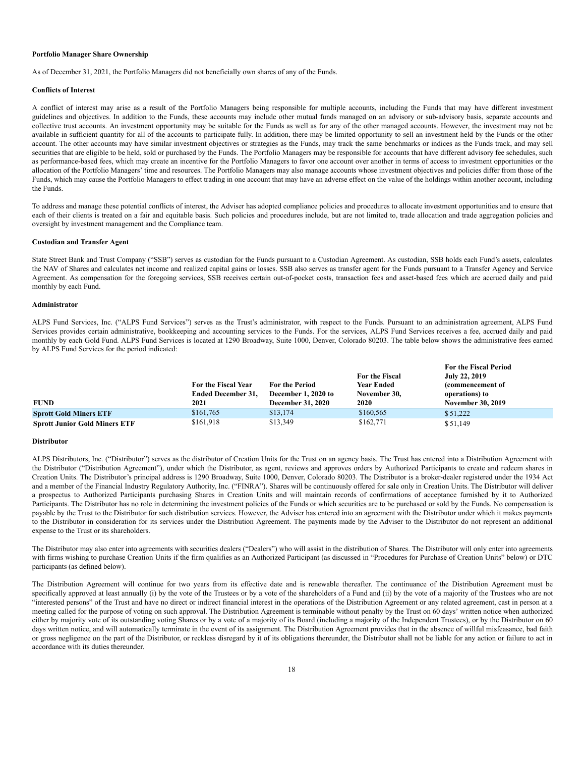**Portfolio Manager Share Ownership**

As of December 31, 2021, the Portfolio Managers did not beneficially own shares of any of the Funds.

**Conflicts of Interest**

A conflict of interest may arise as a result of the Portfolio Managers being responsible for multiple accounts, including the Funds that may have different investment guidelines and objectives. In addition to the Funds, these accounts may include other mutual funds managed on an advisory or sub-advisory basis, separate accounts and collective trust accounts. An investment opportunity may be suitable for the Funds as well as for any of the other managed accounts. However, the investment may not be available in sufficient quantity for all of the accounts to participate fully. In addition, there may be limited opportunity to sell an investment held by the Funds or the other account. The other accounts may have similar investment objectives or strategies as the Funds, may track the same benchmarks or indices as the Funds track, and may sell securities that are eligible to be held, sold or purchased by the Funds. The Portfolio Managers may be responsible for accounts that have different advisory fee schedules, such as performance-based fees, which may create an incentive for the Portfolio Managers to favor one account over another in terms of access to investment opportunities or the allocation of the Portfolio Managers' time and resources. The Portfolio Managers may also manage accounts whose investment objectives and policies differ from those of the Funds, which may cause the Portfolio Managers to effect trading in one account that may have an adverse effect on the value of the holdings within another account, including the Funds.

To address and manage these potential conflicts of interest, the Adviser has adopted compliance policies and procedures to allocate investment opportunities and to ensure that each of their clients is treated on a fair and equitable basis. Such policies and procedures include, but are not limited to, trade allocation and trade aggregation policies and oversight by investment management and the Compliance team.

**Custodian and Transfer Agent**

State Street Bank and Trust Company ("SSB") serves as custodian for the Funds pursuant to a Custodian Agreement. As custodian, SSB holds each Fund's assets, calculates the NAV of Shares and calculates net income and realized capital gains or losses. SSB also serves as transfer agent for the Funds pursuant to a Transfer Agency and Service Agreement. As compensation for the foregoing services, SSB receives certain out-of-pocket costs, transaction fees and asset-based fees which are accrued daily and paid monthly by each Fund.

**Administrator**

ALPS Fund Services, Inc. ("ALPS Fund Services") serves as the Trust's administrator, with respect to the Funds. Pursuant to an administration agreement, ALPS Fund Services provides certain administrative, bookkeeping and accounting services to the Funds. For the services, ALPS Fund Services receives a fee, accrued daily and paid monthly by each Gold Fund. ALPS Fund Services is located at 1290 Broadway, Suite 1000, Denver, Colorado 80203. The table below shows the administrative fees earned by ALPS Fund Services for the period indicated:

| FUND | For the Fiscal Year Ended December 31, 2021 | For the Period December 1, 2020 to December 31, 2020 | For the Fiscal Year Ended November 30, 2020 | For the Fiscal Period July 22, 2019 (commencement of operations) to November 30, 2019 |
|---|---|---|---|---|
| **Sprott Gold Miners ETF** | $161,765 | $13,174 | $160,565 | $ 51,222 |
| **Sprott Junior Gold Miners ETF** | $161,918 | $13,349 | $162,771 | $ 51,149 |

**Distributor**

ALPS Distributors, Inc. ("Distributor") serves as the distributor of Creation Units for the Trust on an agency basis. The Trust has entered into a Distribution Agreement with the Distributor ("Distribution Agreement"), under which the Distributor, as agent, reviews and approves orders by Authorized Participants to create and redeem shares in Creation Units. The Distributor's principal address is 1290 Broadway, Suite 1000, Denver, Colorado 80203. The Distributor is a broker-dealer registered under the 1934 Act and a member of the Financial Industry Regulatory Authority, Inc. ("FINRA"). Shares will be continuously offered for sale only in Creation Units. The Distributor will deliver a prospectus to Authorized Participants purchasing Shares in Creation Units and will maintain records of confirmations of acceptance furnished by it to Authorized Participants. The Distributor has no role in determining the investment policies of the Funds or which securities are to be purchased or sold by the Funds. No compensation is payable by the Trust to the Distributor for such distribution services. However, the Adviser has entered into an agreement with the Distributor under which it makes payments to the Distributor in consideration for its services under the Distribution Agreement. The payments made by the Adviser to the Distributor do not represent an additional expense to the Trust or its shareholders.

The Distributor may also enter into agreements with securities dealers ("Dealers") who will assist in the distribution of Shares. The Distributor will only enter into agreements with firms wishing to purchase Creation Units if the firm qualifies as an Authorized Participant (as discussed in "Procedures for Purchase of Creation Units" below) or DTC participants (as defined below).

The Distribution Agreement will continue for two years from its effective date and is renewable thereafter. The continuance of the Distribution Agreement must be specifically approved at least annually (i) by the vote of the Trustees or by a vote of the shareholders of a Fund and (ii) by the vote of a majority of the Trustees who are not "interested persons" of the Trust and have no direct or indirect financial interest in the operations of the Distribution Agreement or any related agreement, cast in person at a meeting called for the purpose of voting on such approval. The Distribution Agreement is terminable without penalty by the Trust on 60 days' written notice when authorized either by majority vote of its outstanding voting Shares or by a vote of a majority of its Board (including a majority of the Independent Trustees), or by the Distributor on 60 days written notice, and will automatically terminate in the event of its assignment. The Distribution Agreement provides that in the absence of willful misfeasance, bad faith or gross negligence on the part of the Distributor, or reckless disregard by it of its obligations thereunder, the Distributor shall not be liable for any action or failure to act in accordance with its duties thereunder.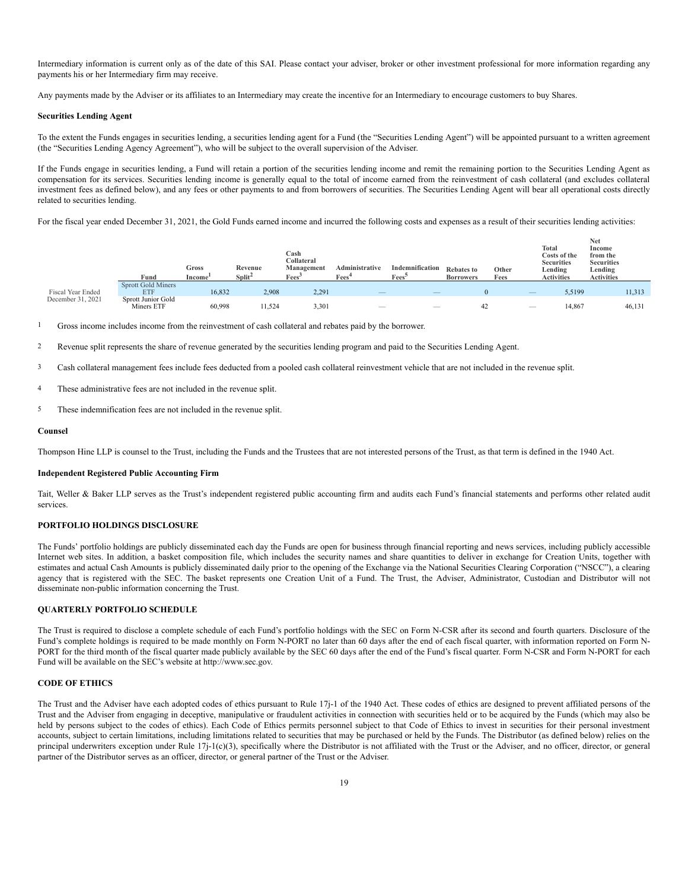Intermediary information is current only as of the date of this SAI. Please contact your adviser, broker or other investment professional for more information regarding any payments his or her Intermediary firm may receive.

Any payments made by the Adviser or its affiliates to an Intermediary may create the incentive for an Intermediary to encourage customers to buy Shares.

**Securities Lending Agent**

To the extent the Funds engages in securities lending, a securities lending agent for a Fund (the "Securities Lending Agent") will be appointed pursuant to a written agreement (the "Securities Lending Agency Agreement"), who will be subject to the overall supervision of the Adviser.

If the Funds engage in securities lending, a Fund will retain a portion of the securities lending income and remit the remaining portion to the Securities Lending Agent as compensation for its services. Securities lending income is generally equal to the total of income earned from the reinvestment of cash collateral (and excludes collateral investment fees as defined below), and any fees or other payments to and from borrowers of securities. The Securities Lending Agent will bear all operational costs directly related to securities lending.

For the fiscal year ended December 31, 2021, the Gold Funds earned income and incurred the following costs and expenses as a result of their securities lending activities:

| | Fund | Gross Income[1] | Revenue Split[2] | Cash Collateral Management Fees[3] | Administrative Fees[4] | Indemnification Fees[5] | Rebates to Borrowers | Other Fees | Total Costs of the Securities Lending Activities | Net Income from the Securities Lending Activities |
|---|---|---|---|---|---|---|---|---|---|---|
| Fiscal Year Ended December 31, 2021 | Sprott Gold Miners ETF | 16,832 | 2,908 | 2,291 | — | — | 0 | — | 5,5199 | 11,313 |
| | Sprott Junior Gold Miners ETF | 60,998 | 11,524 | 3,301 | — | — | 42 | — | 14,867 | 46,131 |

1 Gross income includes income from the reinvestment of cash collateral and rebates paid by the borrower.

2 Revenue split represents the share of revenue generated by the securities lending program and paid to the Securities Lending Agent.

3 Cash collateral management fees include fees deducted from a pooled cash collateral reinvestment vehicle that are not included in the revenue split.

4 These administrative fees are not included in the revenue split.

5 These indemnification fees are not included in the revenue split.

**Counsel**

Thompson Hine LLP is counsel to the Trust, including the Funds and the Trustees that are not interested persons of the Trust, as that term is defined in the 1940 Act.

**Independent Registered Public Accounting Firm**

Tait, Weller & Baker LLP serves as the Trust's independent registered public accounting firm and audits each Fund's financial statements and performs other related audit services.

## PORTFOLIO HOLDINGS DISCLOSURE

The Funds' portfolio holdings are publicly disseminated each day the Funds are open for business through financial reporting and news services, including publicly accessible Internet web sites. In addition, a basket composition file, which includes the security names and share quantities to deliver in exchange for Creation Units, together with estimates and actual Cash Amounts is publicly disseminated daily prior to the opening of the Exchange via the National Securities Clearing Corporation ("NSCC"), a clearing agency that is registered with the SEC. The basket represents one Creation Unit of a Fund. The Trust, the Adviser, Administrator, Custodian and Distributor will not disseminate non-public information concerning the Trust.

## QUARTERLY PORTFOLIO SCHEDULE

The Trust is required to disclose a complete schedule of each Fund's portfolio holdings with the SEC on Form N-CSR after its second and fourth quarters. Disclosure of the Fund's complete holdings is required to be made monthly on Form N-PORT no later than 60 days after the end of each fiscal quarter, with information reported on Form N-PORT for the third month of the fiscal quarter made publicly available by the SEC 60 days after the end of the Fund's fiscal quarter. Form N-CSR and Form N-PORT for each Fund will be available on the SEC's website at http://www.sec.gov.

## CODE OF ETHICS

The Trust and the Adviser have each adopted codes of ethics pursuant to Rule 17j-1 of the 1940 Act. These codes of ethics are designed to prevent affiliated persons of the Trust and the Adviser from engaging in deceptive, manipulative or fraudulent activities in connection with securities held or to be acquired by the Funds (which may also be held by persons subject to the codes of ethics). Each Code of Ethics permits personnel subject to that Code of Ethics to invest in securities for their personal investment accounts, subject to certain limitations, including limitations related to securities that may be purchased or held by the Funds. The Distributor (as defined below) relies on the principal underwriters exception under Rule 17j-1(c)(3), specifically where the Distributor is not affiliated with the Trust or the Adviser, and no officer, director, or general partner of the Distributor serves as an officer, director, or general partner of the Trust or the Adviser.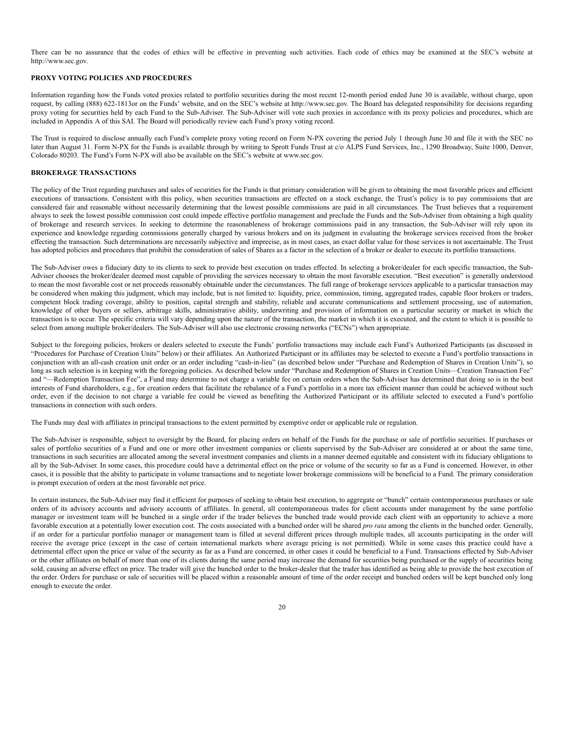There can be no assurance that the codes of ethics will be effective in preventing such activities. Each code of ethics may be examined at the SEC's website at http://www.sec.gov.

## PROXY VOTING POLICIES AND PROCEDURES

Information regarding how the Funds voted proxies related to portfolio securities during the most recent 12-month period ended June 30 is available, without charge, upon request, by calling (888) 622-1813or on the Funds' website, and on the SEC's website at http://www.sec.gov. The Board has delegated responsibility for decisions regarding proxy voting for securities held by each Fund to the Sub-Adviser. The Sub-Adviser will vote such proxies in accordance with its proxy policies and procedures, which are included in Appendix A of this SAI. The Board will periodically review each Fund's proxy voting record.

The Trust is required to disclose annually each Fund's complete proxy voting record on Form N-PX covering the period July 1 through June 30 and file it with the SEC no later than August 31. Form N-PX for the Funds is available through by writing to Sprott Funds Trust at c/o ALPS Fund Services, Inc., 1290 Broadway, Suite 1000, Denver, Colorado 80203. The Fund's Form N-PX will also be available on the SEC's website at www.sec.gov.

## BROKERAGE TRANSACTIONS

The policy of the Trust regarding purchases and sales of securities for the Funds is that primary consideration will be given to obtaining the most favorable prices and efficient executions of transactions. Consistent with this policy, when securities transactions are effected on a stock exchange, the Trust's policy is to pay commissions that are considered fair and reasonable without necessarily determining that the lowest possible commissions are paid in all circumstances. The Trust believes that a requirement always to seek the lowest possible commission cost could impede effective portfolio management and preclude the Funds and the Sub-Adviser from obtaining a high quality of brokerage and research services. In seeking to determine the reasonableness of brokerage commissions paid in any transaction, the Sub-Adviser will rely upon its experience and knowledge regarding commissions generally charged by various brokers and on its judgment in evaluating the brokerage services received from the broker effecting the transaction. Such determinations are necessarily subjective and imprecise, as in most cases, an exact dollar value for those services is not ascertainable. The Trust has adopted policies and procedures that prohibit the consideration of sales of Shares as a factor in the selection of a broker or dealer to execute its portfolio transactions.

The Sub-Adviser owes a fiduciary duty to its clients to seek to provide best execution on trades effected. In selecting a broker/dealer for each specific transaction, the Sub-Adviser chooses the broker/dealer deemed most capable of providing the services necessary to obtain the most favorable execution. "Best execution" is generally understood to mean the most favorable cost or net proceeds reasonably obtainable under the circumstances. The full range of brokerage services applicable to a particular transaction may be considered when making this judgment, which may include, but is not limited to: liquidity, price, commission, timing, aggregated trades, capable floor brokers or traders, competent block trading coverage, ability to position, capital strength and stability, reliable and accurate communications and settlement processing, use of automation, knowledge of other buyers or sellers, arbitrage skills, administrative ability, underwriting and provision of information on a particular security or market in which the transaction is to occur. The specific criteria will vary depending upon the nature of the transaction, the market in which it is executed, and the extent to which it is possible to select from among multiple broker/dealers. The Sub-Adviser will also use electronic crossing networks ("ECNs") when appropriate.

Subject to the foregoing policies, brokers or dealers selected to execute the Funds' portfolio transactions may include each Fund's Authorized Participants (as discussed in "Procedures for Purchase of Creation Units" below) or their affiliates. An Authorized Participant or its affiliates may be selected to execute a Fund's portfolio transactions in conjunction with an all-cash creation unit order or an order including "cash-in-lieu" (as described below under "Purchase and Redemption of Shares in Creation Units"), so long as such selection is in keeping with the foregoing policies. As described below under "Purchase and Redemption of Shares in Creation Units—Creation Transaction Fee" and "—Redemption Transaction Fee", a Fund may determine to not charge a variable fee on certain orders when the Sub-Adviser has determined that doing so is in the best interests of Fund shareholders, e.g., for creation orders that facilitate the rebalance of a Fund's portfolio in a more tax efficient manner than could be achieved without such order, even if the decision to not charge a variable fee could be viewed as benefiting the Authorized Participant or its affiliate selected to executed a Fund's portfolio transactions in connection with such orders.

The Funds may deal with affiliates in principal transactions to the extent permitted by exemptive order or applicable rule or regulation.

The Sub-Adviser is responsible, subject to oversight by the Board, for placing orders on behalf of the Funds for the purchase or sale of portfolio securities. If purchases or sales of portfolio securities of a Fund and one or more other investment companies or clients supervised by the Sub-Adviser are considered at or about the same time, transactions in such securities are allocated among the several investment companies and clients in a manner deemed equitable and consistent with its fiduciary obligations to all by the Sub-Adviser. In some cases, this procedure could have a detrimental effect on the price or volume of the security so far as a Fund is concerned. However, in other cases, it is possible that the ability to participate in volume transactions and to negotiate lower brokerage commissions will be beneficial to a Fund. The primary consideration is prompt execution of orders at the most favorable net price.

In certain instances, the Sub-Adviser may find it efficient for purposes of seeking to obtain best execution, to aggregate or "bunch" certain contemporaneous purchases or sale orders of its advisory accounts and advisory accounts of affiliates. In general, all contemporaneous trades for client accounts under management by the same portfolio manager or investment team will be bunched in a single order if the trader believes the bunched trade would provide each client with an opportunity to achieve a more favorable execution at a potentially lower execution cost. The costs associated with a bunched order will be shared *pro rata* among the clients in the bunched order. Generally, if an order for a particular portfolio manager or management team is filled at several different prices through multiple trades, all accounts participating in the order will receive the average price (except in the case of certain international markets where average pricing is not permitted). While in some cases this practice could have a detrimental effect upon the price or value of the security as far as a Fund are concerned, in other cases it could be beneficial to a Fund. Transactions effected by Sub-Adviser or the other affiliates on behalf of more than one of its clients during the same period may increase the demand for securities being purchased or the supply of securities being sold, causing an adverse effect on price. The trader will give the bunched order to the broker-dealer that the trader has identified as being able to provide the best execution of the order. Orders for purchase or sale of securities will be placed within a reasonable amount of time of the order receipt and bunched orders will be kept bunched only long enough to execute the order.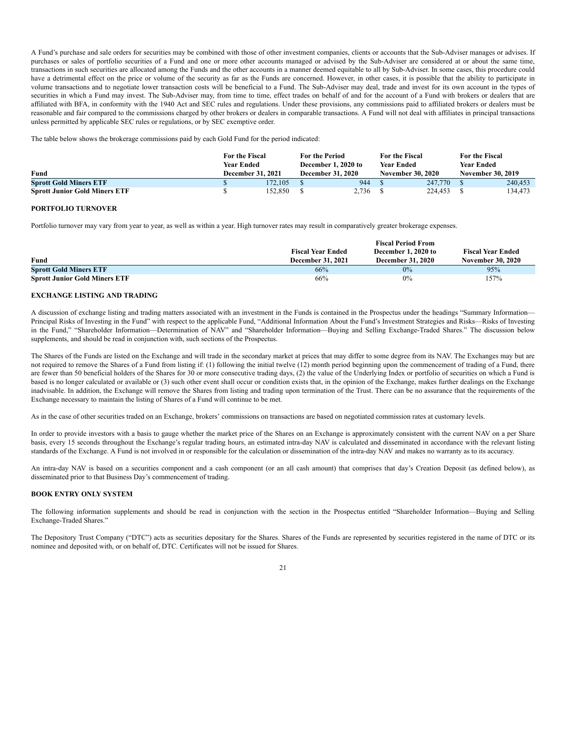A Fund's purchase and sale orders for securities may be combined with those of other investment companies, clients or accounts that the Sub-Adviser manages or advises. If purchases or sales of portfolio securities of a Fund and one or more other accounts managed or advised by the Sub-Adviser are considered at or about the same time, transactions in such securities are allocated among the Funds and the other accounts in a manner deemed equitable to all by Sub-Adviser. In some cases, this procedure could have a detrimental effect on the price or volume of the security as far as the Funds are concerned. However, in other cases, it is possible that the ability to participate in volume transactions and to negotiate lower transaction costs will be beneficial to a Fund. The Sub-Adviser may deal, trade and invest for its own account in the types of securities in which a Fund may invest. The Sub-Adviser may, from time to time, effect trades on behalf of and for the account of a Fund with brokers or dealers that are affiliated with BFA, in conformity with the 1940 Act and SEC rules and regulations. Under these provisions, any commissions paid to affiliated brokers or dealers must be reasonable and fair compared to the commissions charged by other brokers or dealers in comparable transactions. A Fund will not deal with affiliates in principal transactions unless permitted by applicable SEC rules or regulations, or by SEC exemptive order.

The table below shows the brokerage commissions paid by each Gold Fund for the period indicated:

| Fund | For the Fiscal Year Ended December 31, 2021 | For the Period December 1, 2020 to December 31, 2020 | For the Fiscal Year Ended November 30, 2020 | For the Fiscal Year Ended November 30, 2019 |
|---|---|---|---|---|
| **Sprott Gold Miners ETF** | $ 172,105 | $ 944 | $ 247,770 | $ 240,453 |
| **Sprott Junior Gold Miners ETF** | $ 152,850 | $ 2,736 | $ 224,453 | $ 134,473 |

## PORTFOLIO TURNOVER

Portfolio turnover may vary from year to year, as well as within a year. High turnover rates may result in comparatively greater brokerage expenses.

| Fund | Fiscal Year Ended December 31, 2021 | Fiscal Period From December 1, 2020 to December 31, 2020 | Fiscal Year Ended November 30, 2020 |
|---|---|---|---|
| **Sprott Gold Miners ETF** | 66% | 0% | 95% |
| **Sprott Junior Gold Miners ETF** | 66% | 0% | 157% |

## EXCHANGE LISTING AND TRADING

A discussion of exchange listing and trading matters associated with an investment in the Funds is contained in the Prospectus under the headings "Summary Information—Principal Risks of Investing in the Fund" with respect to the applicable Fund, "Additional Information About the Fund's Investment Strategies and Risks—Risks of Investing in the Fund," "Shareholder Information—Determination of NAV" and "Shareholder Information—Buying and Selling Exchange-Traded Shares." The discussion below supplements, and should be read in conjunction with, such sections of the Prospectus.

The Shares of the Funds are listed on the Exchange and will trade in the secondary market at prices that may differ to some degree from its NAV. The Exchanges may but are not required to remove the Shares of a Fund from listing if: (1) following the initial twelve (12) month period beginning upon the commencement of trading of a Fund, there are fewer than 50 beneficial holders of the Shares for 30 or more consecutive trading days, (2) the value of the Underlying Index or portfolio of securities on which a Fund is based is no longer calculated or available or (3) such other event shall occur or condition exists that, in the opinion of the Exchange, makes further dealings on the Exchange inadvisable. In addition, the Exchange will remove the Shares from listing and trading upon termination of the Trust. There can be no assurance that the requirements of the Exchange necessary to maintain the listing of Shares of a Fund will continue to be met.

As in the case of other securities traded on an Exchange, brokers' commissions on transactions are based on negotiated commission rates at customary levels.

In order to provide investors with a basis to gauge whether the market price of the Shares on an Exchange is approximately consistent with the current NAV on a per Share basis, every 15 seconds throughout the Exchange's regular trading hours, an estimated intra-day NAV is calculated and disseminated in accordance with the relevant listing standards of the Exchange. A Fund is not involved in or responsible for the calculation or dissemination of the intra-day NAV and makes no warranty as to its accuracy.

An intra-day NAV is based on a securities component and a cash component (or an all cash amount) that comprises that day's Creation Deposit (as defined below), as disseminated prior to that Business Day's commencement of trading.

## BOOK ENTRY ONLY SYSTEM

The following information supplements and should be read in conjunction with the section in the Prospectus entitled "Shareholder Information—Buying and Selling Exchange-Traded Shares."

The Depository Trust Company ("DTC") acts as securities depositary for the Shares. Shares of the Funds are represented by securities registered in the name of DTC or its nominee and deposited with, or on behalf of, DTC. Certificates will not be issued for Shares.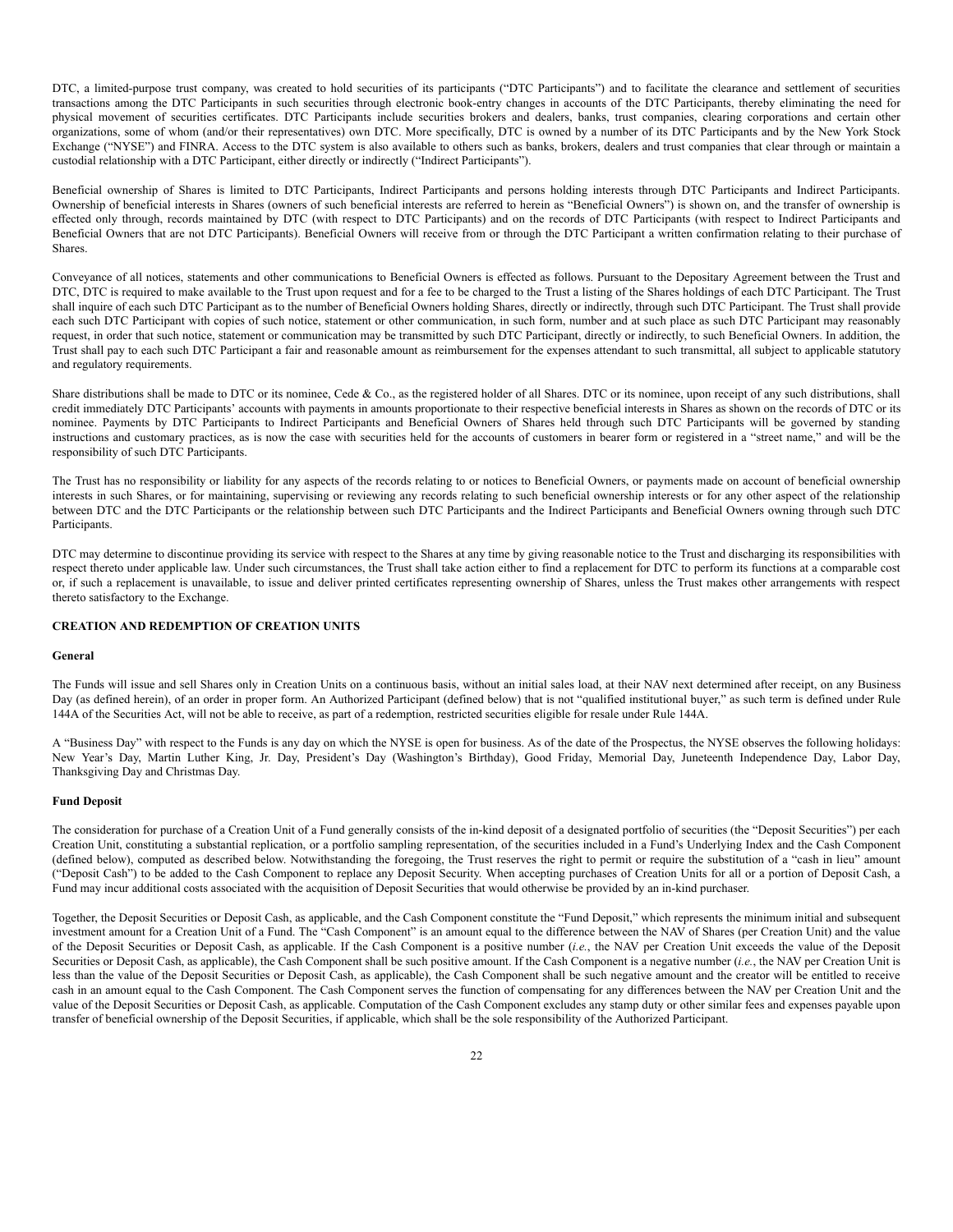DTC, a limited-purpose trust company, was created to hold securities of its participants ("DTC Participants") and to facilitate the clearance and settlement of securities transactions among the DTC Participants in such securities through electronic book-entry changes in accounts of the DTC Participants, thereby eliminating the need for physical movement of securities certificates. DTC Participants include securities brokers and dealers, banks, trust companies, clearing corporations and certain other organizations, some of whom (and/or their representatives) own DTC. More specifically, DTC is owned by a number of its DTC Participants and by the New York Stock Exchange ("NYSE") and FINRA. Access to the DTC system is also available to others such as banks, brokers, dealers and trust companies that clear through or maintain a custodial relationship with a DTC Participant, either directly or indirectly ("Indirect Participants").

Beneficial ownership of Shares is limited to DTC Participants, Indirect Participants and persons holding interests through DTC Participants and Indirect Participants. Ownership of beneficial interests in Shares (owners of such beneficial interests are referred to herein as "Beneficial Owners") is shown on, and the transfer of ownership is effected only through, records maintained by DTC (with respect to DTC Participants) and on the records of DTC Participants (with respect to Indirect Participants and Beneficial Owners that are not DTC Participants). Beneficial Owners will receive from or through the DTC Participant a written confirmation relating to their purchase of Shares.

Conveyance of all notices, statements and other communications to Beneficial Owners is effected as follows. Pursuant to the Depositary Agreement between the Trust and DTC, DTC is required to make available to the Trust upon request and for a fee to be charged to the Trust a listing of the Shares holdings of each DTC Participant. The Trust shall inquire of each such DTC Participant as to the number of Beneficial Owners holding Shares, directly or indirectly, through such DTC Participant. The Trust shall provide each such DTC Participant with copies of such notice, statement or other communication, in such form, number and at such place as such DTC Participant may reasonably request, in order that such notice, statement or communication may be transmitted by such DTC Participant, directly or indirectly, to such Beneficial Owners. In addition, the Trust shall pay to each such DTC Participant a fair and reasonable amount as reimbursement for the expenses attendant to such transmittal, all subject to applicable statutory and regulatory requirements.

Share distributions shall be made to DTC or its nominee, Cede & Co., as the registered holder of all Shares. DTC or its nominee, upon receipt of any such distributions, shall credit immediately DTC Participants' accounts with payments in amounts proportionate to their respective beneficial interests in Shares as shown on the records of DTC or its nominee. Payments by DTC Participants to Indirect Participants and Beneficial Owners of Shares held through such DTC Participants will be governed by standing instructions and customary practices, as is now the case with securities held for the accounts of customers in bearer form or registered in a "street name," and will be the responsibility of such DTC Participants.

The Trust has no responsibility or liability for any aspects of the records relating to or notices to Beneficial Owners, or payments made on account of beneficial ownership interests in such Shares, or for maintaining, supervising or reviewing any records relating to such beneficial ownership interests or for any other aspect of the relationship between DTC and the DTC Participants or the relationship between such DTC Participants and the Indirect Participants and Beneficial Owners owning through such DTC Participants.

DTC may determine to discontinue providing its service with respect to the Shares at any time by giving reasonable notice to the Trust and discharging its responsibilities with respect thereto under applicable law. Under such circumstances, the Trust shall take action either to find a replacement for DTC to perform its functions at a comparable cost or, if such a replacement is unavailable, to issue and deliver printed certificates representing ownership of Shares, unless the Trust makes other arrangements with respect thereto satisfactory to the Exchange.

## CREATION AND REDEMPTION OF CREATION UNITS

### General

The Funds will issue and sell Shares only in Creation Units on a continuous basis, without an initial sales load, at their NAV next determined after receipt, on any Business Day (as defined herein), of an order in proper form. An Authorized Participant (defined below) that is not "qualified institutional buyer," as such term is defined under Rule 144A of the Securities Act, will not be able to receive, as part of a redemption, restricted securities eligible for resale under Rule 144A.

A "Business Day" with respect to the Funds is any day on which the NYSE is open for business. As of the date of the Prospectus, the NYSE observes the following holidays: New Year's Day, Martin Luther King, Jr. Day, President's Day (Washington's Birthday), Good Friday, Memorial Day, Juneteenth Independence Day, Labor Day, Thanksgiving Day and Christmas Day.

### Fund Deposit

The consideration for purchase of a Creation Unit of a Fund generally consists of the in-kind deposit of a designated portfolio of securities (the "Deposit Securities") per each Creation Unit, constituting a substantial replication, or a portfolio sampling representation, of the securities included in a Fund's Underlying Index and the Cash Component (defined below), computed as described below. Notwithstanding the foregoing, the Trust reserves the right to permit or require the substitution of a "cash in lieu" amount ("Deposit Cash") to be added to the Cash Component to replace any Deposit Security. When accepting purchases of Creation Units for all or a portion of Deposit Cash, a Fund may incur additional costs associated with the acquisition of Deposit Securities that would otherwise be provided by an in-kind purchaser.

Together, the Deposit Securities or Deposit Cash, as applicable, and the Cash Component constitute the "Fund Deposit," which represents the minimum initial and subsequent investment amount for a Creation Unit of a Fund. The "Cash Component" is an amount equal to the difference between the NAV of Shares (per Creation Unit) and the value of the Deposit Securities or Deposit Cash, as applicable. If the Cash Component is a positive number (*i.e.*, the NAV per Creation Unit exceeds the value of the Deposit Securities or Deposit Cash, as applicable), the Cash Component shall be such positive amount. If the Cash Component is a negative number (*i.e.*, the NAV per Creation Unit is less than the value of the Deposit Securities or Deposit Cash, as applicable), the Cash Component shall be such negative amount and the creator will be entitled to receive cash in an amount equal to the Cash Component. The Cash Component serves the function of compensating for any differences between the NAV per Creation Unit and the value of the Deposit Securities or Deposit Cash, as applicable. Computation of the Cash Component excludes any stamp duty or other similar fees and expenses payable upon transfer of beneficial ownership of the Deposit Securities, if applicable, which shall be the sole responsibility of the Authorized Participant.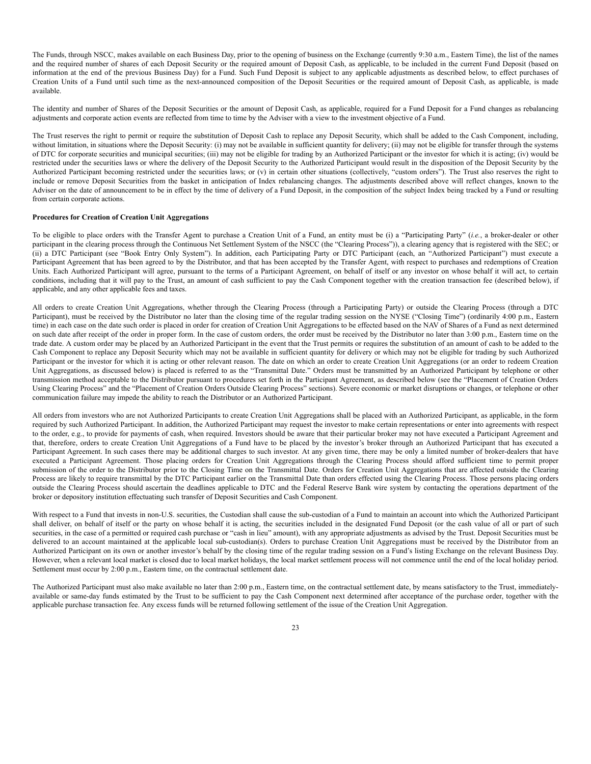The Funds, through NSCC, makes available on each Business Day, prior to the opening of business on the Exchange (currently 9:30 a.m., Eastern Time), the list of the names and the required number of shares of each Deposit Security or the required amount of Deposit Cash, as applicable, to be included in the current Fund Deposit (based on information at the end of the previous Business Day) for a Fund. Such Fund Deposit is subject to any applicable adjustments as described below, to effect purchases of Creation Units of a Fund until such time as the next-announced composition of the Deposit Securities or the required amount of Deposit Cash, as applicable, is made available.

The identity and number of Shares of the Deposit Securities or the amount of Deposit Cash, as applicable, required for a Fund Deposit for a Fund changes as rebalancing adjustments and corporate action events are reflected from time to time by the Adviser with a view to the investment objective of a Fund.

The Trust reserves the right to permit or require the substitution of Deposit Cash to replace any Deposit Security, which shall be added to the Cash Component, including, without limitation, in situations where the Deposit Security: (i) may not be available in sufficient quantity for delivery; (ii) may not be eligible for transfer through the systems of DTC for corporate securities and municipal securities; (iii) may not be eligible for trading by an Authorized Participant or the investor for which it is acting; (iv) would be restricted under the securities laws or where the delivery of the Deposit Security to the Authorized Participant would result in the disposition of the Deposit Security by the Authorized Participant becoming restricted under the securities laws; or (v) in certain other situations (collectively, "custom orders"). The Trust also reserves the right to include or remove Deposit Securities from the basket in anticipation of Index rebalancing changes. The adjustments described above will reflect changes, known to the Adviser on the date of announcement to be in effect by the time of delivery of a Fund Deposit, in the composition of the subject Index being tracked by a Fund or resulting from certain corporate actions.

**Procedures for Creation of Creation Unit Aggregations**

To be eligible to place orders with the Transfer Agent to purchase a Creation Unit of a Fund, an entity must be (i) a "Participating Party" (*i.e.*, a broker-dealer or other participant in the clearing process through the Continuous Net Settlement System of the NSCC (the "Clearing Process")), a clearing agency that is registered with the SEC; or (ii) a DTC Participant (see "Book Entry Only System"). In addition, each Participating Party or DTC Participant (each, an "Authorized Participant") must execute a Participant Agreement that has been agreed to by the Distributor, and that has been accepted by the Transfer Agent, with respect to purchases and redemptions of Creation Units. Each Authorized Participant will agree, pursuant to the terms of a Participant Agreement, on behalf of itself or any investor on whose behalf it will act, to certain conditions, including that it will pay to the Trust, an amount of cash sufficient to pay the Cash Component together with the creation transaction fee (described below), if applicable, and any other applicable fees and taxes.

All orders to create Creation Unit Aggregations, whether through the Clearing Process (through a Participating Party) or outside the Clearing Process (through a DTC Participant), must be received by the Distributor no later than the closing time of the regular trading session on the NYSE ("Closing Time") (ordinarily 4:00 p.m., Eastern time) in each case on the date such order is placed in order for creation of Creation Unit Aggregations to be effected based on the NAV of Shares of a Fund as next determined on such date after receipt of the order in proper form. In the case of custom orders, the order must be received by the Distributor no later than 3:00 p.m., Eastern time on the trade date. A custom order may be placed by an Authorized Participant in the event that the Trust permits or requires the substitution of an amount of cash to be added to the Cash Component to replace any Deposit Security which may not be available in sufficient quantity for delivery or which may not be eligible for trading by such Authorized Participant or the investor for which it is acting or other relevant reason. The date on which an order to create Creation Unit Aggregations (or an order to redeem Creation Unit Aggregations, as discussed below) is placed is referred to as the "Transmittal Date." Orders must be transmitted by an Authorized Participant by telephone or other transmission method acceptable to the Distributor pursuant to procedures set forth in the Participant Agreement, as described below (see the "Placement of Creation Orders Using Clearing Process" and the "Placement of Creation Orders Outside Clearing Process" sections). Severe economic or market disruptions or changes, or telephone or other communication failure may impede the ability to reach the Distributor or an Authorized Participant.

All orders from investors who are not Authorized Participants to create Creation Unit Aggregations shall be placed with an Authorized Participant, as applicable, in the form required by such Authorized Participant. In addition, the Authorized Participant may request the investor to make certain representations or enter into agreements with respect to the order, e.g., to provide for payments of cash, when required. Investors should be aware that their particular broker may not have executed a Participant Agreement and that, therefore, orders to create Creation Unit Aggregations of a Fund have to be placed by the investor's broker through an Authorized Participant that has executed a Participant Agreement. In such cases there may be additional charges to such investor. At any given time, there may be only a limited number of broker-dealers that have executed a Participant Agreement. Those placing orders for Creation Unit Aggregations through the Clearing Process should afford sufficient time to permit proper submission of the order to the Distributor prior to the Closing Time on the Transmittal Date. Orders for Creation Unit Aggregations that are affected outside the Clearing Process are likely to require transmittal by the DTC Participant earlier on the Transmittal Date than orders effected using the Clearing Process. Those persons placing orders outside the Clearing Process should ascertain the deadlines applicable to DTC and the Federal Reserve Bank wire system by contacting the operations department of the broker or depository institution effectuating such transfer of Deposit Securities and Cash Component.

With respect to a Fund that invests in non-U.S. securities, the Custodian shall cause the sub-custodian of a Fund to maintain an account into which the Authorized Participant shall deliver, on behalf of itself or the party on whose behalf it is acting, the securities included in the designated Fund Deposit (or the cash value of all or part of such securities, in the case of a permitted or required cash purchase or "cash in lieu" amount), with any appropriate adjustments as advised by the Trust. Deposit Securities must be delivered to an account maintained at the applicable local sub-custodian(s). Orders to purchase Creation Unit Aggregations must be received by the Distributor from an Authorized Participant on its own or another investor's behalf by the closing time of the regular trading session on a Fund's listing Exchange on the relevant Business Day. However, when a relevant local market is closed due to local market holidays, the local market settlement process will not commence until the end of the local holiday period. Settlement must occur by 2:00 p.m., Eastern time, on the contractual settlement date.

The Authorized Participant must also make available no later than 2:00 p.m., Eastern time, on the contractual settlement date, by means satisfactory to the Trust, immediately-available or same-day funds estimated by the Trust to be sufficient to pay the Cash Component next determined after acceptance of the purchase order, together with the applicable purchase transaction fee. Any excess funds will be returned following settlement of the issue of the Creation Unit Aggregation.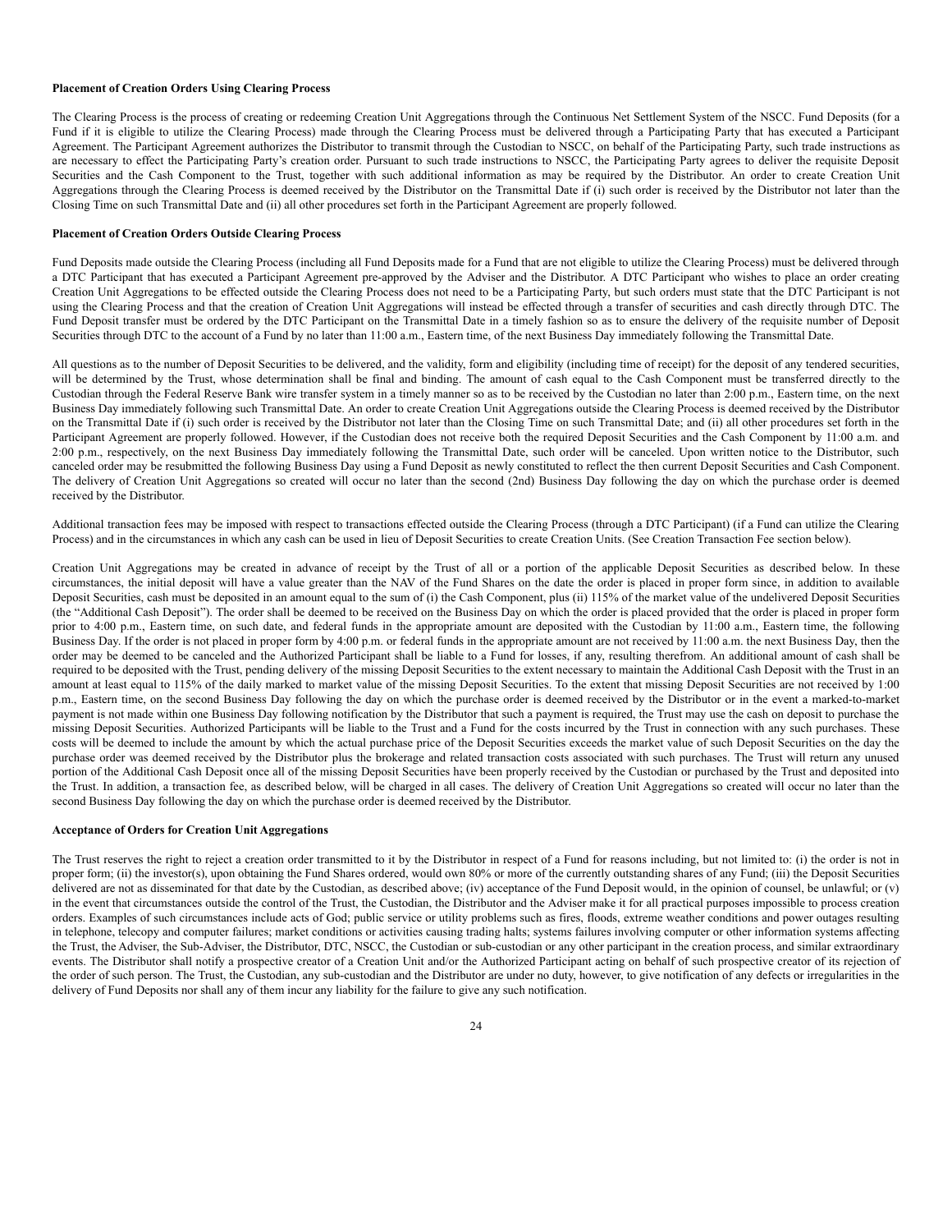**Placement of Creation Orders Using Clearing Process**

The Clearing Process is the process of creating or redeeming Creation Unit Aggregations through the Continuous Net Settlement System of the NSCC. Fund Deposits (for a Fund if it is eligible to utilize the Clearing Process) made through the Clearing Process must be delivered through a Participating Party that has executed a Participant Agreement. The Participant Agreement authorizes the Distributor to transmit through the Custodian to NSCC, on behalf of the Participating Party, such trade instructions as are necessary to effect the Participating Party's creation order. Pursuant to such trade instructions to NSCC, the Participating Party agrees to deliver the requisite Deposit Securities and the Cash Component to the Trust, together with such additional information as may be required by the Distributor. An order to create Creation Unit Aggregations through the Clearing Process is deemed received by the Distributor on the Transmittal Date if (i) such order is received by the Distributor not later than the Closing Time on such Transmittal Date and (ii) all other procedures set forth in the Participant Agreement are properly followed.

**Placement of Creation Orders Outside Clearing Process**

Fund Deposits made outside the Clearing Process (including all Fund Deposits made for a Fund that are not eligible to utilize the Clearing Process) must be delivered through a DTC Participant that has executed a Participant Agreement pre-approved by the Adviser and the Distributor. A DTC Participant who wishes to place an order creating Creation Unit Aggregations to be effected outside the Clearing Process does not need to be a Participating Party, but such orders must state that the DTC Participant is not using the Clearing Process and that the creation of Creation Unit Aggregations will instead be effected through a transfer of securities and cash directly through DTC. The Fund Deposit transfer must be ordered by the DTC Participant on the Transmittal Date in a timely fashion so as to ensure the delivery of the requisite number of Deposit Securities through DTC to the account of a Fund by no later than 11:00 a.m., Eastern time, of the next Business Day immediately following the Transmittal Date.

All questions as to the number of Deposit Securities to be delivered, and the validity, form and eligibility (including time of receipt) for the deposit of any tendered securities, will be determined by the Trust, whose determination shall be final and binding. The amount of cash equal to the Cash Component must be transferred directly to the Custodian through the Federal Reserve Bank wire transfer system in a timely manner so as to be received by the Custodian no later than 2:00 p.m., Eastern time, on the next Business Day immediately following such Transmittal Date. An order to create Creation Unit Aggregations outside the Clearing Process is deemed received by the Distributor on the Transmittal Date if (i) such order is received by the Distributor not later than the Closing Time on such Transmittal Date; and (ii) all other procedures set forth in the Participant Agreement are properly followed. However, if the Custodian does not receive both the required Deposit Securities and the Cash Component by 11:00 a.m. and 2:00 p.m., respectively, on the next Business Day immediately following the Transmittal Date, such order will be canceled. Upon written notice to the Distributor, such canceled order may be resubmitted the following Business Day using a Fund Deposit as newly constituted to reflect the then current Deposit Securities and Cash Component. The delivery of Creation Unit Aggregations so created will occur no later than the second (2nd) Business Day following the day on which the purchase order is deemed received by the Distributor.

Additional transaction fees may be imposed with respect to transactions effected outside the Clearing Process (through a DTC Participant) (if a Fund can utilize the Clearing Process) and in the circumstances in which any cash can be used in lieu of Deposit Securities to create Creation Units. (See Creation Transaction Fee section below).

Creation Unit Aggregations may be created in advance of receipt by the Trust of all or a portion of the applicable Deposit Securities as described below. In these circumstances, the initial deposit will have a value greater than the NAV of the Fund Shares on the date the order is placed in proper form since, in addition to available Deposit Securities, cash must be deposited in an amount equal to the sum of (i) the Cash Component, plus (ii) 115% of the market value of the undelivered Deposit Securities (the "Additional Cash Deposit"). The order shall be deemed to be received on the Business Day on which the order is placed provided that the order is placed in proper form prior to 4:00 p.m., Eastern time, on such date, and federal funds in the appropriate amount are deposited with the Custodian by 11:00 a.m., Eastern time, the following Business Day. If the order is not placed in proper form by 4:00 p.m. or federal funds in the appropriate amount are not received by 11:00 a.m. the next Business Day, then the order may be deemed to be canceled and the Authorized Participant shall be liable to a Fund for losses, if any, resulting therefrom. An additional amount of cash shall be required to be deposited with the Trust, pending delivery of the missing Deposit Securities to the extent necessary to maintain the Additional Cash Deposit with the Trust in an amount at least equal to 115% of the daily marked to market value of the missing Deposit Securities. To the extent that missing Deposit Securities are not received by 1:00 p.m., Eastern time, on the second Business Day following the day on which the purchase order is deemed received by the Distributor or in the event a marked-to-market payment is not made within one Business Day following notification by the Distributor that such a payment is required, the Trust may use the cash on deposit to purchase the missing Deposit Securities. Authorized Participants will be liable to the Trust and a Fund for the costs incurred by the Trust in connection with any such purchases. These costs will be deemed to include the amount by which the actual purchase price of the Deposit Securities exceeds the market value of such Deposit Securities on the day the purchase order was deemed received by the Distributor plus the brokerage and related transaction costs associated with such purchases. The Trust will return any unused portion of the Additional Cash Deposit once all of the missing Deposit Securities have been properly received by the Custodian or purchased by the Trust and deposited into the Trust. In addition, a transaction fee, as described below, will be charged in all cases. The delivery of Creation Unit Aggregations so created will occur no later than the second Business Day following the day on which the purchase order is deemed received by the Distributor.

**Acceptance of Orders for Creation Unit Aggregations**

The Trust reserves the right to reject a creation order transmitted to it by the Distributor in respect of a Fund for reasons including, but not limited to: (i) the order is not in proper form; (ii) the investor(s), upon obtaining the Fund Shares ordered, would own 80% or more of the currently outstanding shares of any Fund; (iii) the Deposit Securities delivered are not as disseminated for that date by the Custodian, as described above; (iv) acceptance of the Fund Deposit would, in the opinion of counsel, be unlawful; or (v) in the event that circumstances outside the control of the Trust, the Custodian, the Distributor and the Adviser make it for all practical purposes impossible to process creation orders. Examples of such circumstances include acts of God; public service or utility problems such as fires, floods, extreme weather conditions and power outages resulting in telephone, telecopy and computer failures; market conditions or activities causing trading halts; systems failures involving computer or other information systems affecting the Trust, the Adviser, the Sub-Adviser, the Distributor, DTC, NSCC, the Custodian or sub-custodian or any other participant in the creation process, and similar extraordinary events. The Distributor shall notify a prospective creator of a Creation Unit and/or the Authorized Participant acting on behalf of such prospective creator of its rejection of the order of such person. The Trust, the Custodian, any sub-custodian and the Distributor are under no duty, however, to give notification of any defects or irregularities in the delivery of Fund Deposits nor shall any of them incur any liability for the failure to give any such notification.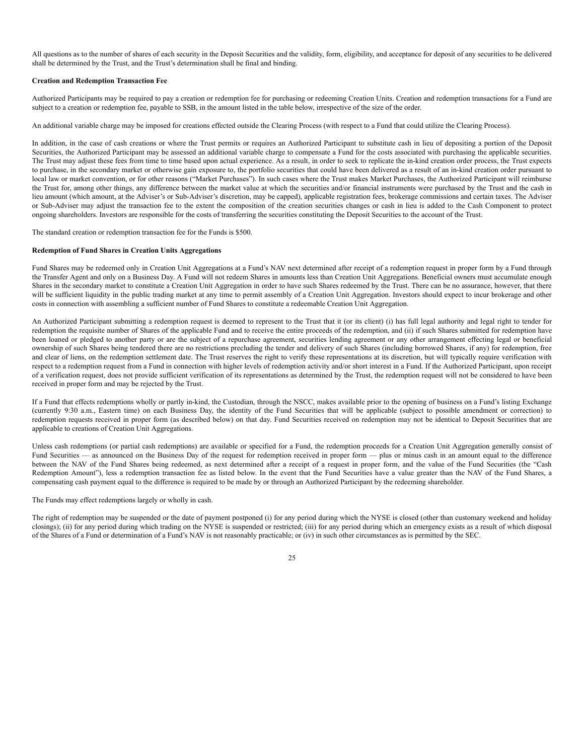All questions as to the number of shares of each security in the Deposit Securities and the validity, form, eligibility, and acceptance for deposit of any securities to be delivered shall be determined by the Trust, and the Trust's determination shall be final and binding.

**Creation and Redemption Transaction Fee**

Authorized Participants may be required to pay a creation or redemption fee for purchasing or redeeming Creation Units. Creation and redemption transactions for a Fund are subject to a creation or redemption fee, payable to SSB, in the amount listed in the table below, irrespective of the size of the order.

An additional variable charge may be imposed for creations effected outside the Clearing Process (with respect to a Fund that could utilize the Clearing Process).

In addition, in the case of cash creations or where the Trust permits or requires an Authorized Participant to substitute cash in lieu of depositing a portion of the Deposit Securities, the Authorized Participant may be assessed an additional variable charge to compensate a Fund for the costs associated with purchasing the applicable securities. The Trust may adjust these fees from time to time based upon actual experience. As a result, in order to seek to replicate the in-kind creation order process, the Trust expects to purchase, in the secondary market or otherwise gain exposure to, the portfolio securities that could have been delivered as a result of an in-kind creation order pursuant to local law or market convention, or for other reasons ("Market Purchases"). In such cases where the Trust makes Market Purchases, the Authorized Participant will reimburse the Trust for, among other things, any difference between the market value at which the securities and/or financial instruments were purchased by the Trust and the cash in lieu amount (which amount, at the Adviser's or Sub-Adviser's discretion, may be capped), applicable registration fees, brokerage commissions and certain taxes. The Adviser or Sub-Adviser may adjust the transaction fee to the extent the composition of the creation securities changes or cash in lieu is added to the Cash Component to protect ongoing shareholders. Investors are responsible for the costs of transferring the securities constituting the Deposit Securities to the account of the Trust.

The standard creation or redemption transaction fee for the Funds is $500.

**Redemption of Fund Shares in Creation Units Aggregations**

Fund Shares may be redeemed only in Creation Unit Aggregations at a Fund's NAV next determined after receipt of a redemption request in proper form by a Fund through the Transfer Agent and only on a Business Day. A Fund will not redeem Shares in amounts less than Creation Unit Aggregations. Beneficial owners must accumulate enough Shares in the secondary market to constitute a Creation Unit Aggregation in order to have such Shares redeemed by the Trust. There can be no assurance, however, that there will be sufficient liquidity in the public trading market at any time to permit assembly of a Creation Unit Aggregation. Investors should expect to incur brokerage and other costs in connection with assembling a sufficient number of Fund Shares to constitute a redeemable Creation Unit Aggregation.

An Authorized Participant submitting a redemption request is deemed to represent to the Trust that it (or its client) (i) has full legal authority and legal right to tender for redemption the requisite number of Shares of the applicable Fund and to receive the entire proceeds of the redemption, and (ii) if such Shares submitted for redemption have been loaned or pledged to another party or are the subject of a repurchase agreement, securities lending agreement or any other arrangement effecting legal or beneficial ownership of such Shares being tendered there are no restrictions precluding the tender and delivery of such Shares (including borrowed Shares, if any) for redemption, free and clear of liens, on the redemption settlement date. The Trust reserves the right to verify these representations at its discretion, but will typically require verification with respect to a redemption request from a Fund in connection with higher levels of redemption activity and/or short interest in a Fund. If the Authorized Participant, upon receipt of a verification request, does not provide sufficient verification of its representations as determined by the Trust, the redemption request will not be considered to have been received in proper form and may be rejected by the Trust.

If a Fund that effects redemptions wholly or partly in-kind, the Custodian, through the NSCC, makes available prior to the opening of business on a Fund's listing Exchange (currently 9:30 a.m., Eastern time) on each Business Day, the identity of the Fund Securities that will be applicable (subject to possible amendment or correction) to redemption requests received in proper form (as described below) on that day. Fund Securities received on redemption may not be identical to Deposit Securities that are applicable to creations of Creation Unit Aggregations.

Unless cash redemptions (or partial cash redemptions) are available or specified for a Fund, the redemption proceeds for a Creation Unit Aggregation generally consist of Fund Securities — as announced on the Business Day of the request for redemption received in proper form — plus or minus cash in an amount equal to the difference between the NAV of the Fund Shares being redeemed, as next determined after a receipt of a request in proper form, and the value of the Fund Securities (the "Cash Redemption Amount"), less a redemption transaction fee as listed below. In the event that the Fund Securities have a value greater than the NAV of the Fund Shares, a compensating cash payment equal to the difference is required to be made by or through an Authorized Participant by the redeeming shareholder.

The Funds may effect redemptions largely or wholly in cash.

The right of redemption may be suspended or the date of payment postponed (i) for any period during which the NYSE is closed (other than customary weekend and holiday closings); (ii) for any period during which trading on the NYSE is suspended or restricted; (iii) for any period during which an emergency exists as a result of which disposal of the Shares of a Fund or determination of a Fund's NAV is not reasonably practicable; or (iv) in such other circumstances as is permitted by the SEC.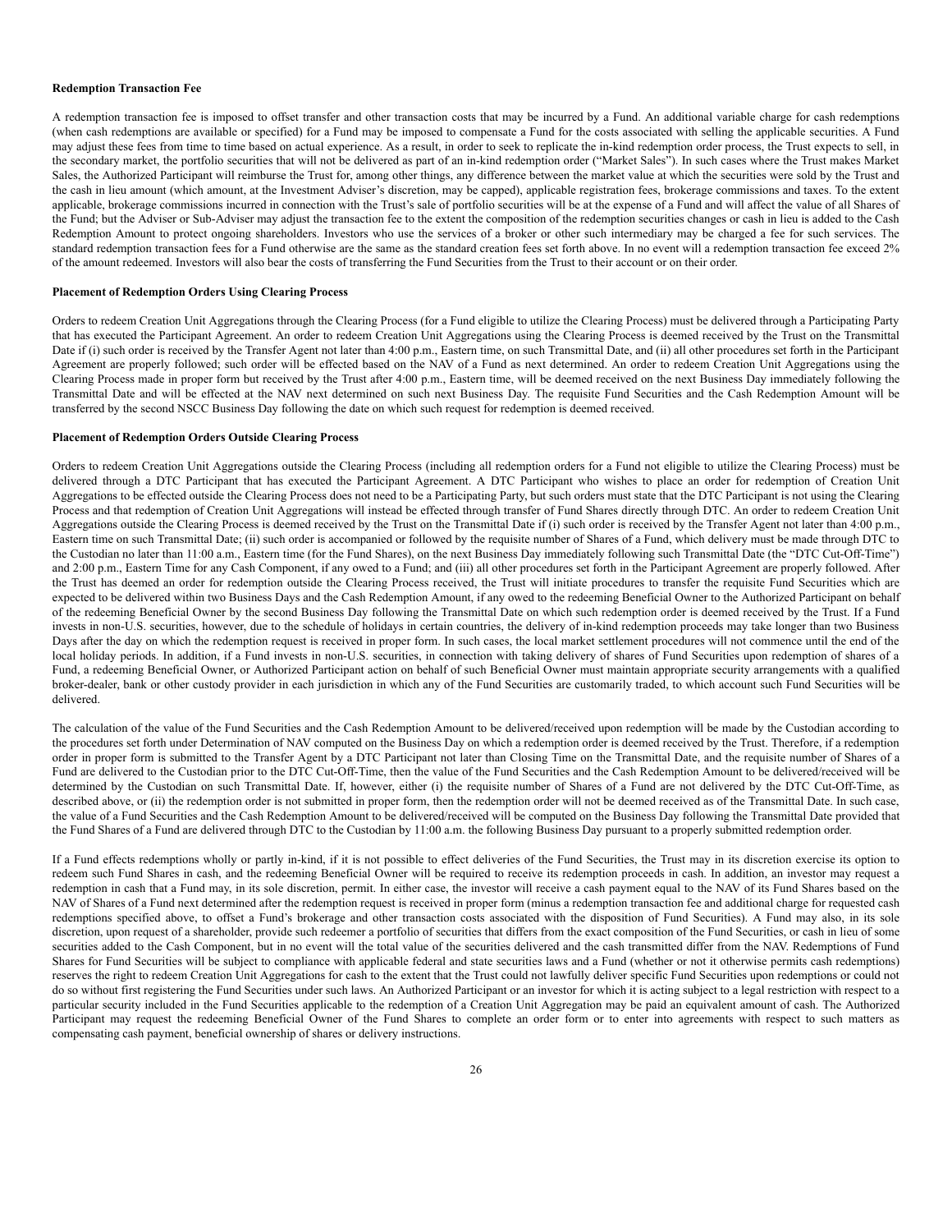**Redemption Transaction Fee**

A redemption transaction fee is imposed to offset transfer and other transaction costs that may be incurred by a Fund. An additional variable charge for cash redemptions (when cash redemptions are available or specified) for a Fund may be imposed to compensate a Fund for the costs associated with selling the applicable securities. A Fund may adjust these fees from time to time based on actual experience. As a result, in order to seek to replicate the in-kind redemption order process, the Trust expects to sell, in the secondary market, the portfolio securities that will not be delivered as part of an in-kind redemption order ("Market Sales"). In such cases where the Trust makes Market Sales, the Authorized Participant will reimburse the Trust for, among other things, any difference between the market value at which the securities were sold by the Trust and the cash in lieu amount (which amount, at the Investment Adviser's discretion, may be capped), applicable registration fees, brokerage commissions and taxes. To the extent applicable, brokerage commissions incurred in connection with the Trust's sale of portfolio securities will be at the expense of a Fund and will affect the value of all Shares of the Fund; but the Adviser or Sub-Adviser may adjust the transaction fee to the extent the composition of the redemption securities changes or cash in lieu is added to the Cash Redemption Amount to protect ongoing shareholders. Investors who use the services of a broker or other such intermediary may be charged a fee for such services. The standard redemption transaction fees for a Fund otherwise are the same as the standard creation fees set forth above. In no event will a redemption transaction fee exceed 2% of the amount redeemed. Investors will also bear the costs of transferring the Fund Securities from the Trust to their account or on their order.

**Placement of Redemption Orders Using Clearing Process**

Orders to redeem Creation Unit Aggregations through the Clearing Process (for a Fund eligible to utilize the Clearing Process) must be delivered through a Participating Party that has executed the Participant Agreement. An order to redeem Creation Unit Aggregations using the Clearing Process is deemed received by the Trust on the Transmittal Date if (i) such order is received by the Transfer Agent not later than 4:00 p.m., Eastern time, on such Transmittal Date, and (ii) all other procedures set forth in the Participant Agreement are properly followed; such order will be effected based on the NAV of a Fund as next determined. An order to redeem Creation Unit Aggregations using the Clearing Process made in proper form but received by the Trust after 4:00 p.m., Eastern time, will be deemed received on the next Business Day immediately following the Transmittal Date and will be effected at the NAV next determined on such next Business Day. The requisite Fund Securities and the Cash Redemption Amount will be transferred by the second NSCC Business Day following the date on which such request for redemption is deemed received.

**Placement of Redemption Orders Outside Clearing Process**

Orders to redeem Creation Unit Aggregations outside the Clearing Process (including all redemption orders for a Fund not eligible to utilize the Clearing Process) must be delivered through a DTC Participant that has executed the Participant Agreement. A DTC Participant who wishes to place an order for redemption of Creation Unit Aggregations to be effected outside the Clearing Process does not need to be a Participating Party, but such orders must state that the DTC Participant is not using the Clearing Process and that redemption of Creation Unit Aggregations will instead be effected through transfer of Fund Shares directly through DTC. An order to redeem Creation Unit Aggregations outside the Clearing Process is deemed received by the Trust on the Transmittal Date if (i) such order is received by the Transfer Agent not later than 4:00 p.m., Eastern time on such Transmittal Date; (ii) such order is accompanied or followed by the requisite number of Shares of a Fund, which delivery must be made through DTC to the Custodian no later than 11:00 a.m., Eastern time (for the Fund Shares), on the next Business Day immediately following such Transmittal Date (the "DTC Cut-Off-Time") and 2:00 p.m., Eastern Time for any Cash Component, if any owed to a Fund; and (iii) all other procedures set forth in the Participant Agreement are properly followed. After the Trust has deemed an order for redemption outside the Clearing Process received, the Trust will initiate procedures to transfer the requisite Fund Securities which are expected to be delivered within two Business Days and the Cash Redemption Amount, if any owed to the redeeming Beneficial Owner to the Authorized Participant on behalf of the redeeming Beneficial Owner by the second Business Day following the Transmittal Date on which such redemption order is deemed received by the Trust. If a Fund invests in non-U.S. securities, however, due to the schedule of holidays in certain countries, the delivery of in-kind redemption proceeds may take longer than two Business Days after the day on which the redemption request is received in proper form. In such cases, the local market settlement procedures will not commence until the end of the local holiday periods. In addition, if a Fund invests in non-U.S. securities, in connection with taking delivery of shares of Fund Securities upon redemption of shares of a Fund, a redeeming Beneficial Owner, or Authorized Participant action on behalf of such Beneficial Owner must maintain appropriate security arrangements with a qualified broker-dealer, bank or other custody provider in each jurisdiction in which any of the Fund Securities are customarily traded, to which account such Fund Securities will be delivered.

The calculation of the value of the Fund Securities and the Cash Redemption Amount to be delivered/received upon redemption will be made by the Custodian according to the procedures set forth under Determination of NAV computed on the Business Day on which a redemption order is deemed received by the Trust. Therefore, if a redemption order in proper form is submitted to the Transfer Agent by a DTC Participant not later than Closing Time on the Transmittal Date, and the requisite number of Shares of a Fund are delivered to the Custodian prior to the DTC Cut-Off-Time, then the value of the Fund Securities and the Cash Redemption Amount to be delivered/received will be determined by the Custodian on such Transmittal Date. If, however, either (i) the requisite number of Shares of a Fund are not delivered by the DTC Cut-Off-Time, as described above, or (ii) the redemption order is not submitted in proper form, then the redemption order will not be deemed received as of the Transmittal Date. In such case, the value of a Fund Securities and the Cash Redemption Amount to be delivered/received will be computed on the Business Day following the Transmittal Date provided that the Fund Shares of a Fund are delivered through DTC to the Custodian by 11:00 a.m. the following Business Day pursuant to a properly submitted redemption order.

If a Fund effects redemptions wholly or partly in-kind, if it is not possible to effect deliveries of the Fund Securities, the Trust may in its discretion exercise its option to redeem such Fund Shares in cash, and the redeeming Beneficial Owner will be required to receive its redemption proceeds in cash. In addition, an investor may request a redemption in cash that a Fund may, in its sole discretion, permit. In either case, the investor will receive a cash payment equal to the NAV of its Fund Shares based on the NAV of Shares of a Fund next determined after the redemption request is received in proper form (minus a redemption transaction fee and additional charge for requested cash redemptions specified above, to offset a Fund's brokerage and other transaction costs associated with the disposition of Fund Securities). A Fund may also, in its sole discretion, upon request of a shareholder, provide such redeemer a portfolio of securities that differs from the exact composition of the Fund Securities, or cash in lieu of some securities added to the Cash Component, but in no event will the total value of the securities delivered and the cash transmitted differ from the NAV. Redemptions of Fund Shares for Fund Securities will be subject to compliance with applicable federal and state securities laws and a Fund (whether or not it otherwise permits cash redemptions) reserves the right to redeem Creation Unit Aggregations for cash to the extent that the Trust could not lawfully deliver specific Fund Securities upon redemptions or could not do so without first registering the Fund Securities under such laws. An Authorized Participant or an investor for which it is acting subject to a legal restriction with respect to a particular security included in the Fund Securities applicable to the redemption of a Creation Unit Aggregation may be paid an equivalent amount of cash. The Authorized Participant may request the redeeming Beneficial Owner of the Fund Shares to complete an order form or to enter into agreements with respect to such matters as compensating cash payment, beneficial ownership of shares or delivery instructions.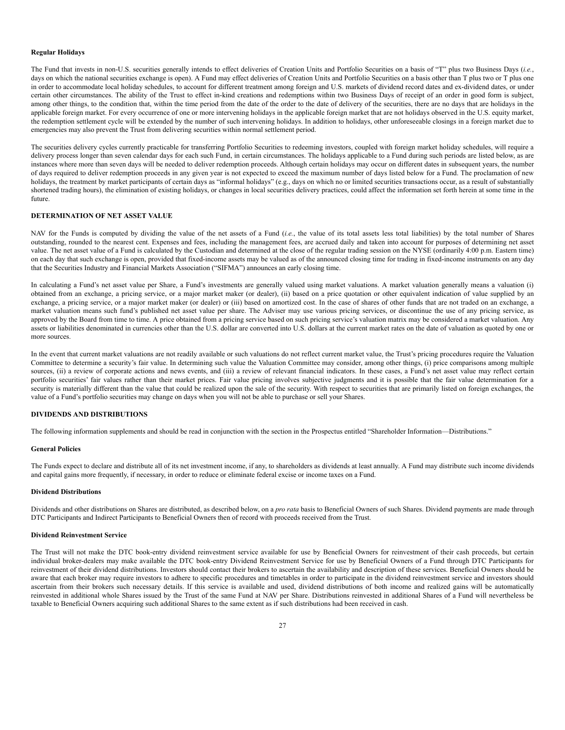**Regular Holidays**

The Fund that invests in non-U.S. securities generally intends to effect deliveries of Creation Units and Portfolio Securities on a basis of "T" plus two Business Days (*i.e.*, days on which the national securities exchange is open). A Fund may effect deliveries of Creation Units and Portfolio Securities on a basis other than T plus two or T plus one in order to accommodate local holiday schedules, to account for different treatment among foreign and U.S. markets of dividend record dates and ex-dividend dates, or under certain other circumstances. The ability of the Trust to effect in-kind creations and redemptions within two Business Days of receipt of an order in good form is subject, among other things, to the condition that, within the time period from the date of the order to the date of delivery of the securities, there are no days that are holidays in the applicable foreign market. For every occurrence of one or more intervening holidays in the applicable foreign market that are not holidays observed in the U.S. equity market, the redemption settlement cycle will be extended by the number of such intervening holidays. In addition to holidays, other unforeseeable closings in a foreign market due to emergencies may also prevent the Trust from delivering securities within normal settlement period.

The securities delivery cycles currently practicable for transferring Portfolio Securities to redeeming investors, coupled with foreign market holiday schedules, will require a delivery process longer than seven calendar days for each such Fund, in certain circumstances. The holidays applicable to a Fund during such periods are listed below, as are instances where more than seven days will be needed to deliver redemption proceeds. Although certain holidays may occur on different dates in subsequent years, the number of days required to deliver redemption proceeds in any given year is not expected to exceed the maximum number of days listed below for a Fund. The proclamation of new holidays, the treatment by market participants of certain days as "informal holidays" (e.g., days on which no or limited securities transactions occur, as a result of substantially shortened trading hours), the elimination of existing holidays, or changes in local securities delivery practices, could affect the information set forth herein at some time in the future.

**DETERMINATION OF NET ASSET VALUE**

NAV for the Funds is computed by dividing the value of the net assets of a Fund (*i.e.*, the value of its total assets less total liabilities) by the total number of Shares outstanding, rounded to the nearest cent. Expenses and fees, including the management fees, are accrued daily and taken into account for purposes of determining net asset value. The net asset value of a Fund is calculated by the Custodian and determined at the close of the regular trading session on the NYSE (ordinarily 4:00 p.m. Eastern time) on each day that such exchange is open, provided that fixed-income assets may be valued as of the announced closing time for trading in fixed-income instruments on any day that the Securities Industry and Financial Markets Association ("SIFMA") announces an early closing time.

In calculating a Fund's net asset value per Share, a Fund's investments are generally valued using market valuations. A market valuation generally means a valuation (i) obtained from an exchange, a pricing service, or a major market maker (or dealer), (ii) based on a price quotation or other equivalent indication of value supplied by an exchange, a pricing service, or a major market maker (or dealer) or (iii) based on amortized cost. In the case of shares of other funds that are not traded on an exchange, a market valuation means such fund's published net asset value per share. The Adviser may use various pricing services, or discontinue the use of any pricing service, as approved by the Board from time to time. A price obtained from a pricing service based on such pricing service's valuation matrix may be considered a market valuation. Any assets or liabilities denominated in currencies other than the U.S. dollar are converted into U.S. dollars at the current market rates on the date of valuation as quoted by one or more sources.

In the event that current market valuations are not readily available or such valuations do not reflect current market value, the Trust's pricing procedures require the Valuation Committee to determine a security's fair value. In determining such value the Valuation Committee may consider, among other things, (i) price comparisons among multiple sources, (ii) a review of corporate actions and news events, and (iii) a review of relevant financial indicators. In these cases, a Fund's net asset value may reflect certain portfolio securities' fair values rather than their market prices. Fair value pricing involves subjective judgments and it is possible that the fair value determination for a security is materially different than the value that could be realized upon the sale of the security. With respect to securities that are primarily listed on foreign exchanges, the value of a Fund's portfolio securities may change on days when you will not be able to purchase or sell your Shares.

**DIVIDENDS AND DISTRIBUTIONS**

The following information supplements and should be read in conjunction with the section in the Prospectus entitled "Shareholder Information—Distributions."

**General Policies**

The Funds expect to declare and distribute all of its net investment income, if any, to shareholders as dividends at least annually. A Fund may distribute such income dividends and capital gains more frequently, if necessary, in order to reduce or eliminate federal excise or income taxes on a Fund.

**Dividend Distributions**

Dividends and other distributions on Shares are distributed, as described below, on a *pro rata* basis to Beneficial Owners of such Shares. Dividend payments are made through DTC Participants and Indirect Participants to Beneficial Owners then of record with proceeds received from the Trust.

**Dividend Reinvestment Service**

The Trust will not make the DTC book-entry dividend reinvestment service available for use by Beneficial Owners for reinvestment of their cash proceeds, but certain individual broker-dealers may make available the DTC book-entry Dividend Reinvestment Service for use by Beneficial Owners of a Fund through DTC Participants for reinvestment of their dividend distributions. Investors should contact their brokers to ascertain the availability and description of these services. Beneficial Owners should be aware that each broker may require investors to adhere to specific procedures and timetables in order to participate in the dividend reinvestment service and investors should ascertain from their brokers such necessary details. If this service is available and used, dividend distributions of both income and realized gains will be automatically reinvested in additional whole Shares issued by the Trust of the same Fund at NAV per Share. Distributions reinvested in additional Shares of a Fund will nevertheless be taxable to Beneficial Owners acquiring such additional Shares to the same extent as if such distributions had been received in cash.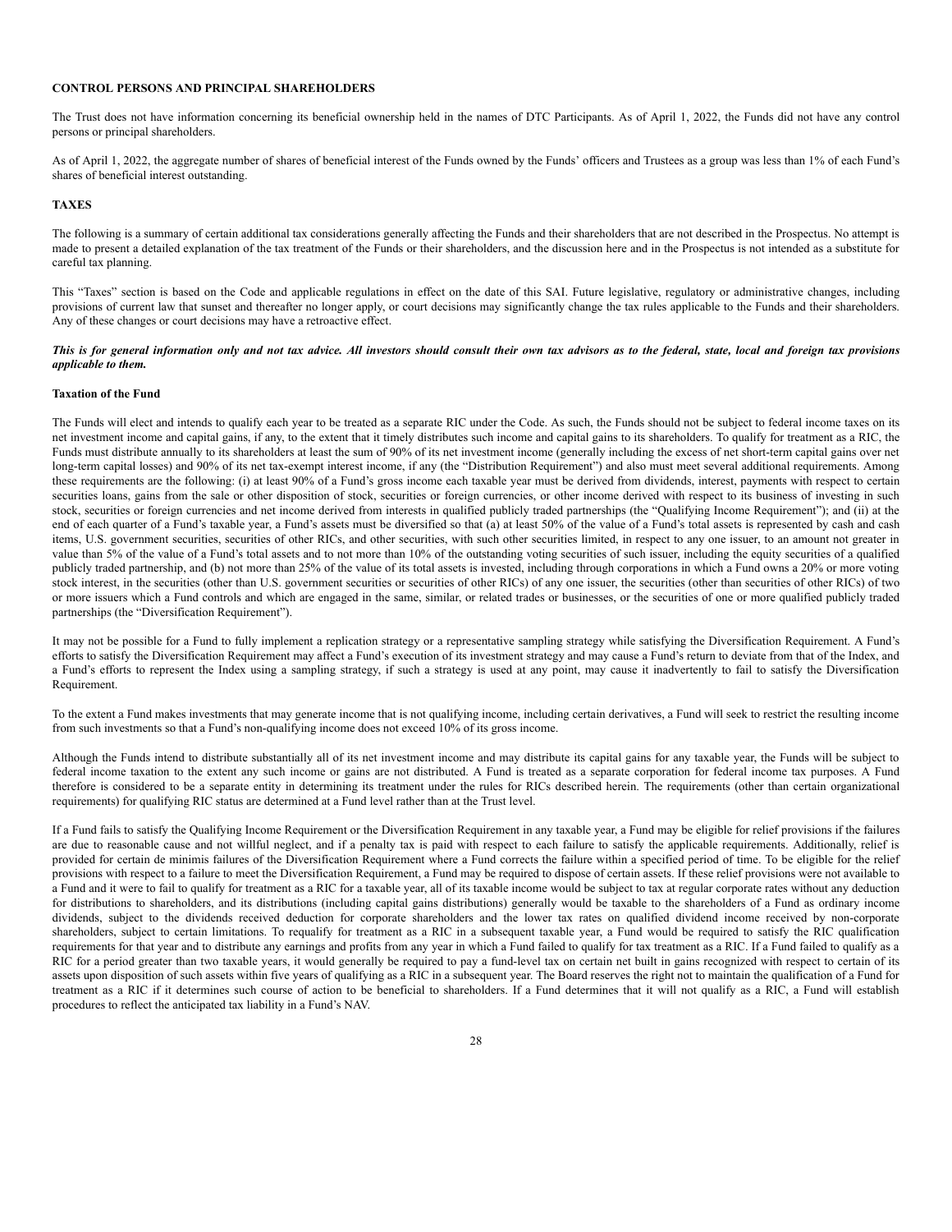## CONTROL PERSONS AND PRINCIPAL SHAREHOLDERS

The Trust does not have information concerning its beneficial ownership held in the names of DTC Participants. As of April 1, 2022, the Funds did not have any control persons or principal shareholders.

As of April 1, 2022, the aggregate number of shares of beneficial interest of the Funds owned by the Funds' officers and Trustees as a group was less than 1% of each Fund's shares of beneficial interest outstanding.

## TAXES

The following is a summary of certain additional tax considerations generally affecting the Funds and their shareholders that are not described in the Prospectus. No attempt is made to present a detailed explanation of the tax treatment of the Funds or their shareholders, and the discussion here and in the Prospectus is not intended as a substitute for careful tax planning.

This "Taxes" section is based on the Code and applicable regulations in effect on the date of this SAI. Future legislative, regulatory or administrative changes, including provisions of current law that sunset and thereafter no longer apply, or court decisions may significantly change the tax rules applicable to the Funds and their shareholders. Any of these changes or court decisions may have a retroactive effect.

***This is for general information only and not tax advice. All investors should consult their own tax advisors as to the federal, state, local and foreign tax provisions applicable to them.***

### Taxation of the Fund

The Funds will elect and intends to qualify each year to be treated as a separate RIC under the Code. As such, the Funds should not be subject to federal income taxes on its net investment income and capital gains, if any, to the extent that it timely distributes such income and capital gains to its shareholders. To qualify for treatment as a RIC, the Funds must distribute annually to its shareholders at least the sum of 90% of its net investment income (generally including the excess of net short-term capital gains over net long-term capital losses) and 90% of its net tax-exempt interest income, if any (the "Distribution Requirement") and also must meet several additional requirements. Among these requirements are the following: (i) at least 90% of a Fund's gross income each taxable year must be derived from dividends, interest, payments with respect to certain securities loans, gains from the sale or other disposition of stock, securities or foreign currencies, or other income derived with respect to its business of investing in such stock, securities or foreign currencies and net income derived from interests in qualified publicly traded partnerships (the "Qualifying Income Requirement"); and (ii) at the end of each quarter of a Fund's taxable year, a Fund's assets must be diversified so that (a) at least 50% of the value of a Fund's total assets is represented by cash and cash items, U.S. government securities, securities of other RICs, and other securities, with such other securities limited, in respect to any one issuer, to an amount not greater in value than 5% of the value of a Fund's total assets and to not more than 10% of the outstanding voting securities of such issuer, including the equity securities of a qualified publicly traded partnership, and (b) not more than 25% of the value of its total assets is invested, including through corporations in which a Fund owns a 20% or more voting stock interest, in the securities (other than U.S. government securities or securities of other RICs) of any one issuer, the securities (other than securities of other RICs) of two or more issuers which a Fund controls and which are engaged in the same, similar, or related trades or businesses, or the securities of one or more qualified publicly traded partnerships (the "Diversification Requirement").

It may not be possible for a Fund to fully implement a replication strategy or a representative sampling strategy while satisfying the Diversification Requirement. A Fund's efforts to satisfy the Diversification Requirement may affect a Fund's execution of its investment strategy and may cause a Fund's return to deviate from that of the Index, and a Fund's efforts to represent the Index using a sampling strategy, if such a strategy is used at any point, may cause it inadvertently to fail to satisfy the Diversification Requirement.

To the extent a Fund makes investments that may generate income that is not qualifying income, including certain derivatives, a Fund will seek to restrict the resulting income from such investments so that a Fund's non-qualifying income does not exceed 10% of its gross income.

Although the Funds intend to distribute substantially all of its net investment income and may distribute its capital gains for any taxable year, the Funds will be subject to federal income taxation to the extent any such income or gains are not distributed. A Fund is treated as a separate corporation for federal income tax purposes. A Fund therefore is considered to be a separate entity in determining its treatment under the rules for RICs described herein. The requirements (other than certain organizational requirements) for qualifying RIC status are determined at a Fund level rather than at the Trust level.

If a Fund fails to satisfy the Qualifying Income Requirement or the Diversification Requirement in any taxable year, a Fund may be eligible for relief provisions if the failures are due to reasonable cause and not willful neglect, and if a penalty tax is paid with respect to each failure to satisfy the applicable requirements. Additionally, relief is provided for certain de minimis failures of the Diversification Requirement where a Fund corrects the failure within a specified period of time. To be eligible for the relief provisions with respect to a failure to meet the Diversification Requirement, a Fund may be required to dispose of certain assets. If these relief provisions were not available to a Fund and it were to fail to qualify for treatment as a RIC for a taxable year, all of its taxable income would be subject to tax at regular corporate rates without any deduction for distributions to shareholders, and its distributions (including capital gains distributions) generally would be taxable to the shareholders of a Fund as ordinary income dividends, subject to the dividends received deduction for corporate shareholders and the lower tax rates on qualified dividend income received by non-corporate shareholders, subject to certain limitations. To requalify for treatment as a RIC in a subsequent taxable year, a Fund would be required to satisfy the RIC qualification requirements for that year and to distribute any earnings and profits from any year in which a Fund failed to qualify for tax treatment as a RIC. If a Fund failed to qualify as a RIC for a period greater than two taxable years, it would generally be required to pay a fund-level tax on certain net built in gains recognized with respect to certain of its assets upon disposition of such assets within five years of qualifying as a RIC in a subsequent year. The Board reserves the right not to maintain the qualification of a Fund for treatment as a RIC if it determines such course of action to be beneficial to shareholders. If a Fund determines that it will not qualify as a RIC, a Fund will establish procedures to reflect the anticipated tax liability in a Fund's NAV.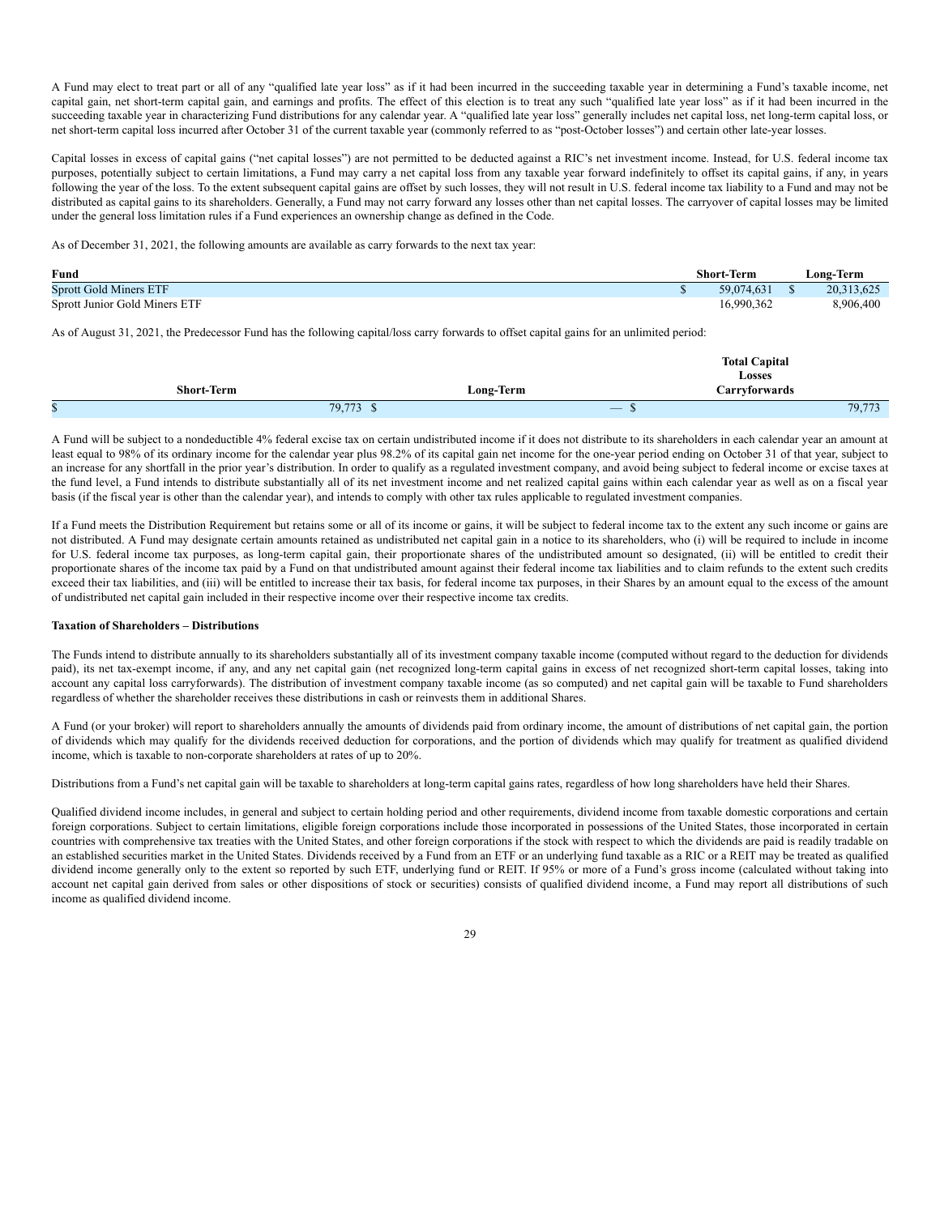A Fund may elect to treat part or all of any "qualified late year loss" as if it had been incurred in the succeeding taxable year in determining a Fund's taxable income, net capital gain, net short-term capital gain, and earnings and profits. The effect of this election is to treat any such "qualified late year loss" as if it had been incurred in the succeeding taxable year in characterizing Fund distributions for any calendar year. A "qualified late year loss" generally includes net capital loss, net long-term capital loss, or net short-term capital loss incurred after October 31 of the current taxable year (commonly referred to as "post-October losses") and certain other late-year losses.

Capital losses in excess of capital gains ("net capital losses") are not permitted to be deducted against a RIC's net investment income. Instead, for U.S. federal income tax purposes, potentially subject to certain limitations, a Fund may carry a net capital loss from any taxable year forward indefinitely to offset its capital gains, if any, in years following the year of the loss. To the extent subsequent capital gains are offset by such losses, they will not result in U.S. federal income tax liability to a Fund and may not be distributed as capital gains to its shareholders. Generally, a Fund may not carry forward any losses other than net capital losses. The carryover of capital losses may be limited under the general loss limitation rules if a Fund experiences an ownership change as defined in the Code.

As of December 31, 2021, the following amounts are available as carry forwards to the next tax year:

| Fund | Short-Term | Long-Term |
|---|---|---|
| Sprott Gold Miners ETF | $ 59,074,631 | $ 20,313,625 |
| Sprott Junior Gold Miners ETF | 16,990,362 | 8,906,400 |

As of August 31, 2021, the Predecessor Fund has the following capital/loss carry forwards to offset capital gains for an unlimited period:

| Short-Term | Long-Term | Total Capital Losses Carryforwards |
|---|---|---|
| $ 79,773 | $ — | $ 79,773 |

A Fund will be subject to a nondeductible 4% federal excise tax on certain undistributed income if it does not distribute to its shareholders in each calendar year an amount at least equal to 98% of its ordinary income for the calendar year plus 98.2% of its capital gain net income for the one-year period ending on October 31 of that year, subject to an increase for any shortfall in the prior year's distribution. In order to qualify as a regulated investment company, and avoid being subject to federal income or excise taxes at the fund level, a Fund intends to distribute substantially all of its net investment income and net realized capital gains within each calendar year as well as on a fiscal year basis (if the fiscal year is other than the calendar year), and intends to comply with other tax rules applicable to regulated investment companies.

If a Fund meets the Distribution Requirement but retains some or all of its income or gains, it will be subject to federal income tax to the extent any such income or gains are not distributed. A Fund may designate certain amounts retained as undistributed net capital gain in a notice to its shareholders, who (i) will be required to include in income for U.S. federal income tax purposes, as long-term capital gain, their proportionate shares of the undistributed amount so designated, (ii) will be entitled to credit their proportionate shares of the income tax paid by a Fund on that undistributed amount against their federal income tax liabilities and to claim refunds to the extent such credits exceed their tax liabilities, and (iii) will be entitled to increase their tax basis, for federal income tax purposes, in their Shares by an amount equal to the excess of the amount of undistributed net capital gain included in their respective income over their respective income tax credits.

**Taxation of Shareholders – Distributions**

The Funds intend to distribute annually to its shareholders substantially all of its investment company taxable income (computed without regard to the deduction for dividends paid), its net tax-exempt income, if any, and any net capital gain (net recognized long-term capital gains in excess of net recognized short-term capital losses, taking into account any capital loss carryforwards). The distribution of investment company taxable income (as so computed) and net capital gain will be taxable to Fund shareholders regardless of whether the shareholder receives these distributions in cash or reinvests them in additional Shares.

A Fund (or your broker) will report to shareholders annually the amounts of dividends paid from ordinary income, the amount of distributions of net capital gain, the portion of dividends which may qualify for the dividends received deduction for corporations, and the portion of dividends which may qualify for treatment as qualified dividend income, which is taxable to non-corporate shareholders at rates of up to 20%.

Distributions from a Fund's net capital gain will be taxable to shareholders at long-term capital gains rates, regardless of how long shareholders have held their Shares.

Qualified dividend income includes, in general and subject to certain holding period and other requirements, dividend income from taxable domestic corporations and certain foreign corporations. Subject to certain limitations, eligible foreign corporations include those incorporated in possessions of the United States, those incorporated in certain countries with comprehensive tax treaties with the United States, and other foreign corporations if the stock with respect to which the dividends are paid is readily tradable on an established securities market in the United States. Dividends received by a Fund from an ETF or an underlying fund taxable as a RIC or a REIT may be treated as qualified dividend income generally only to the extent so reported by such ETF, underlying fund or REIT. If 95% or more of a Fund's gross income (calculated without taking into account net capital gain derived from sales or other dispositions of stock or securities) consists of qualified dividend income, a Fund may report all distributions of such income as qualified dividend income.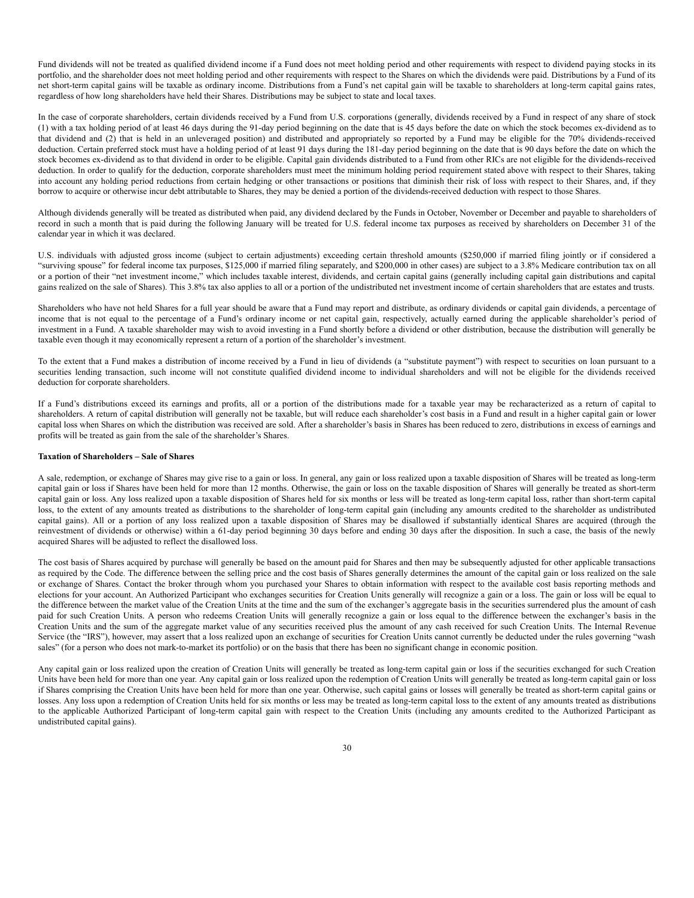Fund dividends will not be treated as qualified dividend income if a Fund does not meet holding period and other requirements with respect to dividend paying stocks in its portfolio, and the shareholder does not meet holding period and other requirements with respect to the Shares on which the dividends were paid. Distributions by a Fund of its net short-term capital gains will be taxable as ordinary income. Distributions from a Fund's net capital gain will be taxable to shareholders at long-term capital gains rates, regardless of how long shareholders have held their Shares. Distributions may be subject to state and local taxes.

In the case of corporate shareholders, certain dividends received by a Fund from U.S. corporations (generally, dividends received by a Fund in respect of any share of stock (1) with a tax holding period of at least 46 days during the 91-day period beginning on the date that is 45 days before the date on which the stock becomes ex-dividend as to that dividend and (2) that is held in an unleveraged position) and distributed and appropriately so reported by a Fund may be eligible for the 70% dividends-received deduction. Certain preferred stock must have a holding period of at least 91 days during the 181-day period beginning on the date that is 90 days before the date on which the stock becomes ex-dividend as to that dividend in order to be eligible. Capital gain dividends distributed to a Fund from other RICs are not eligible for the dividends-received deduction. In order to qualify for the deduction, corporate shareholders must meet the minimum holding period requirement stated above with respect to their Shares, taking into account any holding period reductions from certain hedging or other transactions or positions that diminish their risk of loss with respect to their Shares, and, if they borrow to acquire or otherwise incur debt attributable to Shares, they may be denied a portion of the dividends-received deduction with respect to those Shares.

Although dividends generally will be treated as distributed when paid, any dividend declared by the Funds in October, November or December and payable to shareholders of record in such a month that is paid during the following January will be treated for U.S. federal income tax purposes as received by shareholders on December 31 of the calendar year in which it was declared.

U.S. individuals with adjusted gross income (subject to certain adjustments) exceeding certain threshold amounts ($250,000 if married filing jointly or if considered a "surviving spouse" for federal income tax purposes, $125,000 if married filing separately, and $200,000 in other cases) are subject to a 3.8% Medicare contribution tax on all or a portion of their "net investment income," which includes taxable interest, dividends, and certain capital gains (generally including capital gain distributions and capital gains realized on the sale of Shares). This 3.8% tax also applies to all or a portion of the undistributed net investment income of certain shareholders that are estates and trusts.

Shareholders who have not held Shares for a full year should be aware that a Fund may report and distribute, as ordinary dividends or capital gain dividends, a percentage of income that is not equal to the percentage of a Fund's ordinary income or net capital gain, respectively, actually earned during the applicable shareholder's period of investment in a Fund. A taxable shareholder may wish to avoid investing in a Fund shortly before a dividend or other distribution, because the distribution will generally be taxable even though it may economically represent a return of a portion of the shareholder's investment.

To the extent that a Fund makes a distribution of income received by a Fund in lieu of dividends (a "substitute payment") with respect to securities on loan pursuant to a securities lending transaction, such income will not constitute qualified dividend income to individual shareholders and will not be eligible for the dividends received deduction for corporate shareholders.

If a Fund's distributions exceed its earnings and profits, all or a portion of the distributions made for a taxable year may be recharacterized as a return of capital to shareholders. A return of capital distribution will generally not be taxable, but will reduce each shareholder's cost basis in a Fund and result in a higher capital gain or lower capital loss when Shares on which the distribution was received are sold. After a shareholder's basis in Shares has been reduced to zero, distributions in excess of earnings and profits will be treated as gain from the sale of the shareholder's Shares.

**Taxation of Shareholders – Sale of Shares**

A sale, redemption, or exchange of Shares may give rise to a gain or loss. In general, any gain or loss realized upon a taxable disposition of Shares will be treated as long-term capital gain or loss if Shares have been held for more than 12 months. Otherwise, the gain or loss on the taxable disposition of Shares will generally be treated as short-term capital gain or loss. Any loss realized upon a taxable disposition of Shares held for six months or less will be treated as long-term capital loss, rather than short-term capital loss, to the extent of any amounts treated as distributions to the shareholder of long-term capital gain (including any amounts credited to the shareholder as undistributed capital gains). All or a portion of any loss realized upon a taxable disposition of Shares may be disallowed if substantially identical Shares are acquired (through the reinvestment of dividends or otherwise) within a 61-day period beginning 30 days before and ending 30 days after the disposition. In such a case, the basis of the newly acquired Shares will be adjusted to reflect the disallowed loss.

The cost basis of Shares acquired by purchase will generally be based on the amount paid for Shares and then may be subsequently adjusted for other applicable transactions as required by the Code. The difference between the selling price and the cost basis of Shares generally determines the amount of the capital gain or loss realized on the sale or exchange of Shares. Contact the broker through whom you purchased your Shares to obtain information with respect to the available cost basis reporting methods and elections for your account. An Authorized Participant who exchanges securities for Creation Units generally will recognize a gain or a loss. The gain or loss will be equal to the difference between the market value of the Creation Units at the time and the sum of the exchanger's aggregate basis in the securities surrendered plus the amount of cash paid for such Creation Units. A person who redeems Creation Units will generally recognize a gain or loss equal to the difference between the exchanger's basis in the Creation Units and the sum of the aggregate market value of any securities received plus the amount of any cash received for such Creation Units. The Internal Revenue Service (the "IRS"), however, may assert that a loss realized upon an exchange of securities for Creation Units cannot currently be deducted under the rules governing "wash sales" (for a person who does not mark-to-market its portfolio) or on the basis that there has been no significant change in economic position.

Any capital gain or loss realized upon the creation of Creation Units will generally be treated as long-term capital gain or loss if the securities exchanged for such Creation Units have been held for more than one year. Any capital gain or loss realized upon the redemption of Creation Units will generally be treated as long-term capital gain or loss if Shares comprising the Creation Units have been held for more than one year. Otherwise, such capital gains or losses will generally be treated as short-term capital gains or losses. Any loss upon a redemption of Creation Units held for six months or less may be treated as long-term capital loss to the extent of any amounts treated as distributions to the applicable Authorized Participant of long-term capital gain with respect to the Creation Units (including any amounts credited to the Authorized Participant as undistributed capital gains).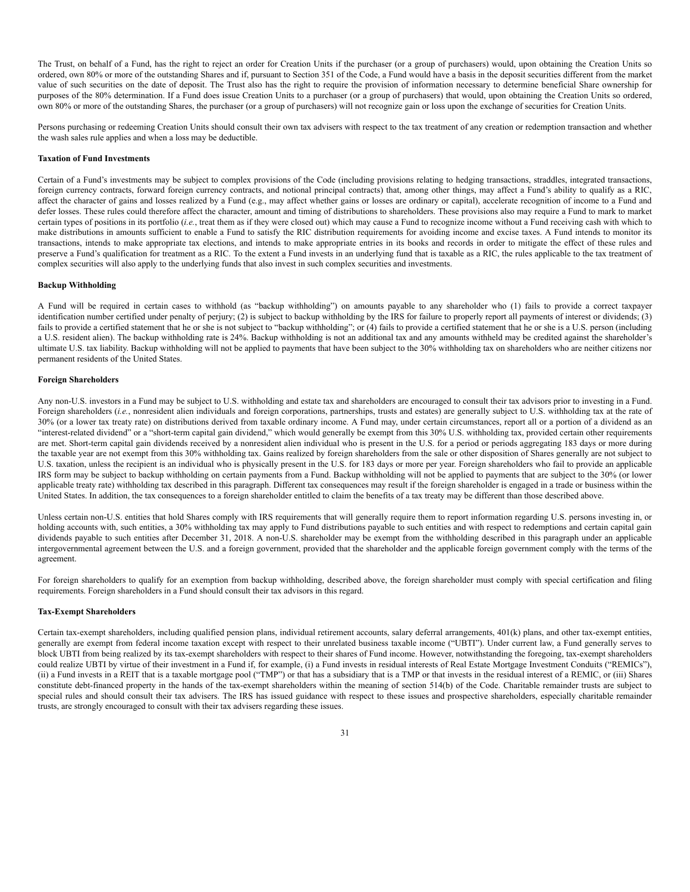The Trust, on behalf of a Fund, has the right to reject an order for Creation Units if the purchaser (or a group of purchasers) would, upon obtaining the Creation Units so ordered, own 80% or more of the outstanding Shares and if, pursuant to Section 351 of the Code, a Fund would have a basis in the deposit securities different from the market value of such securities on the date of deposit. The Trust also has the right to require the provision of information necessary to determine beneficial Share ownership for purposes of the 80% determination. If a Fund does issue Creation Units to a purchaser (or a group of purchasers) that would, upon obtaining the Creation Units so ordered, own 80% or more of the outstanding Shares, the purchaser (or a group of purchasers) will not recognize gain or loss upon the exchange of securities for Creation Units.

Persons purchasing or redeeming Creation Units should consult their own tax advisers with respect to the tax treatment of any creation or redemption transaction and whether the wash sales rule applies and when a loss may be deductible.

**Taxation of Fund Investments**

Certain of a Fund's investments may be subject to complex provisions of the Code (including provisions relating to hedging transactions, straddles, integrated transactions, foreign currency contracts, forward foreign currency contracts, and notional principal contracts) that, among other things, may affect a Fund's ability to qualify as a RIC, affect the character of gains and losses realized by a Fund (e.g., may affect whether gains or losses are ordinary or capital), accelerate recognition of income to a Fund and defer losses. These rules could therefore affect the character, amount and timing of distributions to shareholders. These provisions also may require a Fund to mark to market certain types of positions in its portfolio (*i.e.*, treat them as if they were closed out) which may cause a Fund to recognize income without a Fund receiving cash with which to make distributions in amounts sufficient to enable a Fund to satisfy the RIC distribution requirements for avoiding income and excise taxes. A Fund intends to monitor its transactions, intends to make appropriate tax elections, and intends to make appropriate entries in its books and records in order to mitigate the effect of these rules and preserve a Fund's qualification for treatment as a RIC. To the extent a Fund invests in an underlying fund that is taxable as a RIC, the rules applicable to the tax treatment of complex securities will also apply to the underlying funds that also invest in such complex securities and investments.

**Backup Withholding**

A Fund will be required in certain cases to withhold (as "backup withholding") on amounts payable to any shareholder who (1) fails to provide a correct taxpayer identification number certified under penalty of perjury; (2) is subject to backup withholding by the IRS for failure to properly report all payments of interest or dividends; (3) fails to provide a certified statement that he or she is not subject to "backup withholding"; or (4) fails to provide a certified statement that he or she is a U.S. person (including a U.S. resident alien). The backup withholding rate is 24%. Backup withholding is not an additional tax and any amounts withheld may be credited against the shareholder's ultimate U.S. tax liability. Backup withholding will not be applied to payments that have been subject to the 30% withholding tax on shareholders who are neither citizens nor permanent residents of the United States.

**Foreign Shareholders**

Any non-U.S. investors in a Fund may be subject to U.S. withholding and estate tax and shareholders are encouraged to consult their tax advisors prior to investing in a Fund. Foreign shareholders (*i.e.*, nonresident alien individuals and foreign corporations, partnerships, trusts and estates) are generally subject to U.S. withholding tax at the rate of 30% (or a lower tax treaty rate) on distributions derived from taxable ordinary income. A Fund may, under certain circumstances, report all or a portion of a dividend as an "interest-related dividend" or a "short-term capital gain dividend," which would generally be exempt from this 30% U.S. withholding tax, provided certain other requirements are met. Short-term capital gain dividends received by a nonresident alien individual who is present in the U.S. for a period or periods aggregating 183 days or more during the taxable year are not exempt from this 30% withholding tax. Gains realized by foreign shareholders from the sale or other disposition of Shares generally are not subject to U.S. taxation, unless the recipient is an individual who is physically present in the U.S. for 183 days or more per year. Foreign shareholders who fail to provide an applicable IRS form may be subject to backup withholding on certain payments from a Fund. Backup withholding will not be applied to payments that are subject to the 30% (or lower applicable treaty rate) withholding tax described in this paragraph. Different tax consequences may result if the foreign shareholder is engaged in a trade or business within the United States. In addition, the tax consequences to a foreign shareholder entitled to claim the benefits of a tax treaty may be different than those described above.

Unless certain non-U.S. entities that hold Shares comply with IRS requirements that will generally require them to report information regarding U.S. persons investing in, or holding accounts with, such entities, a 30% withholding tax may apply to Fund distributions payable to such entities and with respect to redemptions and certain capital gain dividends payable to such entities after December 31, 2018. A non-U.S. shareholder may be exempt from the withholding described in this paragraph under an applicable intergovernmental agreement between the U.S. and a foreign government, provided that the shareholder and the applicable foreign government comply with the terms of the agreement.

For foreign shareholders to qualify for an exemption from backup withholding, described above, the foreign shareholder must comply with special certification and filing requirements. Foreign shareholders in a Fund should consult their tax advisors in this regard.

**Tax-Exempt Shareholders**

Certain tax-exempt shareholders, including qualified pension plans, individual retirement accounts, salary deferral arrangements, 401(k) plans, and other tax-exempt entities, generally are exempt from federal income taxation except with respect to their unrelated business taxable income ("UBTI"). Under current law, a Fund generally serves to block UBTI from being realized by its tax-exempt shareholders with respect to their shares of Fund income. However, notwithstanding the foregoing, tax-exempt shareholders could realize UBTI by virtue of their investment in a Fund if, for example, (i) a Fund invests in residual interests of Real Estate Mortgage Investment Conduits ("REMICs"), (ii) a Fund invests in a REIT that is a taxable mortgage pool ("TMP") or that has a subsidiary that is a TMP or that invests in the residual interest of a REMIC, or (iii) Shares constitute debt-financed property in the hands of the tax-exempt shareholders within the meaning of section 514(b) of the Code. Charitable remainder trusts are subject to special rules and should consult their tax advisers. The IRS has issued guidance with respect to these issues and prospective shareholders, especially charitable remainder trusts, are strongly encouraged to consult with their tax advisers regarding these issues.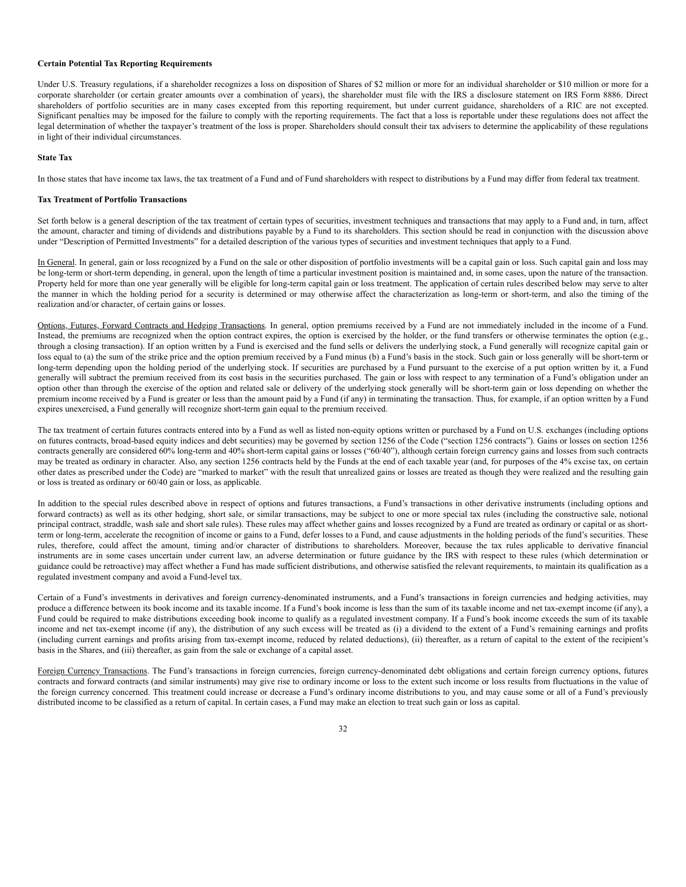**Certain Potential Tax Reporting Requirements**

Under U.S. Treasury regulations, if a shareholder recognizes a loss on disposition of Shares of $2 million or more for an individual shareholder or $10 million or more for a corporate shareholder (or certain greater amounts over a combination of years), the shareholder must file with the IRS a disclosure statement on IRS Form 8886. Direct shareholders of portfolio securities are in many cases excepted from this reporting requirement, but under current guidance, shareholders of a RIC are not excepted. Significant penalties may be imposed for the failure to comply with the reporting requirements. The fact that a loss is reportable under these regulations does not affect the legal determination of whether the taxpayer's treatment of the loss is proper. Shareholders should consult their tax advisers to determine the applicability of these regulations in light of their individual circumstances.

**State Tax**

In those states that have income tax laws, the tax treatment of a Fund and of Fund shareholders with respect to distributions by a Fund may differ from federal tax treatment.

**Tax Treatment of Portfolio Transactions**

Set forth below is a general description of the tax treatment of certain types of securities, investment techniques and transactions that may apply to a Fund and, in turn, affect the amount, character and timing of dividends and distributions payable by a Fund to its shareholders. This section should be read in conjunction with the discussion above under "Description of Permitted Investments" for a detailed description of the various types of securities and investment techniques that apply to a Fund.

In General. In general, gain or loss recognized by a Fund on the sale or other disposition of portfolio investments will be a capital gain or loss. Such capital gain and loss may be long-term or short-term depending, in general, upon the length of time a particular investment position is maintained and, in some cases, upon the nature of the transaction. Property held for more than one year generally will be eligible for long-term capital gain or loss treatment. The application of certain rules described below may serve to alter the manner in which the holding period for a security is determined or may otherwise affect the characterization as long-term or short-term, and also the timing of the realization and/or character, of certain gains or losses.

Options, Futures, Forward Contracts and Hedging Transactions. In general, option premiums received by a Fund are not immediately included in the income of a Fund. Instead, the premiums are recognized when the option contract expires, the option is exercised by the holder, or the fund transfers or otherwise terminates the option (e.g., through a closing transaction). If an option written by a Fund is exercised and the fund sells or delivers the underlying stock, a Fund generally will recognize capital gain or loss equal to (a) the sum of the strike price and the option premium received by a Fund minus (b) a Fund's basis in the stock. Such gain or loss generally will be short-term or long-term depending upon the holding period of the underlying stock. If securities are purchased by a Fund pursuant to the exercise of a put option written by it, a Fund generally will subtract the premium received from its cost basis in the securities purchased. The gain or loss with respect to any termination of a Fund's obligation under an option other than through the exercise of the option and related sale or delivery of the underlying stock generally will be short-term gain or loss depending on whether the premium income received by a Fund is greater or less than the amount paid by a Fund (if any) in terminating the transaction. Thus, for example, if an option written by a Fund expires unexercised, a Fund generally will recognize short-term gain equal to the premium received.

The tax treatment of certain futures contracts entered into by a Fund as well as listed non-equity options written or purchased by a Fund on U.S. exchanges (including options on futures contracts, broad-based equity indices and debt securities) may be governed by section 1256 of the Code ("section 1256 contracts"). Gains or losses on section 1256 contracts generally are considered 60% long-term and 40% short-term capital gains or losses ("60/40"), although certain foreign currency gains and losses from such contracts may be treated as ordinary in character. Also, any section 1256 contracts held by the Funds at the end of each taxable year (and, for purposes of the 4% excise tax, on certain other dates as prescribed under the Code) are "marked to market" with the result that unrealized gains or losses are treated as though they were realized and the resulting gain or loss is treated as ordinary or 60/40 gain or loss, as applicable.

In addition to the special rules described above in respect of options and futures transactions, a Fund's transactions in other derivative instruments (including options and forward contracts) as well as its other hedging, short sale, or similar transactions, may be subject to one or more special tax rules (including the constructive sale, notional principal contract, straddle, wash sale and short sale rules). These rules may affect whether gains and losses recognized by a Fund are treated as ordinary or capital or as short-term or long-term, accelerate the recognition of income or gains to a Fund, defer losses to a Fund, and cause adjustments in the holding periods of the fund's securities. These rules, therefore, could affect the amount, timing and/or character of distributions to shareholders. Moreover, because the tax rules applicable to derivative financial instruments are in some cases uncertain under current law, an adverse determination or future guidance by the IRS with respect to these rules (which determination or guidance could be retroactive) may affect whether a Fund has made sufficient distributions, and otherwise satisfied the relevant requirements, to maintain its qualification as a regulated investment company and avoid a Fund-level tax.

Certain of a Fund's investments in derivatives and foreign currency-denominated instruments, and a Fund's transactions in foreign currencies and hedging activities, may produce a difference between its book income and its taxable income. If a Fund's book income is less than the sum of its taxable income and net tax-exempt income (if any), a Fund could be required to make distributions exceeding book income to qualify as a regulated investment company. If a Fund's book income exceeds the sum of its taxable income and net tax-exempt income (if any), the distribution of any such excess will be treated as (i) a dividend to the extent of a Fund's remaining earnings and profits (including current earnings and profits arising from tax-exempt income, reduced by related deductions), (ii) thereafter, as a return of capital to the extent of the recipient's basis in the Shares, and (iii) thereafter, as gain from the sale or exchange of a capital asset.

Foreign Currency Transactions. The Fund's transactions in foreign currencies, foreign currency-denominated debt obligations and certain foreign currency options, futures contracts and forward contracts (and similar instruments) may give rise to ordinary income or loss to the extent such income or loss results from fluctuations in the value of the foreign currency concerned. This treatment could increase or decrease a Fund's ordinary income distributions to you, and may cause some or all of a Fund's previously distributed income to be classified as a return of capital. In certain cases, a Fund may make an election to treat such gain or loss as capital.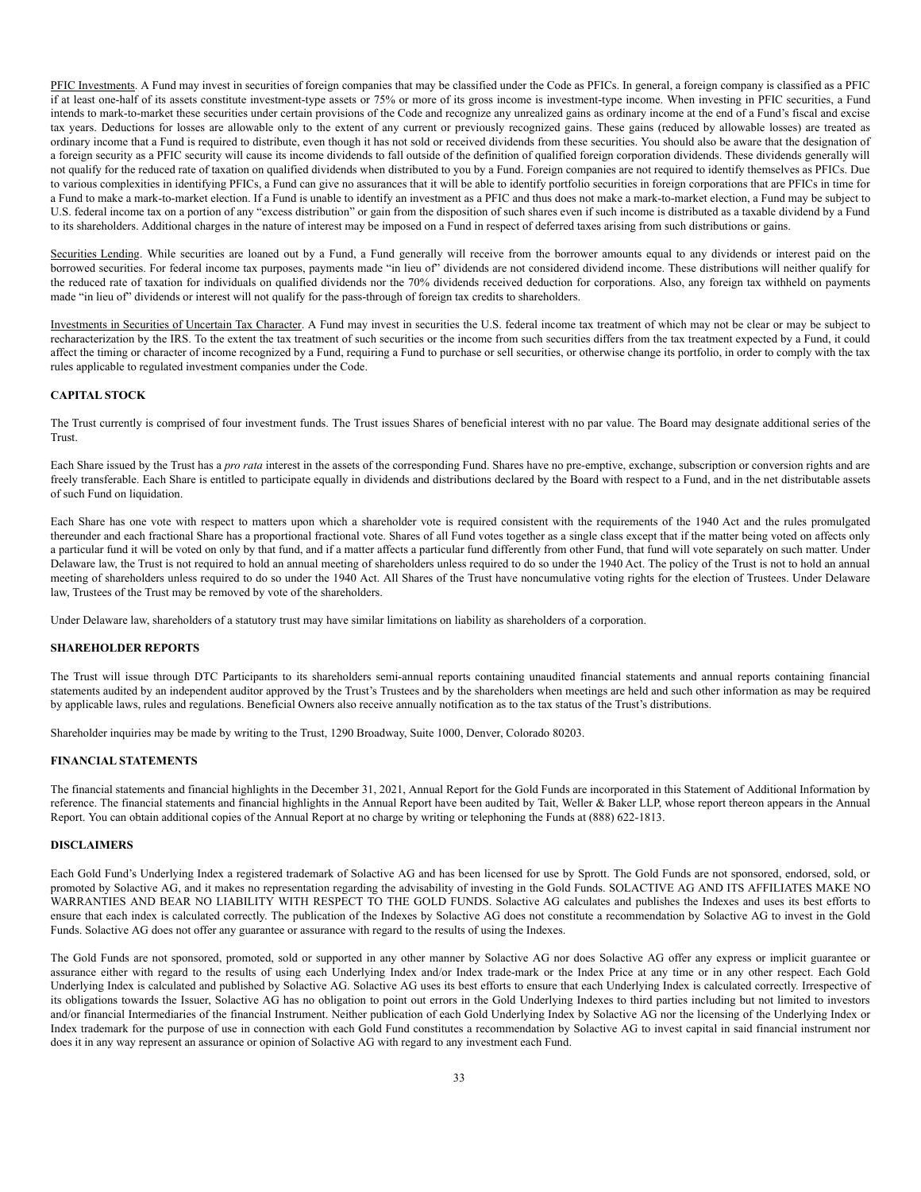<u>PFIC Investments</u>. A Fund may invest in securities of foreign companies that may be classified under the Code as PFICs. In general, a foreign company is classified as a PFIC if at least one-half of its assets constitute investment-type assets or 75% or more of its gross income is investment-type income. When investing in PFIC securities, a Fund intends to mark-to-market these securities under certain provisions of the Code and recognize any unrealized gains as ordinary income at the end of a Fund's fiscal and excise tax years. Deductions for losses are allowable only to the extent of any current or previously recognized gains. These gains (reduced by allowable losses) are treated as ordinary income that a Fund is required to distribute, even though it has not sold or received dividends from these securities. You should also be aware that the designation of a foreign security as a PFIC security will cause its income dividends to fall outside of the definition of qualified foreign corporation dividends. These dividends generally will not qualify for the reduced rate of taxation on qualified dividends when distributed to you by a Fund. Foreign companies are not required to identify themselves as PFICs. Due to various complexities in identifying PFICs, a Fund can give no assurances that it will be able to identify portfolio securities in foreign corporations that are PFICs in time for a Fund to make a mark-to-market election. If a Fund is unable to identify an investment as a PFIC and thus does not make a mark-to-market election, a Fund may be subject to U.S. federal income tax on a portion of any "excess distribution" or gain from the disposition of such shares even if such income is distributed as a taxable dividend by a Fund to its shareholders. Additional charges in the nature of interest may be imposed on a Fund in respect of deferred taxes arising from such distributions or gains.

<u>Securities Lending</u>. While securities are loaned out by a Fund, a Fund generally will receive from the borrower amounts equal to any dividends or interest paid on the borrowed securities. For federal income tax purposes, payments made "in lieu of" dividends are not considered dividend income. These distributions will neither qualify for the reduced rate of taxation for individuals on qualified dividends nor the 70% dividends received deduction for corporations. Also, any foreign tax withheld on payments made "in lieu of" dividends or interest will not qualify for the pass-through of foreign tax credits to shareholders.

<u>Investments in Securities of Uncertain Tax Character</u>. A Fund may invest in securities the U.S. federal income tax treatment of which may not be clear or may be subject to recharacterization by the IRS. To the extent the tax treatment of such securities or the income from such securities differs from the tax treatment expected by a Fund, it could affect the timing or character of income recognized by a Fund, requiring a Fund to purchase or sell securities, or otherwise change its portfolio, in order to comply with the tax rules applicable to regulated investment companies under the Code.

## CAPITAL STOCK

The Trust currently is comprised of four investment funds. The Trust issues Shares of beneficial interest with no par value. The Board may designate additional series of the Trust.

Each Share issued by the Trust has a *pro rata* interest in the assets of the corresponding Fund. Shares have no pre-emptive, exchange, subscription or conversion rights and are freely transferable. Each Share is entitled to participate equally in dividends and distributions declared by the Board with respect to a Fund, and in the net distributable assets of such Fund on liquidation.

Each Share has one vote with respect to matters upon which a shareholder vote is required consistent with the requirements of the 1940 Act and the rules promulgated thereunder and each fractional Share has a proportional fractional vote. Shares of all Fund votes together as a single class except that if the matter being voted on affects only a particular fund it will be voted on only by that fund, and if a matter affects a particular fund differently from other Fund, that fund will vote separately on such matter. Under Delaware law, the Trust is not required to hold an annual meeting of shareholders unless required to do so under the 1940 Act. The policy of the Trust is not to hold an annual meeting of shareholders unless required to do so under the 1940 Act. All Shares of the Trust have noncumulative voting rights for the election of Trustees. Under Delaware law, Trustees of the Trust may be removed by vote of the shareholders.

Under Delaware law, shareholders of a statutory trust may have similar limitations on liability as shareholders of a corporation.

## SHAREHOLDER REPORTS

The Trust will issue through DTC Participants to its shareholders semi-annual reports containing unaudited financial statements and annual reports containing financial statements audited by an independent auditor approved by the Trust's Trustees and by the shareholders when meetings are held and such other information as may be required by applicable laws, rules and regulations. Beneficial Owners also receive annually notification as to the tax status of the Trust's distributions.

Shareholder inquiries may be made by writing to the Trust, 1290 Broadway, Suite 1000, Denver, Colorado 80203.

## FINANCIAL STATEMENTS

The financial statements and financial highlights in the December 31, 2021, Annual Report for the Gold Funds are incorporated in this Statement of Additional Information by reference. The financial statements and financial highlights in the Annual Report have been audited by Tait, Weller & Baker LLP, whose report thereon appears in the Annual Report. You can obtain additional copies of the Annual Report at no charge by writing or telephoning the Funds at (888) 622-1813.

## DISCLAIMERS

Each Gold Fund's Underlying Index a registered trademark of Solactive AG and has been licensed for use by Sprott. The Gold Funds are not sponsored, endorsed, sold, or promoted by Solactive AG, and it makes no representation regarding the advisability of investing in the Gold Funds. SOLACTIVE AG AND ITS AFFILIATES MAKE NO WARRANTIES AND BEAR NO LIABILITY WITH RESPECT TO THE GOLD FUNDS. Solactive AG calculates and publishes the Indexes and uses its best efforts to ensure that each index is calculated correctly. The publication of the Indexes by Solactive AG does not constitute a recommendation by Solactive AG to invest in the Gold Funds. Solactive AG does not offer any guarantee or assurance with regard to the results of using the Indexes.

The Gold Funds are not sponsored, promoted, sold or supported in any other manner by Solactive AG nor does Solactive AG offer any express or implicit guarantee or assurance either with regard to the results of using each Underlying Index and/or Index trade-mark or the Index Price at any time or in any other respect. Each Gold Underlying Index is calculated and published by Solactive AG. Solactive AG uses its best efforts to ensure that each Underlying Index is calculated correctly. Irrespective of its obligations towards the Issuer, Solactive AG has no obligation to point out errors in the Gold Underlying Indexes to third parties including but not limited to investors and/or financial Intermediaries of the financial Instrument. Neither publication of each Gold Underlying Index by Solactive AG nor the licensing of the Underlying Index or Index trademark for the purpose of use in connection with each Gold Fund constitutes a recommendation by Solactive AG to invest capital in said financial instrument nor does it in any way represent an assurance or opinion of Solactive AG with regard to any investment each Fund.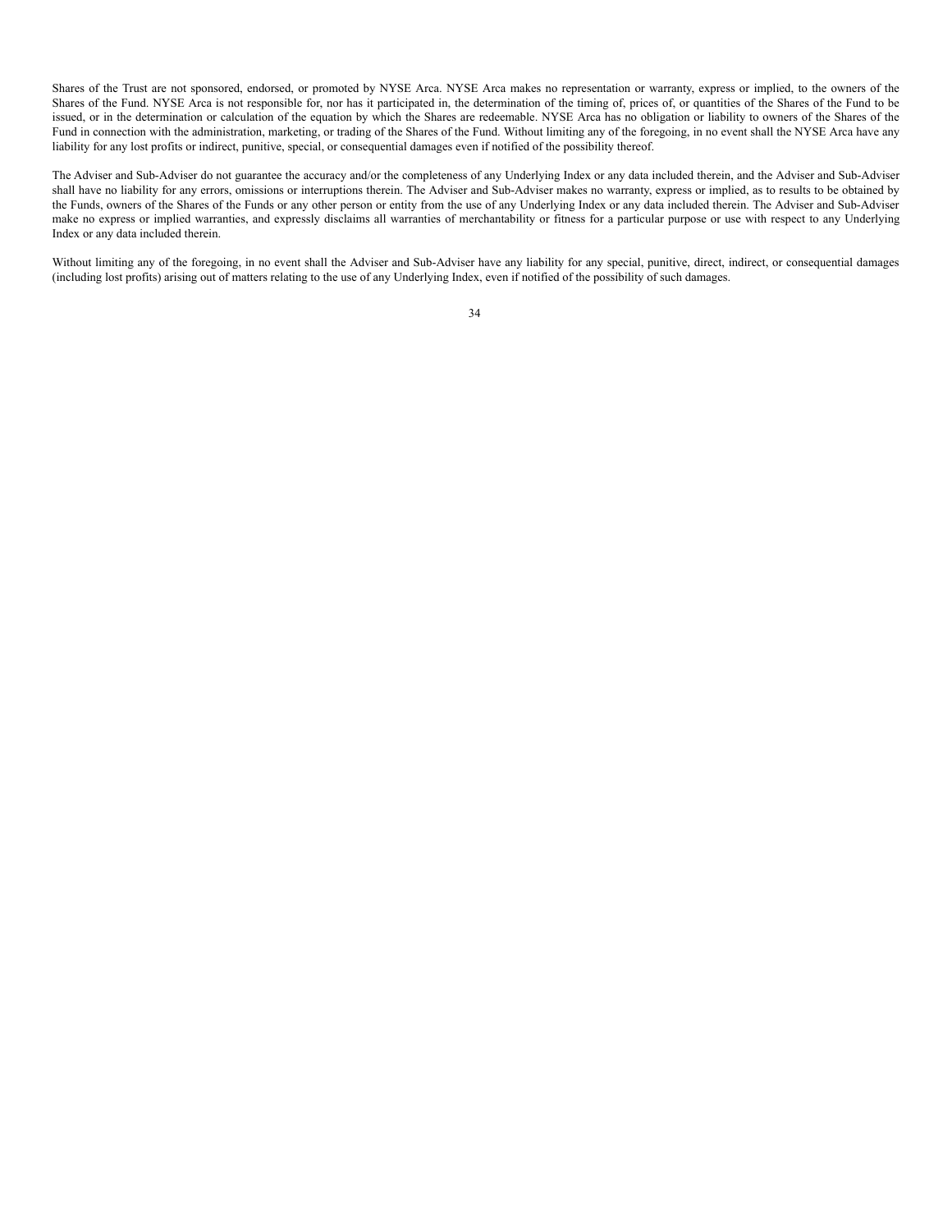Shares of the Trust are not sponsored, endorsed, or promoted by NYSE Arca. NYSE Arca makes no representation or warranty, express or implied, to the owners of the Shares of the Fund. NYSE Arca is not responsible for, nor has it participated in, the determination of the timing of, prices of, or quantities of the Shares of the Fund to be issued, or in the determination or calculation of the equation by which the Shares are redeemable. NYSE Arca has no obligation or liability to owners of the Shares of the Fund in connection with the administration, marketing, or trading of the Shares of the Fund. Without limiting any of the foregoing, in no event shall the NYSE Arca have any liability for any lost profits or indirect, punitive, special, or consequential damages even if notified of the possibility thereof.

The Adviser and Sub-Adviser do not guarantee the accuracy and/or the completeness of any Underlying Index or any data included therein, and the Adviser and Sub-Adviser shall have no liability for any errors, omissions or interruptions therein. The Adviser and Sub-Adviser makes no warranty, express or implied, as to results to be obtained by the Funds, owners of the Shares of the Funds or any other person or entity from the use of any Underlying Index or any data included therein. The Adviser and Sub-Adviser make no express or implied warranties, and expressly disclaims all warranties of merchantability or fitness for a particular purpose or use with respect to any Underlying Index or any data included therein.

Without limiting any of the foregoing, in no event shall the Adviser and Sub-Adviser have any liability for any special, punitive, direct, indirect, or consequential damages (including lost profits) arising out of matters relating to the use of any Underlying Index, even if notified of the possibility of such damages.